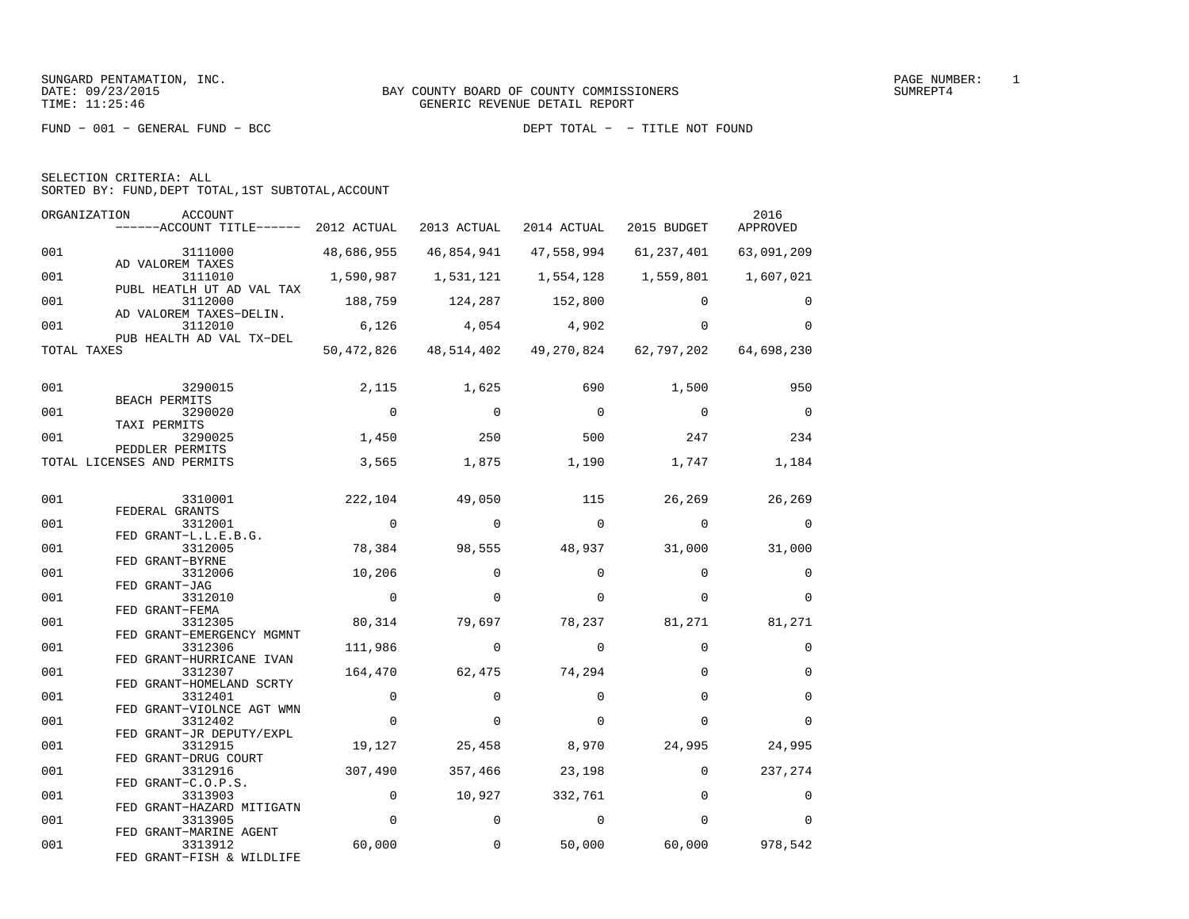SUNGARD PENTAMATION, INC.
DATE: 09/23/2015
TIME: 11:25:46

BAY COUNTY BOARD OF COUNTY COMMISSIONERS
GENERIC REVENUE DETAIL REPORT

SUMREPT4

FUND − 001 − GENERAL FUND − BCC

DEPT TOTAL − − TITLE NOT FOUND

SELECTION CRITERIA: ALL
SORTED BY: FUND,DEPT TOTAL,1ST SUBTOTAL,ACCOUNT

| ORGANIZATION | ACCOUNT / ------ACCOUNT TITLE------ | 2012 ACTUAL | 2013 ACTUAL | 2014 ACTUAL | 2015 BUDGET | 2016 APPROVED |
|---|---|---|---|---|---|---|
| 001 | 3111000 AD VALOREM TAXES | 48,686,955 | 46,854,941 | 47,558,994 | 61,237,401 | 63,091,209 |
| 001 | 3111010 PUBL HEATLH UT AD VAL TAX | 1,590,987 | 1,531,121 | 1,554,128 | 1,559,801 | 1,607,021 |
| 001 | 3112000 AD VALOREM TAXES−DELIN. | 188,759 | 124,287 | 152,800 | 0 | 0 |
| 001 | 3112010 PUB HEALTH AD VAL TX−DEL | 6,126 | 4,054 | 4,902 | 0 | 0 |
| TOTAL TAXES | | 50,472,826 | 48,514,402 | 49,270,824 | 62,797,202 | 64,698,230 |
| 001 | 3290015 BEACH PERMITS | 2,115 | 1,625 | 690 | 1,500 | 950 |
| 001 | 3290020 TAXI PERMITS | 0 | 0 | 0 | 0 | 0 |
| 001 | 3290025 PEDDLER PERMITS | 1,450 | 250 | 500 | 247 | 234 |
| TOTAL LICENSES AND PERMITS | | 3,565 | 1,875 | 1,190 | 1,747 | 1,184 |
| 001 | 3310001 FEDERAL GRANTS | 222,104 | 49,050 | 115 | 26,269 | 26,269 |
| 001 | 3312001 FED GRANT−L.L.E.B.G. | 0 | 0 | 0 | 0 | 0 |
| 001 | 3312005 FED GRANT−BYRNE | 78,384 | 98,555 | 48,937 | 31,000 | 31,000 |
| 001 | 3312006 FED GRANT−JAG | 10,206 | 0 | 0 | 0 | 0 |
| 001 | 3312010 FED GRANT−FEMA | 0 | 0 | 0 | 0 | 0 |
| 001 | 3312305 FED GRANT−EMERGENCY MGMNT | 80,314 | 79,697 | 78,237 | 81,271 | 81,271 |
| 001 | 3312306 FED GRANT−HURRICANE IVAN | 111,986 | 0 | 0 | 0 | 0 |
| 001 | 3312307 FED GRANT−HOMELAND SCRTY | 164,470 | 62,475 | 74,294 | 0 | 0 |
| 001 | 3312401 FED GRANT−VIOLNCE AGT WMN | 0 | 0 | 0 | 0 | 0 |
| 001 | 3312402 FED GRANT−JR DEPUTY/EXPL | 0 | 0 | 0 | 0 | 0 |
| 001 | 3312915 FED GRANT−DRUG COURT | 19,127 | 25,458 | 8,970 | 24,995 | 24,995 |
| 001 | 3312916 FED GRANT−C.O.P.S. | 307,490 | 357,466 | 23,198 | 0 | 237,274 |
| 001 | 3313903 FED GRANT−HAZARD MITIGATN | 0 | 10,927 | 332,761 | 0 | 0 |
| 001 | 3313905 FED GRANT−MARINE AGENT | 0 | 0 | 0 | 0 | 0 |
| 001 | 3313912 FED GRANT−FISH & WILDLIFE | 60,000 | 0 | 50,000 | 60,000 | 978,542 |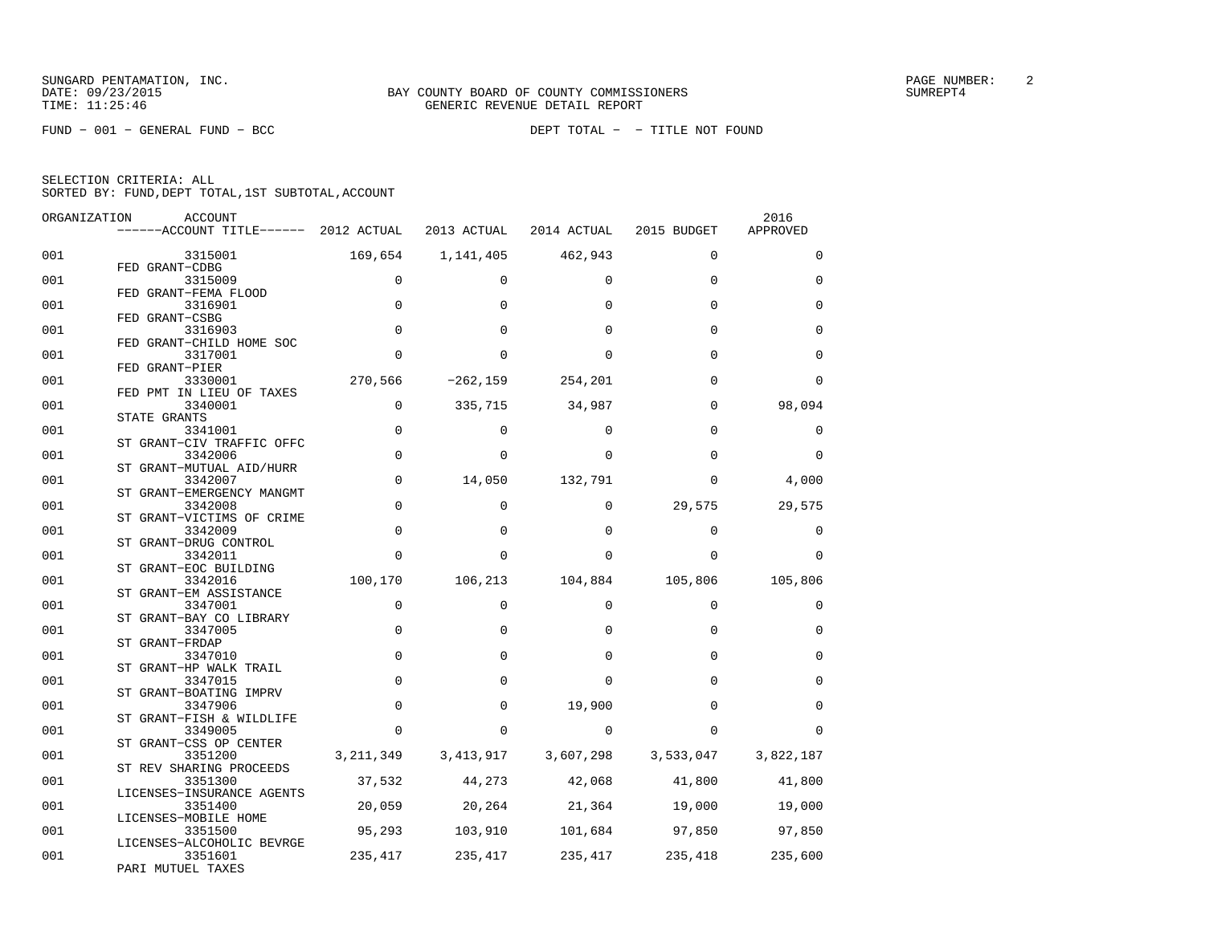SUNGARD PENTAMATION, INC.
DATE: 09/23/2015
TIME: 11:25:46

BAY COUNTY BOARD OF COUNTY COMMISSIONERS
GENERIC REVENUE DETAIL REPORT

SUMREPT4

FUND - 001 - GENERAL FUND - BCC

DEPT TOTAL - - TITLE NOT FOUND

SELECTION CRITERIA: ALL
SORTED BY: FUND,DEPT TOTAL,1ST SUBTOTAL,ACCOUNT

| ORGANIZATION | ACCOUNT / ACCOUNT TITLE | 2012 ACTUAL | 2013 ACTUAL | 2014 ACTUAL | 2015 BUDGET | 2016 APPROVED |
|---|---|---|---|---|---|---|
| 001 | 3315001 FED GRANT-CDBG | 169,654 | 1,141,405 | 462,943 | 0 | 0 |
| 001 | 3315009 FED GRANT-FEMA FLOOD | 0 | 0 | 0 | 0 | 0 |
| 001 | 3316901 FED GRANT-CSBG | 0 | 0 | 0 | 0 | 0 |
| 001 | 3316903 FED GRANT-CHILD HOME SOC | 0 | 0 | 0 | 0 | 0 |
| 001 | 3317001 FED GRANT-PIER | 0 | 0 | 0 | 0 | 0 |
| 001 | 3330001 FED PMT IN LIEU OF TAXES | 270,566 | -262,159 | 254,201 | 0 | 0 |
| 001 | 3340001 STATE GRANTS | 0 | 335,715 | 34,987 | 0 | 98,094 |
| 001 | 3341001 ST GRANT-CIV TRAFFIC OFFC | 0 | 0 | 0 | 0 | 0 |
| 001 | 3342006 ST GRANT-MUTUAL AID/HURR | 0 | 0 | 0 | 0 | 0 |
| 001 | 3342007 ST GRANT-EMERGENCY MANGMT | 0 | 14,050 | 132,791 | 0 | 4,000 |
| 001 | 3342008 ST GRANT-VICTIMS OF CRIME | 0 | 0 | 0 | 29,575 | 29,575 |
| 001 | 3342009 ST GRANT-DRUG CONTROL | 0 | 0 | 0 | 0 | 0 |
| 001 | 3342011 ST GRANT-EOC BUILDING | 0 | 0 | 0 | 0 | 0 |
| 001 | 3342016 ST GRANT-EM ASSISTANCE | 100,170 | 106,213 | 104,884 | 105,806 | 105,806 |
| 001 | 3347001 ST GRANT-BAY CO LIBRARY | 0 | 0 | 0 | 0 | 0 |
| 001 | 3347005 ST GRANT-FRDAP | 0 | 0 | 0 | 0 | 0 |
| 001 | 3347010 ST GRANT-HP WALK TRAIL | 0 | 0 | 0 | 0 | 0 |
| 001 | 3347015 ST GRANT-BOATING IMPRV | 0 | 0 | 0 | 0 | 0 |
| 001 | 3347906 ST GRANT-FISH & WILDLIFE | 0 | 0 | 19,900 | 0 | 0 |
| 001 | 3349005 ST GRANT-CSS OP CENTER | 0 | 0 | 0 | 0 | 0 |
| 001 | 3351200 ST REV SHARING PROCEEDS | 3,211,349 | 3,413,917 | 3,607,298 | 3,533,047 | 3,822,187 |
| 001 | 3351300 LICENSES-INSURANCE AGENTS | 37,532 | 44,273 | 42,068 | 41,800 | 41,800 |
| 001 | 3351400 LICENSES-MOBILE HOME | 20,059 | 20,264 | 21,364 | 19,000 | 19,000 |
| 001 | 3351500 LICENSES-ALCOHOLIC BEVRGE | 95,293 | 103,910 | 101,684 | 97,850 | 97,850 |
| 001 | 3351601 PARI MUTUEL TAXES | 235,417 | 235,417 | 235,417 | 235,418 | 235,600 |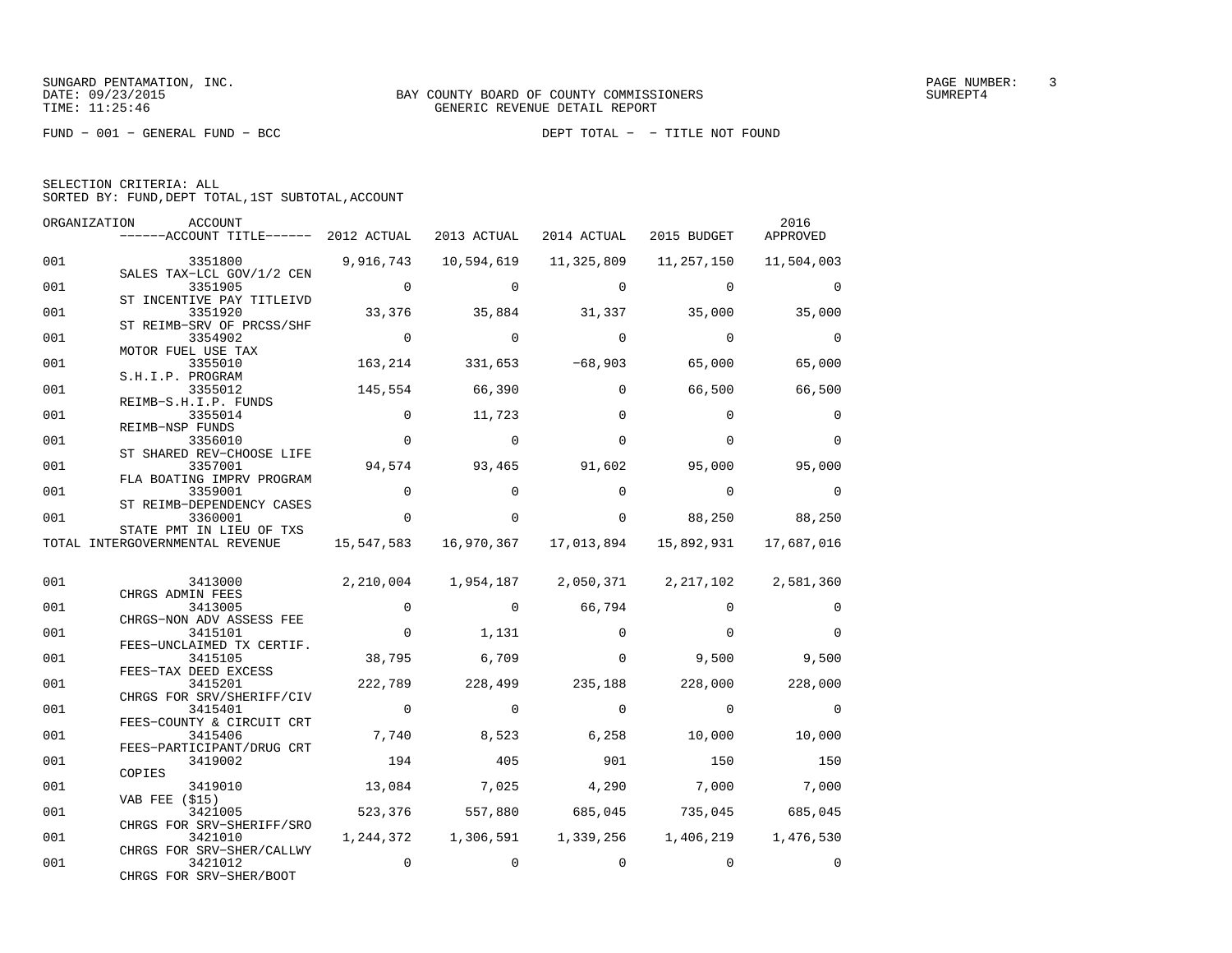SUNGARD PENTAMATION, INC.
DATE: 09/23/2015
TIME: 11:25:46

BAY COUNTY BOARD OF COUNTY COMMISSIONERS
GENERIC REVENUE DETAIL REPORT

SUMREPT4

FUND − 001 − GENERAL FUND − BCC

DEPT TOTAL − − TITLE NOT FOUND

SELECTION CRITERIA: ALL
SORTED BY: FUND,DEPT TOTAL,1ST SUBTOTAL,ACCOUNT

| ORGANIZATION | ACCOUNT / ACCOUNT TITLE | 2012 ACTUAL | 2013 ACTUAL | 2014 ACTUAL | 2015 BUDGET | 2016 APPROVED |
|---|---|---|---|---|---|---|
| 001 | 3351800 SALES TAX−LCL GOV/1/2 CEN | 9,916,743 | 10,594,619 | 11,325,809 | 11,257,150 | 11,504,003 |
| 001 | 3351905 ST INCENTIVE PAY TITLEIVD | 0 | 0 | 0 | 0 | 0 |
| 001 | 3351920 ST REIMB−SRV OF PRCSS/SHF | 33,376 | 35,884 | 31,337 | 35,000 | 35,000 |
| 001 | 3354902 MOTOR FUEL USE TAX | 0 | 0 | 0 | 0 | 0 |
| 001 | 3355010 S.H.I.P. PROGRAM | 163,214 | 331,653 | −68,903 | 65,000 | 65,000 |
| 001 | 3355012 REIMB−S.H.I.P. FUNDS | 145,554 | 66,390 | 0 | 66,500 | 66,500 |
| 001 | 3355014 REIMB−NSP FUNDS | 0 | 11,723 | 0 | 0 | 0 |
| 001 | 3356010 ST SHARED REV−CHOOSE LIFE | 0 | 0 | 0 | 0 | 0 |
| 001 | 3357001 FLA BOATING IMPRV PROGRAM | 94,574 | 93,465 | 91,602 | 95,000 | 95,000 |
| 001 | 3359001 ST REIMB−DEPENDENCY CASES | 0 | 0 | 0 | 0 | 0 |
| 001 | 3360001 STATE PMT IN LIEU OF TXS | 0 | 0 | 0 | 88,250 | 88,250 |
| TOTAL INTERGOVERNMENTAL REVENUE | | 15,547,583 | 16,970,367 | 17,013,894 | 15,892,931 | 17,687,016 |
| 001 | 3413000 CHRGS ADMIN FEES | 2,210,004 | 1,954,187 | 2,050,371 | 2,217,102 | 2,581,360 |
| 001 | 3413005 CHRGS−NON ADV ASSESS FEE | 0 | 0 | 66,794 | 0 | 0 |
| 001 | 3415101 FEES−UNCLAIMED TX CERTIF. | 0 | 1,131 | 0 | 0 | 0 |
| 001 | 3415105 FEES−TAX DEED EXCESS | 38,795 | 6,709 | 0 | 9,500 | 9,500 |
| 001 | 3415201 CHRGS FOR SRV/SHERIFF/CIV | 222,789 | 228,499 | 235,188 | 228,000 | 228,000 |
| 001 | 3415401 FEES−COUNTY & CIRCUIT CRT | 0 | 0 | 0 | 0 | 0 |
| 001 | 3415406 FEES−PARTICIPANT/DRUG CRT | 7,740 | 8,523 | 6,258 | 10,000 | 10,000 |
| 001 | 3419002 COPIES | 194 | 405 | 901 | 150 | 150 |
| 001 | 3419010 VAB FEE ($15) | 13,084 | 7,025 | 4,290 | 7,000 | 7,000 |
| 001 | 3421005 CHRGS FOR SRV−SHERIFF/SRO | 523,376 | 557,880 | 685,045 | 735,045 | 685,045 |
| 001 | 3421010 CHRGS FOR SRV−SHER/CALLWY | 1,244,372 | 1,306,591 | 1,339,256 | 1,406,219 | 1,476,530 |
| 001 | 3421012 CHRGS FOR SRV−SHER/BOOT | 0 | 0 | 0 | 0 | 0 |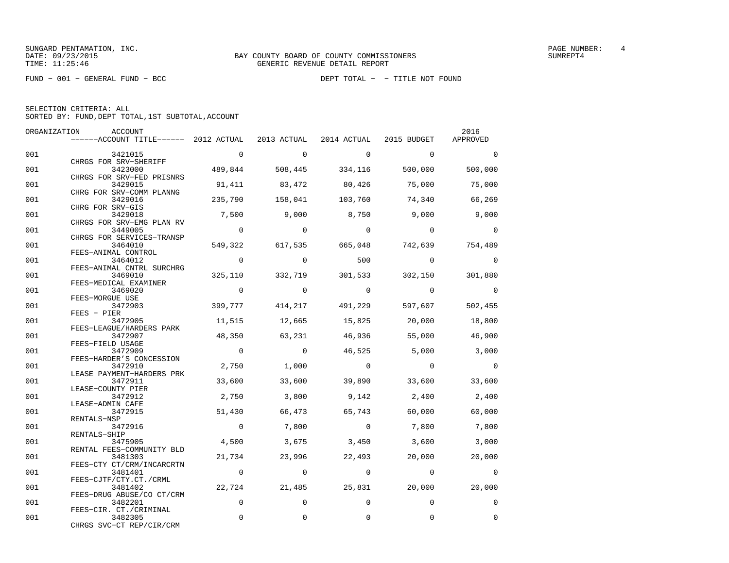SUNGARD PENTAMATION, INC.
DATE: 09/23/2015
TIME: 11:25:46

BAY COUNTY BOARD OF COUNTY COMMISSIONERS
GENERIC REVENUE DETAIL REPORT

SUMREPT4

FUND - 001 - GENERAL FUND - BCC    DEPT TOTAL - - TITLE NOT FOUND

SELECTION CRITERIA: ALL
SORTED BY: FUND,DEPT TOTAL,1ST SUBTOTAL,ACCOUNT

| ORGANIZATION | ACCOUNT / ------ACCOUNT TITLE------ | 2012 ACTUAL | 2013 ACTUAL | 2014 ACTUAL | 2015 BUDGET | 2016 APPROVED |
|---|---|---|---|---|---|---|
| 001 | 3421015 CHRGS FOR SRV-SHERIFF | 0 | 0 | 0 | 0 | 0 |
| 001 | 3423000 CHRGS FOR SRV-FED PRISNRS | 489,844 | 508,445 | 334,116 | 500,000 | 500,000 |
| 001 | 3429015 CHRG FOR SRV-COMM PLANNG | 91,411 | 83,472 | 80,426 | 75,000 | 75,000 |
| 001 | 3429016 CHRG FOR SRV-GIS | 235,790 | 158,041 | 103,760 | 74,340 | 66,269 |
| 001 | 3429018 CHRGS FOR SRV-EMG PLAN RV | 7,500 | 9,000 | 8,750 | 9,000 | 9,000 |
| 001 | 3449005 CHRGS FOR SERVICES-TRANSP | 0 | 0 | 0 | 0 | 0 |
| 001 | 3464010 FEES-ANIMAL CONTROL | 549,322 | 617,535 | 665,048 | 742,639 | 754,489 |
| 001 | 3464012 FEES-ANIMAL CNTRL SURCHRG | 0 | 0 | 500 | 0 | 0 |
| 001 | 3469010 FEES-MEDICAL EXAMINER | 325,110 | 332,719 | 301,533 | 302,150 | 301,880 |
| 001 | 3469020 FEES-MORGUE USE | 0 | 0 | 0 | 0 | 0 |
| 001 | 3472903 FEES - PIER | 399,777 | 414,217 | 491,229 | 597,607 | 502,455 |
| 001 | 3472905 FEES-LEAGUE/HARDERS PARK | 11,515 | 12,665 | 15,825 | 20,000 | 18,800 |
| 001 | 3472907 FEES-FIELD USAGE | 48,350 | 63,231 | 46,936 | 55,000 | 46,900 |
| 001 | 3472909 FEES-HARDER'S CONCESSION | 0 | 0 | 46,525 | 5,000 | 3,000 |
| 001 | 3472910 LEASE PAYMENT-HARDERS PRK | 2,750 | 1,000 | 0 | 0 | 0 |
| 001 | 3472911 LEASE-COUNTY PIER | 33,600 | 33,600 | 39,890 | 33,600 | 33,600 |
| 001 | 3472912 LEASE-ADMIN CAFE | 2,750 | 3,800 | 9,142 | 2,400 | 2,400 |
| 001 | 3472915 RENTALS-NSP | 51,430 | 66,473 | 65,743 | 60,000 | 60,000 |
| 001 | 3472916 RENTALS-SHIP | 0 | 7,800 | 0 | 7,800 | 7,800 |
| 001 | 3475905 RENTAL FEES-COMMUNITY BLD | 4,500 | 3,675 | 3,450 | 3,600 | 3,000 |
| 001 | 3481303 FEES-CTY CT/CRM/INCARCRTN | 21,734 | 23,996 | 22,493 | 20,000 | 20,000 |
| 001 | 3481401 FEES-CJTF/CTY.CT./CRML | 0 | 0 | 0 | 0 | 0 |
| 001 | 3481402 FEES-DRUG ABUSE/CO CT/CRM | 22,724 | 21,485 | 25,831 | 20,000 | 20,000 |
| 001 | 3482201 FEES-CIR. CT./CRIMINAL | 0 | 0 | 0 | 0 | 0 |
| 001 | 3482305 CHRGS SVC-CT REP/CIR/CRM | 0 | 0 | 0 | 0 | 0 |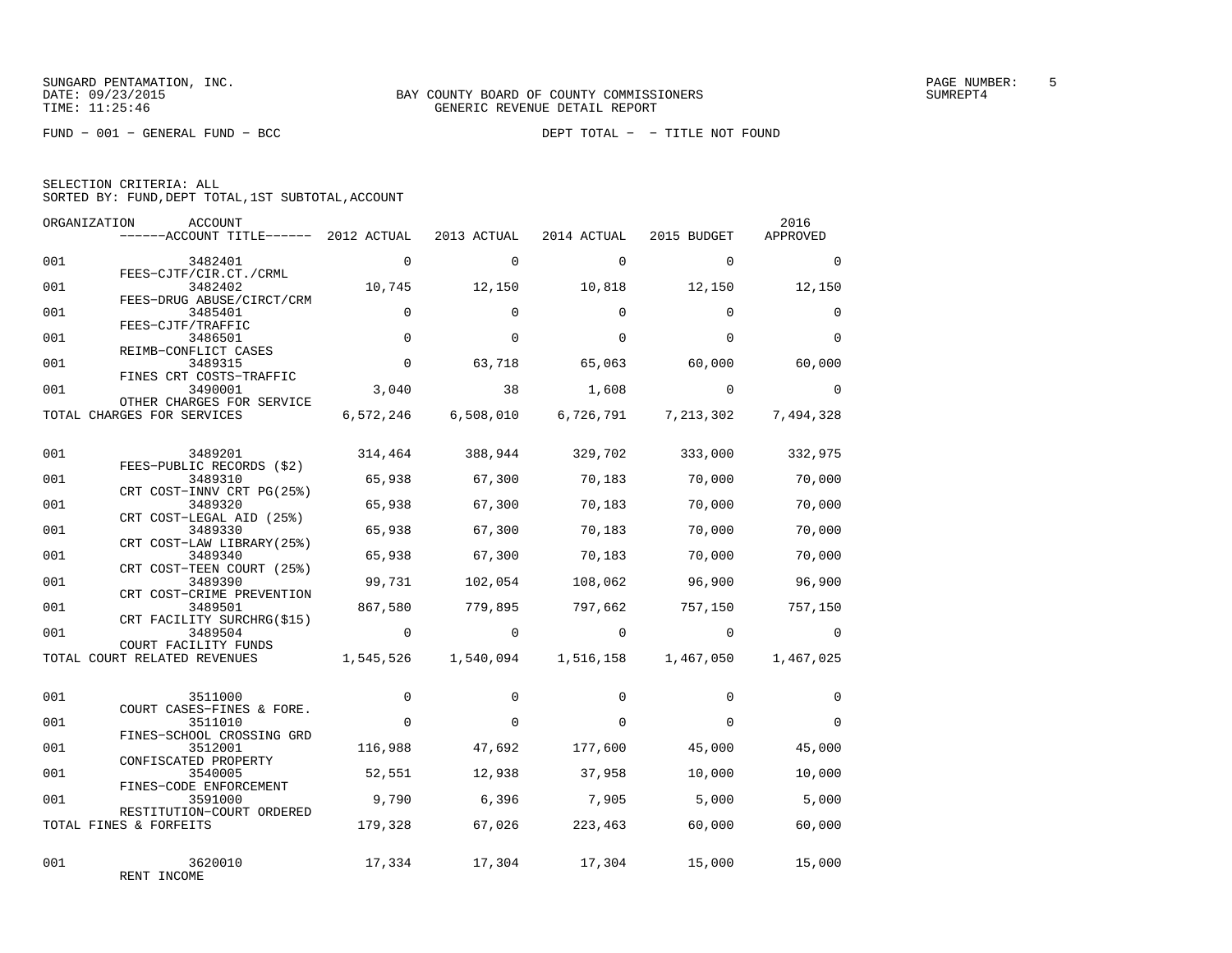SUNGARD PENTAMATION, INC.
DATE: 09/23/2015
TIME: 11:25:46

BAY COUNTY BOARD OF COUNTY COMMISSIONERS
GENERIC REVENUE DETAIL REPORT

SUMREPT4

FUND − 001 − GENERAL FUND − BCC

DEPT TOTAL − − TITLE NOT FOUND

SELECTION CRITERIA: ALL
SORTED BY: FUND,DEPT TOTAL,1ST SUBTOTAL,ACCOUNT

| ORGANIZATION | ACCOUNT / ACCOUNT TITLE | 2012 ACTUAL | 2013 ACTUAL | 2014 ACTUAL | 2015 BUDGET | 2016 APPROVED |
|---|---|---|---|---|---|---|
| 001 | 3482401 FEES−CJTF/CIR.CT./CRML | 0 | 0 | 0 | 0 | 0 |
| 001 | 3482402 FEES−DRUG ABUSE/CIRCT/CRM | 10,745 | 12,150 | 10,818 | 12,150 | 12,150 |
| 001 | 3485401 FEES−CJTF/TRAFFIC | 0 | 0 | 0 | 0 | 0 |
| 001 | 3486501 REIMB−CONFLICT CASES | 0 | 0 | 0 | 0 | 0 |
| 001 | 3489315 FINES CRT COSTS−TRAFFIC | 0 | 63,718 | 65,063 | 60,000 | 60,000 |
| 001 | 3490001 OTHER CHARGES FOR SERVICE | 3,040 | 38 | 1,608 | 0 | 0 |
| TOTAL CHARGES FOR SERVICES | | 6,572,246 | 6,508,010 | 6,726,791 | 7,213,302 | 7,494,328 |
| 001 | 3489201 FEES−PUBLIC RECORDS ($2) | 314,464 | 388,944 | 329,702 | 333,000 | 332,975 |
| 001 | 3489310 CRT COST−INNV CRT PG(25%) | 65,938 | 67,300 | 70,183 | 70,000 | 70,000 |
| 001 | 3489320 CRT COST−LEGAL AID (25%) | 65,938 | 67,300 | 70,183 | 70,000 | 70,000 |
| 001 | 3489330 CRT COST−LAW LIBRARY(25%) | 65,938 | 67,300 | 70,183 | 70,000 | 70,000 |
| 001 | 3489340 CRT COST−TEEN COURT (25%) | 65,938 | 67,300 | 70,183 | 70,000 | 70,000 |
| 001 | 3489390 CRT COST−CRIME PREVENTION | 99,731 | 102,054 | 108,062 | 96,900 | 96,900 |
| 001 | 3489501 CRT FACILITY SURCHRG($15) | 867,580 | 779,895 | 797,662 | 757,150 | 757,150 |
| 001 | 3489504 COURT FACILITY FUNDS | 0 | 0 | 0 | 0 | 0 |
| TOTAL COURT RELATED REVENUES | | 1,545,526 | 1,540,094 | 1,516,158 | 1,467,050 | 1,467,025 |
| 001 | 3511000 COURT CASES−FINES & FORE. | 0 | 0 | 0 | 0 | 0 |
| 001 | 3511010 FINES−SCHOOL CROSSING GRD | 0 | 0 | 0 | 0 | 0 |
| 001 | 3512001 CONFISCATED PROPERTY | 116,988 | 47,692 | 177,600 | 45,000 | 45,000 |
| 001 | 3540005 FINES−CODE ENFORCEMENT | 52,551 | 12,938 | 37,958 | 10,000 | 10,000 |
| 001 | 3591000 RESTITUTION−COURT ORDERED | 9,790 | 6,396 | 7,905 | 5,000 | 5,000 |
| TOTAL FINES & FORFEITS | | 179,328 | 67,026 | 223,463 | 60,000 | 60,000 |
| 001 | 3620010 RENT INCOME | 17,334 | 17,304 | 17,304 | 15,000 | 15,000 |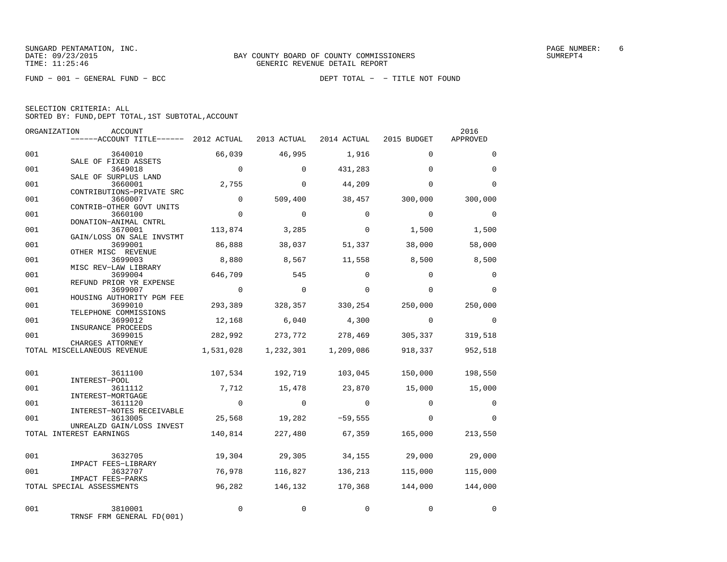SUNGARD PENTAMATION, INC.
DATE: 09/23/2015
TIME: 11:25:46

BAY COUNTY BOARD OF COUNTY COMMISSIONERS
GENERIC REVENUE DETAIL REPORT

PAGE NUMBER: 6
SUMREPT4

FUND − 001 − GENERAL FUND − BCC

DEPT TOTAL − − TITLE NOT FOUND

SELECTION CRITERIA: ALL
SORTED BY: FUND,DEPT TOTAL,1ST SUBTOTAL,ACCOUNT

| ORGANIZATION | ACCOUNT / ACCOUNT TITLE | 2012 ACTUAL | 2013 ACTUAL | 2014 ACTUAL | 2015 BUDGET | 2016 APPROVED |
|---|---|---|---|---|---|---|
| 001 | 3640010 SALE OF FIXED ASSETS | 66,039 | 46,995 | 1,916 | 0 | 0 |
| 001 | 3649018 SALE OF SURPLUS LAND | 0 | 0 | 431,283 | 0 | 0 |
| 001 | 3660001 CONTRIBUTIONS−PRIVATE SRC | 2,755 | 0 | 44,209 | 0 | 0 |
| 001 | 3660007 CONTRIB−OTHER GOVT UNITS | 0 | 509,400 | 38,457 | 300,000 | 300,000 |
| 001 | 3660100 DONATION−ANIMAL CNTRL | 0 | 0 | 0 | 0 | 0 |
| 001 | 3670001 GAIN/LOSS ON SALE INVSTMT | 113,874 | 3,285 | 0 | 1,500 | 1,500 |
| 001 | 3699001 OTHER MISC REVENUE | 86,888 | 38,037 | 51,337 | 38,000 | 58,000 |
| 001 | 3699003 MISC REV−LAW LIBRARY | 8,880 | 8,567 | 11,558 | 8,500 | 8,500 |
| 001 | 3699004 REFUND PRIOR YR EXPENSE | 646,709 | 545 | 0 | 0 | 0 |
| 001 | 3699007 HOUSING AUTHORITY PGM FEE | 0 | 0 | 0 | 0 | 0 |
| 001 | 3699010 TELEPHONE COMMISSIONS | 293,389 | 328,357 | 330,254 | 250,000 | 250,000 |
| 001 | 3699012 INSURANCE PROCEEDS | 12,168 | 6,040 | 4,300 | 0 | 0 |
| 001 | 3699015 CHARGES ATTORNEY | 282,992 | 273,772 | 278,469 | 305,337 | 319,518 |
| TOTAL MISCELLANEOUS REVENUE | | 1,531,028 | 1,232,301 | 1,209,086 | 918,337 | 952,518 |
| 001 | 3611100 INTEREST−POOL | 107,534 | 192,719 | 103,045 | 150,000 | 198,550 |
| 001 | 3611112 INTEREST−MORTGAGE | 7,712 | 15,478 | 23,870 | 15,000 | 15,000 |
| 001 | 3611120 INTEREST−NOTES RECEIVABLE | 0 | 0 | 0 | 0 | 0 |
| 001 | 3613005 UNREALZD GAIN/LOSS INVEST | 25,568 | 19,282 | −59,555 | 0 | 0 |
| TOTAL INTEREST EARNINGS | | 140,814 | 227,480 | 67,359 | 165,000 | 213,550 |
| 001 | 3632705 IMPACT FEES−LIBRARY | 19,304 | 29,305 | 34,155 | 29,000 | 29,000 |
| 001 | 3632707 IMPACT FEES−PARKS | 76,978 | 116,827 | 136,213 | 115,000 | 115,000 |
| TOTAL SPECIAL ASSESSMENTS | | 96,282 | 146,132 | 170,368 | 144,000 | 144,000 |
| 001 | 3810001 TRNSF FRM GENERAL FD(001) | 0 | 0 | 0 | 0 | 0 |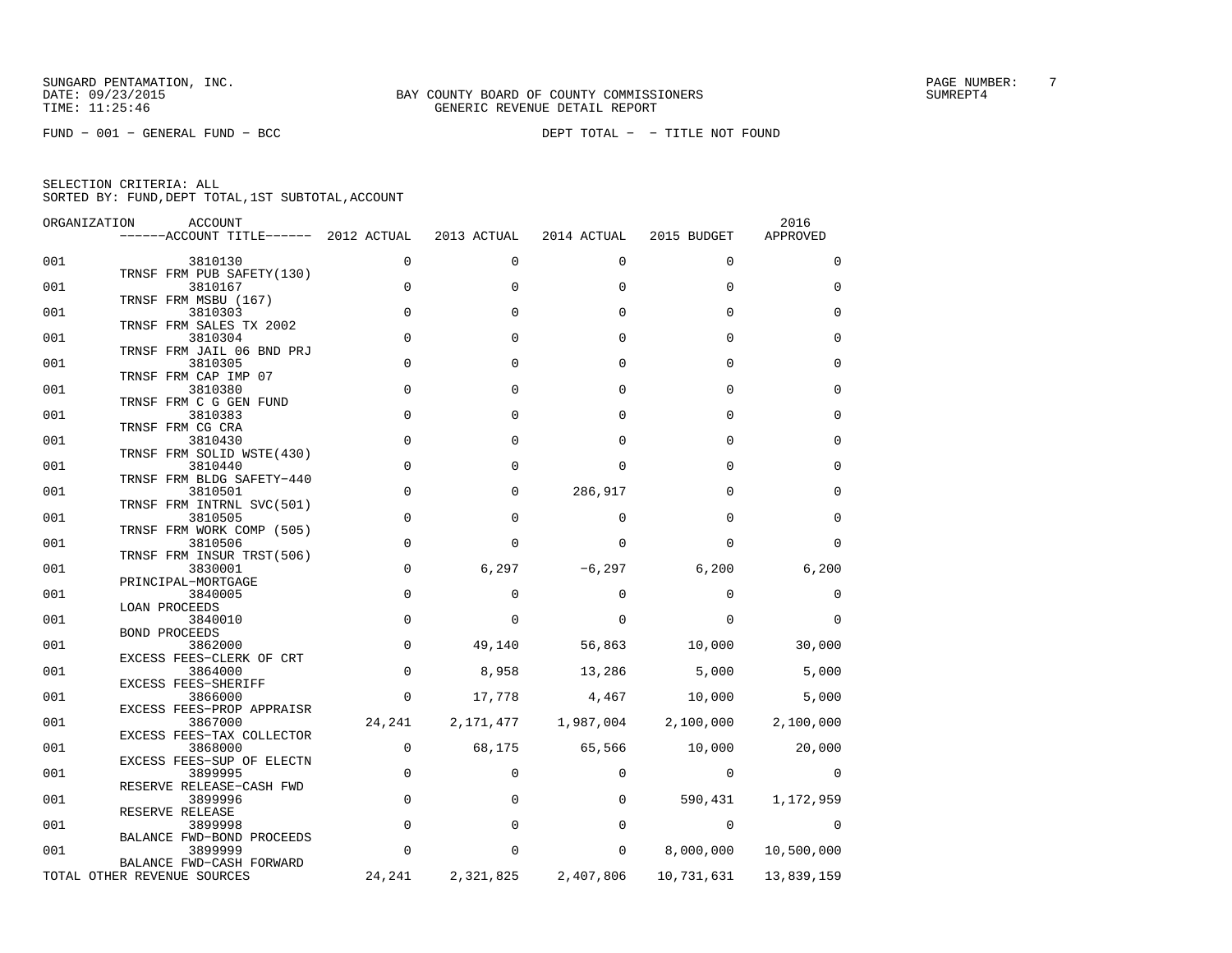SUNGARD PENTAMATION, INC.
DATE: 09/23/2015
TIME: 11:25:46

BAY COUNTY BOARD OF COUNTY COMMISSIONERS
GENERIC REVENUE DETAIL REPORT

PAGE NUMBER: 7
SUMREPT4

FUND - 001 - GENERAL FUND - BCC

DEPT TOTAL - - TITLE NOT FOUND

SELECTION CRITERIA: ALL
SORTED BY: FUND,DEPT TOTAL,1ST SUBTOTAL,ACCOUNT

| ORGANIZATION | ACCOUNT / ------ACCOUNT TITLE------ | 2012 ACTUAL | 2013 ACTUAL | 2014 ACTUAL | 2015 BUDGET | 2016 APPROVED |
|---|---|---|---|---|---|---|
| 001 | 3810130 TRNSF FRM PUB SAFETY(130) | 0 | 0 | 0 | 0 | 0 |
| 001 | 3810167 TRNSF FRM MSBU (167) | 0 | 0 | 0 | 0 | 0 |
| 001 | 3810303 TRNSF FRM SALES TX 2002 | 0 | 0 | 0 | 0 | 0 |
| 001 | 3810304 TRNSF FRM JAIL 06 BND PRJ | 0 | 0 | 0 | 0 | 0 |
| 001 | 3810305 TRNSF FRM CAP IMP 07 | 0 | 0 | 0 | 0 | 0 |
| 001 | 3810380 TRNSF FRM C G GEN FUND | 0 | 0 | 0 | 0 | 0 |
| 001 | 3810383 TRNSF FRM CG CRA | 0 | 0 | 0 | 0 | 0 |
| 001 | 3810430 TRNSF FRM SOLID WSTE(430) | 0 | 0 | 0 | 0 | 0 |
| 001 | 3810440 TRNSF FRM BLDG SAFETY-440 | 0 | 0 | 0 | 0 | 0 |
| 001 | 3810501 TRNSF FRM INTRNL SVC(501) | 0 | 0 | 286,917 | 0 | 0 |
| 001 | 3810505 TRNSF FRM WORK COMP (505) | 0 | 0 | 0 | 0 | 0 |
| 001 | 3810506 TRNSF FRM INSUR TRST(506) | 0 | 0 | 0 | 0 | 0 |
| 001 | 3830001 PRINCIPAL-MORTGAGE | 0 | 6,297 | -6,297 | 6,200 | 6,200 |
| 001 | 3840005 LOAN PROCEEDS | 0 | 0 | 0 | 0 | 0 |
| 001 | 3840010 BOND PROCEEDS | 0 | 0 | 0 | 0 | 0 |
| 001 | 3862000 EXCESS FEES-CLERK OF CRT | 0 | 49,140 | 56,863 | 10,000 | 30,000 |
| 001 | 3864000 EXCESS FEES-SHERIFF | 0 | 8,958 | 13,286 | 5,000 | 5,000 |
| 001 | 3866000 EXCESS FEES-PROP APPRAISR | 0 | 17,778 | 4,467 | 10,000 | 5,000 |
| 001 | 3867000 EXCESS FEES-TAX COLLECTOR | 24,241 | 2,171,477 | 1,987,004 | 2,100,000 | 2,100,000 |
| 001 | 3868000 EXCESS FEES-SUP OF ELECTN | 0 | 68,175 | 65,566 | 10,000 | 20,000 |
| 001 | 3899995 RESERVE RELEASE-CASH FWD | 0 | 0 | 0 | 0 | 0 |
| 001 | 3899996 RESERVE RELEASE | 0 | 0 | 0 | 590,431 | 1,172,959 |
| 001 | 3899998 BALANCE FWD-BOND PROCEEDS | 0 | 0 | 0 | 0 | 0 |
| 001 | 3899999 BALANCE FWD-CASH FORWARD | 0 | 0 | 0 | 8,000,000 | 10,500,000 |
| TOTAL OTHER REVENUE SOURCES | | 24,241 | 2,321,825 | 2,407,806 | 10,731,631 | 13,839,159 |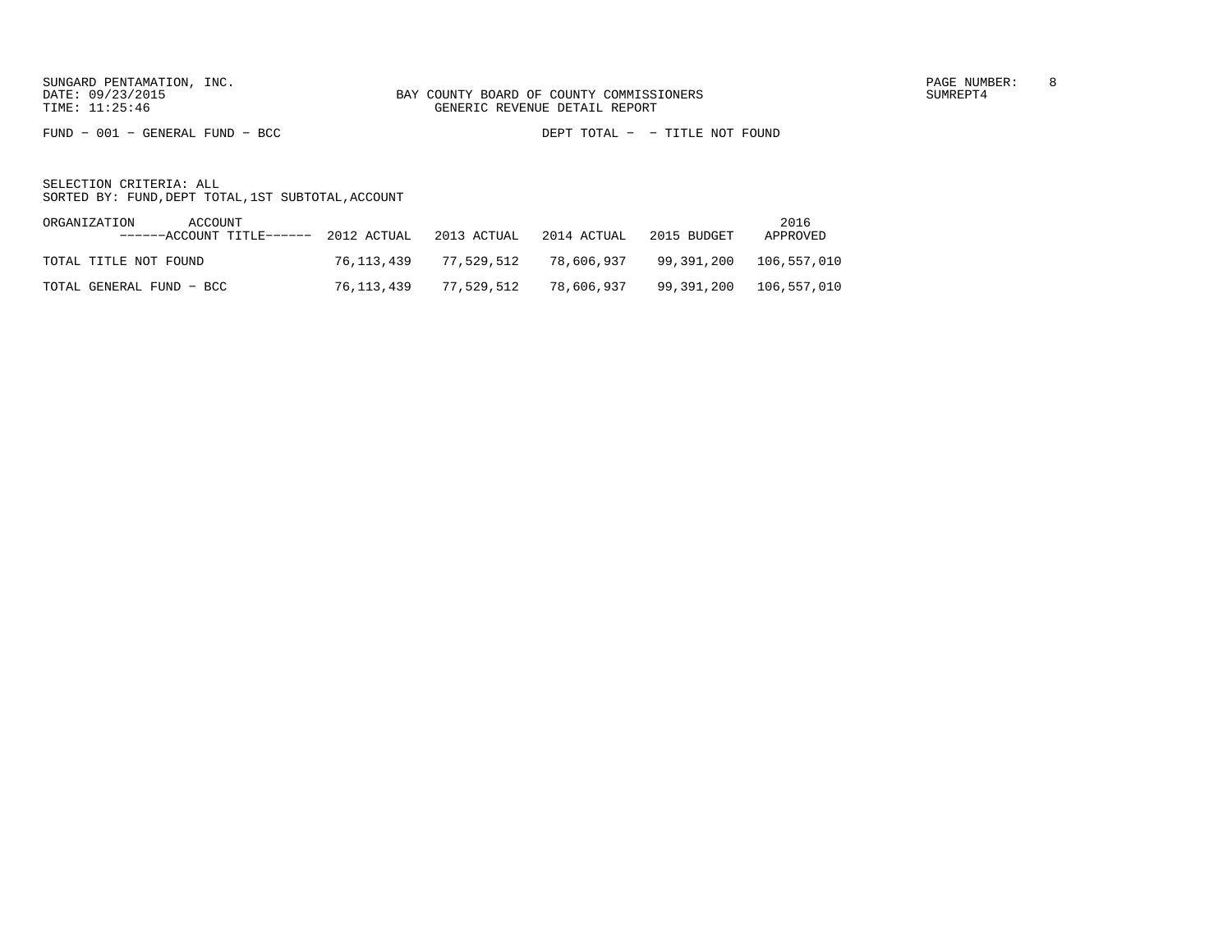BAY COUNTY BOARD OF COUNTY COMMISSIONERS
GENERIC REVENUE DETAIL REPORT

FUND − 001 − GENERAL FUND − BCC    DEPT TOTAL − − TITLE NOT FOUND

SELECTION CRITERIA: ALL
SORTED BY: FUND,DEPT TOTAL,1ST SUBTOTAL,ACCOUNT

| ORGANIZATION ACCOUNT ------ACCOUNT TITLE------ | 2012 ACTUAL | 2013 ACTUAL | 2014 ACTUAL | 2015 BUDGET | 2016 APPROVED |
|---|---|---|---|---|---|
| TOTAL TITLE NOT FOUND | 76,113,439 | 77,529,512 | 78,606,937 | 99,391,200 | 106,557,010 |
| TOTAL GENERAL FUND − BCC | 76,113,439 | 77,529,512 | 78,606,937 | 99,391,200 | 106,557,010 |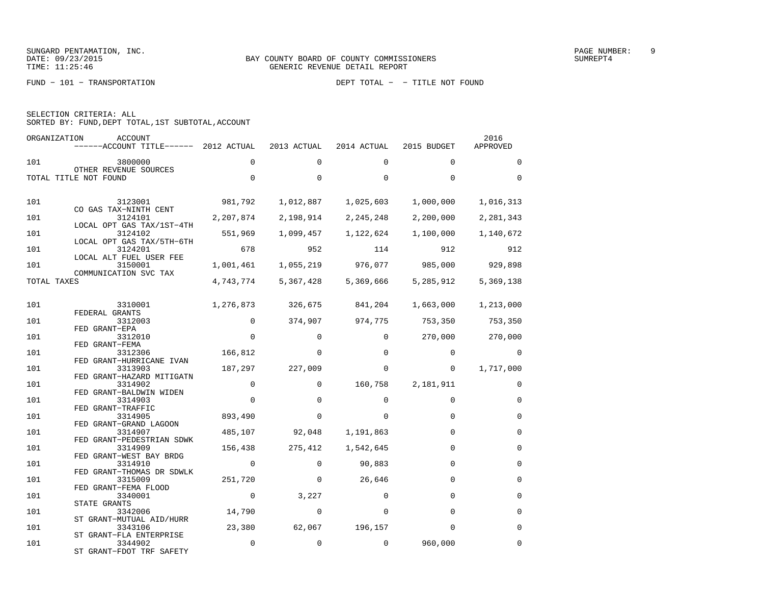SUNGARD PENTAMATION, INC.
DATE: 09/23/2015
TIME: 11:25:46

BAY COUNTY BOARD OF COUNTY COMMISSIONERS
GENERIC REVENUE DETAIL REPORT

SUMREPT4

FUND − 101 − TRANSPORTATION

DEPT TOTAL − − TITLE NOT FOUND

SELECTION CRITERIA: ALL
SORTED BY: FUND,DEPT TOTAL,1ST SUBTOTAL,ACCOUNT

| ORGANIZATION | ACCOUNT / ------ACCOUNT TITLE------ | 2012 ACTUAL | 2013 ACTUAL | 2014 ACTUAL | 2015 BUDGET | 2016 APPROVED |
|---|---|---|---|---|---|---|
| 101 | 3800000 OTHER REVENUE SOURCES | 0 | 0 | 0 | 0 | 0 |
| TOTAL TITLE NOT FOUND | | 0 | 0 | 0 | 0 | 0 |
| 101 | 3123001 CO GAS TAX−NINTH CENT | 981,792 | 1,012,887 | 1,025,603 | 1,000,000 | 1,016,313 |
| 101 | 3124101 LOCAL OPT GAS TAX/1ST−4TH | 2,207,874 | 2,198,914 | 2,245,248 | 2,200,000 | 2,281,343 |
| 101 | 3124102 LOCAL OPT GAS TAX/5TH−6TH | 551,969 | 1,099,457 | 1,122,624 | 1,100,000 | 1,140,672 |
| 101 | 3124201 LOCAL ALT FUEL USER FEE | 678 | 952 | 114 | 912 | 912 |
| 101 | 3150001 COMMUNICATION SVC TAX | 1,001,461 | 1,055,219 | 976,077 | 985,000 | 929,898 |
| TOTAL TAXES | | 4,743,774 | 5,367,428 | 5,369,666 | 5,285,912 | 5,369,138 |
| 101 | 3310001 FEDERAL GRANTS | 1,276,873 | 326,675 | 841,204 | 1,663,000 | 1,213,000 |
| 101 | 3312003 FED GRANT−EPA | 0 | 374,907 | 974,775 | 753,350 | 753,350 |
| 101 | 3312010 FED GRANT−FEMA | 0 | 0 | 0 | 270,000 | 270,000 |
| 101 | 3312306 FED GRANT−HURRICANE IVAN | 166,812 | 0 | 0 | 0 | 0 |
| 101 | 3313903 FED GRANT−HAZARD MITIGATN | 187,297 | 227,009 | 0 | 0 | 1,717,000 |
| 101 | 3314902 FED GRANT−BALDWIN WIDEN | 0 | 0 | 160,758 | 2,181,911 | 0 |
| 101 | 3314903 FED GRANT−TRAFFIC | 0 | 0 | 0 | 0 | 0 |
| 101 | 3314905 FED GRANT−GRAND LAGOON | 893,490 | 0 | 0 | 0 | 0 |
| 101 | 3314907 FED GRANT−PEDESTRIAN SDWK | 485,107 | 92,048 | 1,191,863 | 0 | 0 |
| 101 | 3314909 FED GRANT−WEST BAY BRDG | 156,438 | 275,412 | 1,542,645 | 0 | 0 |
| 101 | 3314910 FED GRANT−THOMAS DR SDWLK | 0 | 0 | 90,883 | 0 | 0 |
| 101 | 3315009 FED GRANT−FEMA FLOOD | 251,720 | 0 | 26,646 | 0 | 0 |
| 101 | 3340001 STATE GRANTS | 0 | 3,227 | 0 | 0 | 0 |
| 101 | 3342006 ST GRANT−MUTUAL AID/HURR | 14,790 | 0 | 0 | 0 | 0 |
| 101 | 3343106 ST GRANT−FLA ENTERPRISE | 23,380 | 62,067 | 196,157 | 0 | 0 |
| 101 | 3344902 ST GRANT−FDOT TRF SAFETY | 0 | 0 | 0 | 960,000 | 0 |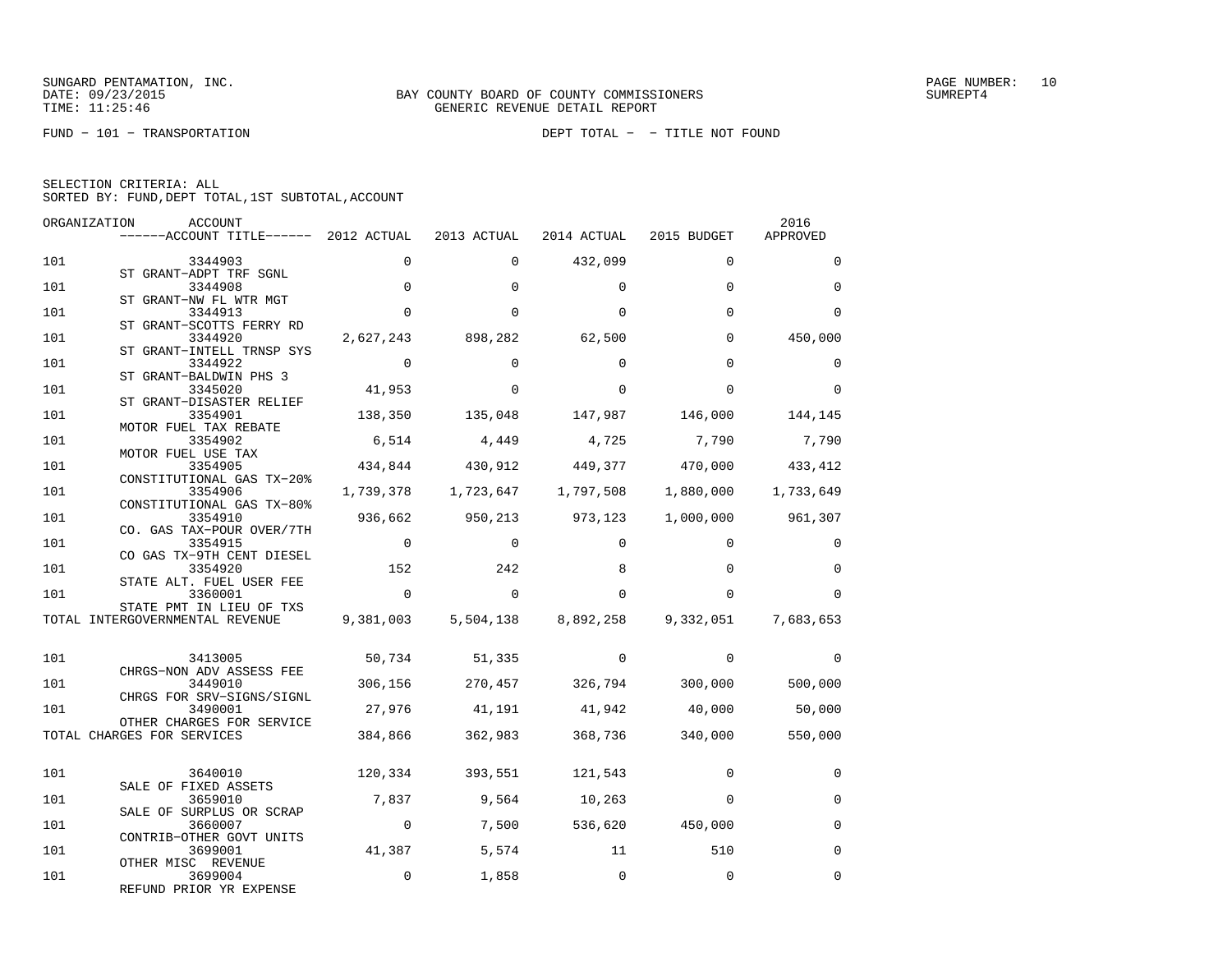SUNGARD PENTAMATION, INC.
DATE: 09/23/2015
TIME: 11:25:46

BAY COUNTY BOARD OF COUNTY COMMISSIONERS
GENERIC REVENUE DETAIL REPORT

SUMREPT4

FUND − 101 − TRANSPORTATION

DEPT TOTAL − − TITLE NOT FOUND

SELECTION CRITERIA: ALL
SORTED BY: FUND,DEPT TOTAL,1ST SUBTOTAL,ACCOUNT

| ORGANIZATION | ACCOUNT / ACCOUNT TITLE | 2012 ACTUAL | 2013 ACTUAL | 2014 ACTUAL | 2015 BUDGET | 2016 APPROVED |
|---|---|---|---|---|---|---|
| 101 | 3344903 ST GRANT−ADPT TRF SGNL | 0 | 0 | 432,099 | 0 | 0 |
| 101 | 3344908 ST GRANT−NW FL WTR MGT | 0 | 0 | 0 | 0 | 0 |
| 101 | 3344913 ST GRANT−SCOTTS FERRY RD | 0 | 0 | 0 | 0 | 0 |
| 101 | 3344920 ST GRANT−INTELL TRNSP SYS | 2,627,243 | 898,282 | 62,500 | 0 | 450,000 |
| 101 | 3344922 ST GRANT−BALDWIN PHS 3 | 0 | 0 | 0 | 0 | 0 |
| 101 | 3345020 ST GRANT−DISASTER RELIEF | 41,953 | 0 | 0 | 0 | 0 |
| 101 | 3354901 MOTOR FUEL TAX REBATE | 138,350 | 135,048 | 147,987 | 146,000 | 144,145 |
| 101 | 3354902 MOTOR FUEL USE TAX | 6,514 | 4,449 | 4,725 | 7,790 | 7,790 |
| 101 | 3354905 CONSTITUTIONAL GAS TX−20% | 434,844 | 430,912 | 449,377 | 470,000 | 433,412 |
| 101 | 3354906 CONSTITUTIONAL GAS TX−80% | 1,739,378 | 1,723,647 | 1,797,508 | 1,880,000 | 1,733,649 |
| 101 | 3354910 CO. GAS TAX−POUR OVER/7TH | 936,662 | 950,213 | 973,123 | 1,000,000 | 961,307 |
| 101 | 3354915 CO GAS TX−9TH CENT DIESEL | 0 | 0 | 0 | 0 | 0 |
| 101 | 3354920 STATE ALT. FUEL USER FEE | 152 | 242 | 8 | 0 | 0 |
| 101 | 3360001 STATE PMT IN LIEU OF TXS | 0 | 0 | 0 | 0 | 0 |
| TOTAL INTERGOVERNMENTAL REVENUE | | 9,381,003 | 5,504,138 | 8,892,258 | 9,332,051 | 7,683,653 |
| 101 | 3413005 CHRGS−NON ADV ASSESS FEE | 50,734 | 51,335 | 0 | 0 | 0 |
| 101 | 3449010 CHRGS FOR SRV−SIGNS/SIGNL | 306,156 | 270,457 | 326,794 | 300,000 | 500,000 |
| 101 | 3490001 OTHER CHARGES FOR SERVICE | 27,976 | 41,191 | 41,942 | 40,000 | 50,000 |
| TOTAL CHARGES FOR SERVICES | | 384,866 | 362,983 | 368,736 | 340,000 | 550,000 |
| 101 | 3640010 SALE OF FIXED ASSETS | 120,334 | 393,551 | 121,543 | 0 | 0 |
| 101 | 3659010 SALE OF SURPLUS OR SCRAP | 7,837 | 9,564 | 10,263 | 0 | 0 |
| 101 | 3660007 CONTRIB−OTHER GOVT UNITS | 0 | 7,500 | 536,620 | 450,000 | 0 |
| 101 | 3699001 OTHER MISC REVENUE | 41,387 | 5,574 | 11 | 510 | 0 |
| 101 | 3699004 REFUND PRIOR YR EXPENSE | 0 | 1,858 | 0 | 0 | 0 |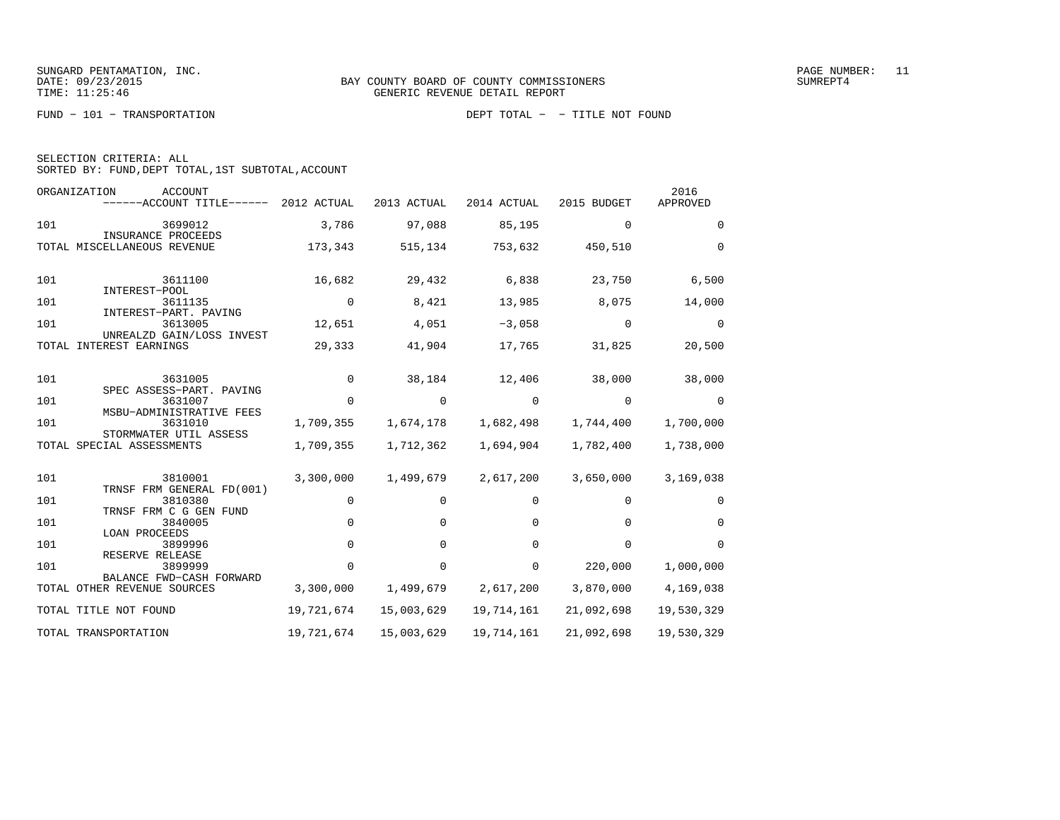SUNGARD PENTAMATION, INC.
DATE: 09/23/2015
TIME: 11:25:46

BAY COUNTY BOARD OF COUNTY COMMISSIONERS
GENERIC REVENUE DETAIL REPORT

SUMREPT4

FUND - 101 - TRANSPORTATION

DEPT TOTAL - - TITLE NOT FOUND

SELECTION CRITERIA: ALL
SORTED BY: FUND,DEPT TOTAL,1ST SUBTOTAL,ACCOUNT

| ORGANIZATION | ACCOUNT / ACCOUNT TITLE | 2012 ACTUAL | 2013 ACTUAL | 2014 ACTUAL | 2015 BUDGET | 2016 APPROVED |
|---|---|---|---|---|---|---|
| 101 | 3699012 INSURANCE PROCEEDS | 3,786 | 97,088 | 85,195 | 0 | 0 |
| TOTAL MISCELLANEOUS REVENUE | | 173,343 | 515,134 | 753,632 | 450,510 | 0 |
| 101 | 3611100 INTEREST-POOL | 16,682 | 29,432 | 6,838 | 23,750 | 6,500 |
| 101 | 3611135 INTEREST-PART. PAVING | 0 | 8,421 | 13,985 | 8,075 | 14,000 |
| 101 | 3613005 UNREALZD GAIN/LOSS INVEST | 12,651 | 4,051 | -3,058 | 0 | 0 |
| TOTAL INTEREST EARNINGS | | 29,333 | 41,904 | 17,765 | 31,825 | 20,500 |
| 101 | 3631005 SPEC ASSESS-PART. PAVING | 0 | 38,184 | 12,406 | 38,000 | 38,000 |
| 101 | 3631007 MSBU-ADMINISTRATIVE FEES | 0 | 0 | 0 | 0 | 0 |
| 101 | 3631010 STORMWATER UTIL ASSESS | 1,709,355 | 1,674,178 | 1,682,498 | 1,744,400 | 1,700,000 |
| TOTAL SPECIAL ASSESSMENTS | | 1,709,355 | 1,712,362 | 1,694,904 | 1,782,400 | 1,738,000 |
| 101 | 3810001 TRNSF FRM GENERAL FD(001) | 3,300,000 | 1,499,679 | 2,617,200 | 3,650,000 | 3,169,038 |
| 101 | 3810380 TRNSF FRM C G GEN FUND | 0 | 0 | 0 | 0 | 0 |
| 101 | 3840005 LOAN PROCEEDS | 0 | 0 | 0 | 0 | 0 |
| 101 | 3899996 RESERVE RELEASE | 0 | 0 | 0 | 0 | 0 |
| 101 | 3899999 BALANCE FWD-CASH FORWARD | 0 | 0 | 0 | 220,000 | 1,000,000 |
| TOTAL OTHER REVENUE SOURCES | | 3,300,000 | 1,499,679 | 2,617,200 | 3,870,000 | 4,169,038 |
| TOTAL TITLE NOT FOUND | | 19,721,674 | 15,003,629 | 19,714,161 | 21,092,698 | 19,530,329 |
| TOTAL TRANSPORTATION | | 19,721,674 | 15,003,629 | 19,714,161 | 21,092,698 | 19,530,329 |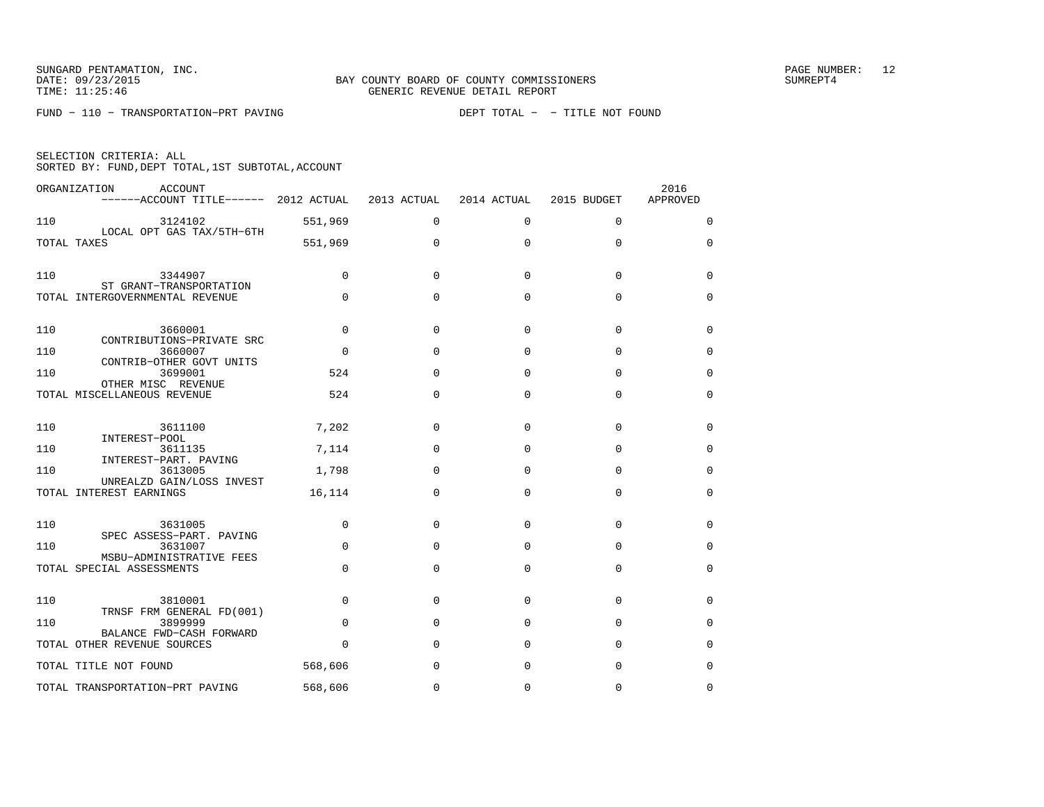SUNGARD PENTAMATION, INC.
DATE: 09/23/2015
TIME: 11:25:46

BAY COUNTY BOARD OF COUNTY COMMISSIONERS
GENERIC REVENUE DETAIL REPORT

SUMREPT4

FUND - 110 - TRANSPORTATION-PRT PAVING        DEPT TOTAL - - TITLE NOT FOUND

SELECTION CRITERIA: ALL
SORTED BY: FUND,DEPT TOTAL,1ST SUBTOTAL,ACCOUNT

| ORGANIZATION | ACCOUNT / ------ACCOUNT TITLE------ | 2012 ACTUAL | 2013 ACTUAL | 2014 ACTUAL | 2015 BUDGET | 2016 APPROVED |
|---|---|---|---|---|---|---|
| 110 | 3124102 LOCAL OPT GAS TAX/5TH-6TH | 551,969 | 0 | 0 | 0 | 0 |
| TOTAL TAXES | | 551,969 | 0 | 0 | 0 | 0 |
| 110 | 3344907 ST GRANT-TRANSPORTATION | 0 | 0 | 0 | 0 | 0 |
| TOTAL INTERGOVERNMENTAL REVENUE | | 0 | 0 | 0 | 0 | 0 |
| 110 | 3660001 CONTRIBUTIONS-PRIVATE SRC | 0 | 0 | 0 | 0 | 0 |
| 110 | 3660007 CONTRIB-OTHER GOVT UNITS | 0 | 0 | 0 | 0 | 0 |
| 110 | 3699001 OTHER MISC REVENUE | 524 | 0 | 0 | 0 | 0 |
| TOTAL MISCELLANEOUS REVENUE | | 524 | 0 | 0 | 0 | 0 |
| 110 | 3611100 INTEREST-POOL | 7,202 | 0 | 0 | 0 | 0 |
| 110 | 3611135 INTEREST-PART. PAVING | 7,114 | 0 | 0 | 0 | 0 |
| 110 | 3613005 UNREALZD GAIN/LOSS INVEST | 1,798 | 0 | 0 | 0 | 0 |
| TOTAL INTEREST EARNINGS | | 16,114 | 0 | 0 | 0 | 0 |
| 110 | 3631005 SPEC ASSESS-PART. PAVING | 0 | 0 | 0 | 0 | 0 |
| 110 | 3631007 MSBU-ADMINISTRATIVE FEES | 0 | 0 | 0 | 0 | 0 |
| TOTAL SPECIAL ASSESSMENTS | | 0 | 0 | 0 | 0 | 0 |
| 110 | 3810001 TRNSF FRM GENERAL FD(001) | 0 | 0 | 0 | 0 | 0 |
| 110 | 3899999 BALANCE FWD-CASH FORWARD | 0 | 0 | 0 | 0 | 0 |
| TOTAL OTHER REVENUE SOURCES | | 0 | 0 | 0 | 0 | 0 |
| TOTAL TITLE NOT FOUND | | 568,606 | 0 | 0 | 0 | 0 |
| TOTAL TRANSPORTATION-PRT PAVING | | 568,606 | 0 | 0 | 0 | 0 |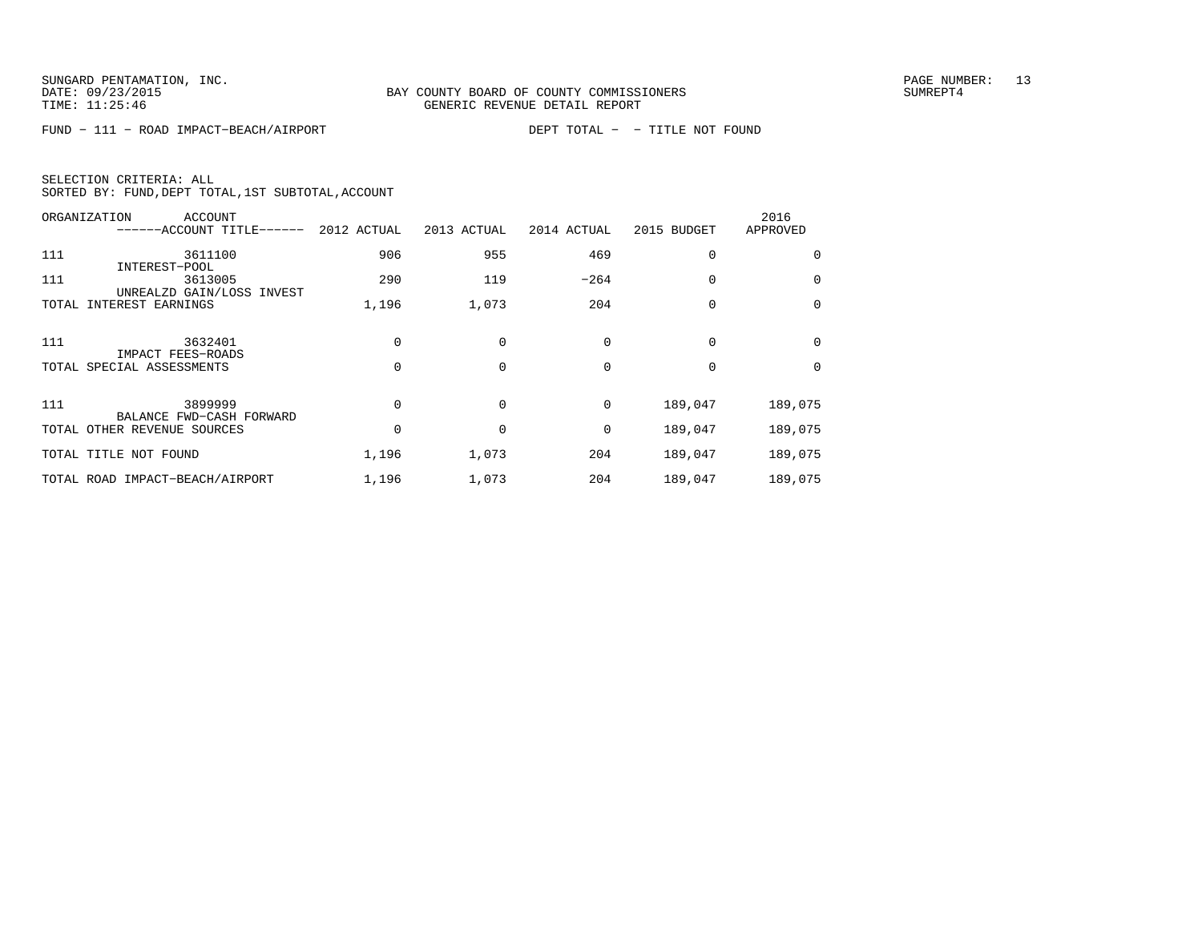FUND − 111 − ROAD IMPACT−BEACH/AIRPORT                    DEPT TOTAL −  − TITLE NOT FOUND

SELECTION CRITERIA: ALL
SORTED BY: FUND,DEPT TOTAL,1ST SUBTOTAL,ACCOUNT

| ORGANIZATION | ACCOUNT<br>------ACCOUNT TITLE------ | 2012 ACTUAL | 2013 ACTUAL | 2014 ACTUAL | 2015 BUDGET | 2016 APPROVED |
|---|---|---|---|---|---|---|
| 111 | 3611100<br>INTEREST−POOL | 906 | 955 | 469 | 0 | 0 |
| 111 | 3613005<br>UNREALZD GAIN/LOSS INVEST | 290 | 119 | −264 | 0 | 0 |
| TOTAL INTEREST EARNINGS | | 1,196 | 1,073 | 204 | 0 | 0 |
| 111 | 3632401<br>IMPACT FEES−ROADS | 0 | 0 | 0 | 0 | 0 |
| TOTAL SPECIAL ASSESSMENTS | | 0 | 0 | 0 | 0 | 0 |
| 111 | 3899999<br>BALANCE FWD−CASH FORWARD | 0 | 0 | 0 | 189,047 | 189,075 |
| TOTAL OTHER REVENUE SOURCES | | 0 | 0 | 0 | 189,047 | 189,075 |
| TOTAL TITLE NOT FOUND | | 1,196 | 1,073 | 204 | 189,047 | 189,075 |
| TOTAL ROAD IMPACT−BEACH/AIRPORT | | 1,196 | 1,073 | 204 | 189,047 | 189,075 |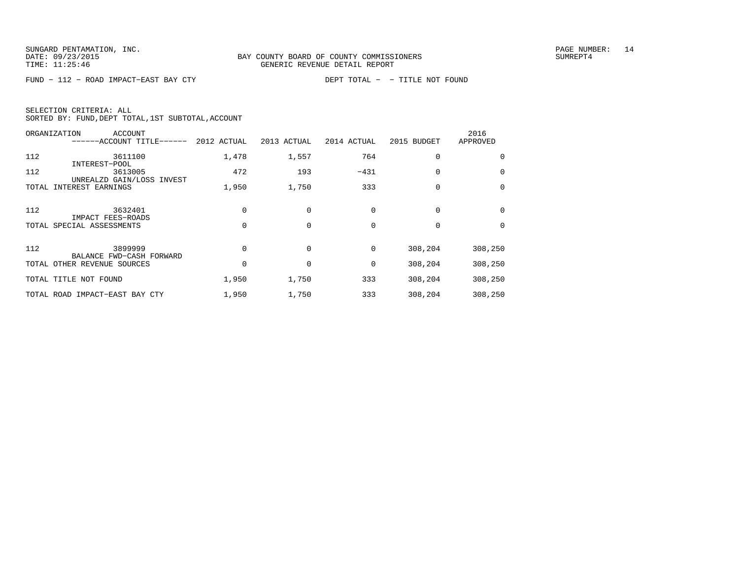BAY COUNTY BOARD OF COUNTY COMMISSIONERS
GENERIC REVENUE DETAIL REPORT

SUNGARD PENTAMATION, INC.
DATE: 09/23/2015
TIME: 11:25:46

SUMREPT4

FUND − 112 − ROAD IMPACT−EAST BAY CTY    DEPT TOTAL − − TITLE NOT FOUND

SELECTION CRITERIA: ALL
SORTED BY: FUND,DEPT TOTAL,1ST SUBTOTAL,ACCOUNT

| ORGANIZATION | ACCOUNT ------ACCOUNT TITLE------ | 2012 ACTUAL | 2013 ACTUAL | 2014 ACTUAL | 2015 BUDGET | 2016 APPROVED |
|---|---|---|---|---|---|---|
| 112 | 3611100 INTEREST−POOL | 1,478 | 1,557 | 764 | 0 | 0 |
| 112 | 3613005 UNREALZD GAIN/LOSS INVEST | 472 | 193 | −431 | 0 | 0 |
| TOTAL INTEREST EARNINGS | | 1,950 | 1,750 | 333 | 0 | 0 |
| 112 | 3632401 IMPACT FEES−ROADS | 0 | 0 | 0 | 0 | 0 |
| TOTAL SPECIAL ASSESSMENTS | | 0 | 0 | 0 | 0 | 0 |
| 112 | 3899999 BALANCE FWD−CASH FORWARD | 0 | 0 | 0 | 308,204 | 308,250 |
| TOTAL OTHER REVENUE SOURCES | | 0 | 0 | 0 | 308,204 | 308,250 |
| TOTAL TITLE NOT FOUND | | 1,950 | 1,750 | 333 | 308,204 | 308,250 |
| TOTAL ROAD IMPACT−EAST BAY CTY | | 1,950 | 1,750 | 333 | 308,204 | 308,250 |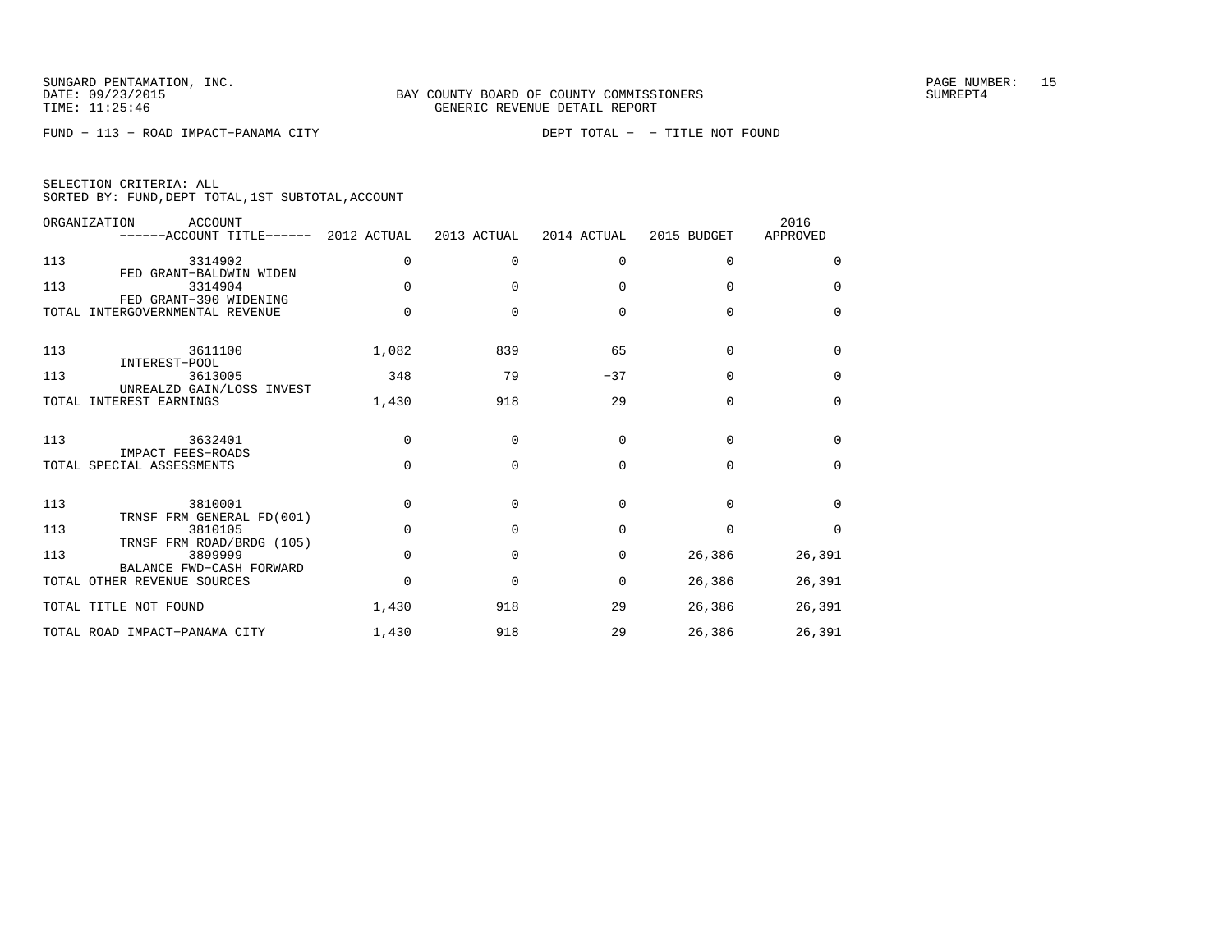SUNGARD PENTAMATION, INC.
DATE: 09/23/2015
TIME: 11:25:46

BAY COUNTY BOARD OF COUNTY COMMISSIONERS
GENERIC REVENUE DETAIL REPORT

SUMREPT4

FUND − 113 − ROAD IMPACT−PANAMA CITY DEPT TOTAL − − TITLE NOT FOUND

SELECTION CRITERIA: ALL
SORTED BY: FUND,DEPT TOTAL,1ST SUBTOTAL,ACCOUNT

| ORGANIZATION | ACCOUNT / ------ACCOUNT TITLE------ | 2012 ACTUAL | 2013 ACTUAL | 2014 ACTUAL | 2015 BUDGET | 2016 APPROVED |
|---|---|---|---|---|---|---|
| 113 | 3314902 FED GRANT−BALDWIN WIDEN | 0 | 0 | 0 | 0 | 0 |
| 113 | 3314904 FED GRANT−390 WIDENING | 0 | 0 | 0 | 0 | 0 |
| TOTAL INTERGOVERNMENTAL REVENUE | | 0 | 0 | 0 | 0 | 0 |
| 113 | 3611100 INTEREST−POOL | 1,082 | 839 | 65 | 0 | 0 |
| 113 | 3613005 UNREALZD GAIN/LOSS INVEST | 348 | 79 | −37 | 0 | 0 |
| TOTAL INTEREST EARNINGS | | 1,430 | 918 | 29 | 0 | 0 |
| 113 | 3632401 IMPACT FEES−ROADS | 0 | 0 | 0 | 0 | 0 |
| TOTAL SPECIAL ASSESSMENTS | | 0 | 0 | 0 | 0 | 0 |
| 113 | 3810001 TRNSF FRM GENERAL FD(001) | 0 | 0 | 0 | 0 | 0 |
| 113 | 3810105 TRNSF FRM ROAD/BRDG (105) | 0 | 0 | 0 | 0 | 0 |
| 113 | 3899999 BALANCE FWD−CASH FORWARD | 0 | 0 | 0 | 26,386 | 26,391 |
| TOTAL OTHER REVENUE SOURCES | | 0 | 0 | 0 | 26,386 | 26,391 |
| TOTAL TITLE NOT FOUND | | 1,430 | 918 | 29 | 26,386 | 26,391 |
| TOTAL ROAD IMPACT−PANAMA CITY | | 1,430 | 918 | 29 | 26,386 | 26,391 |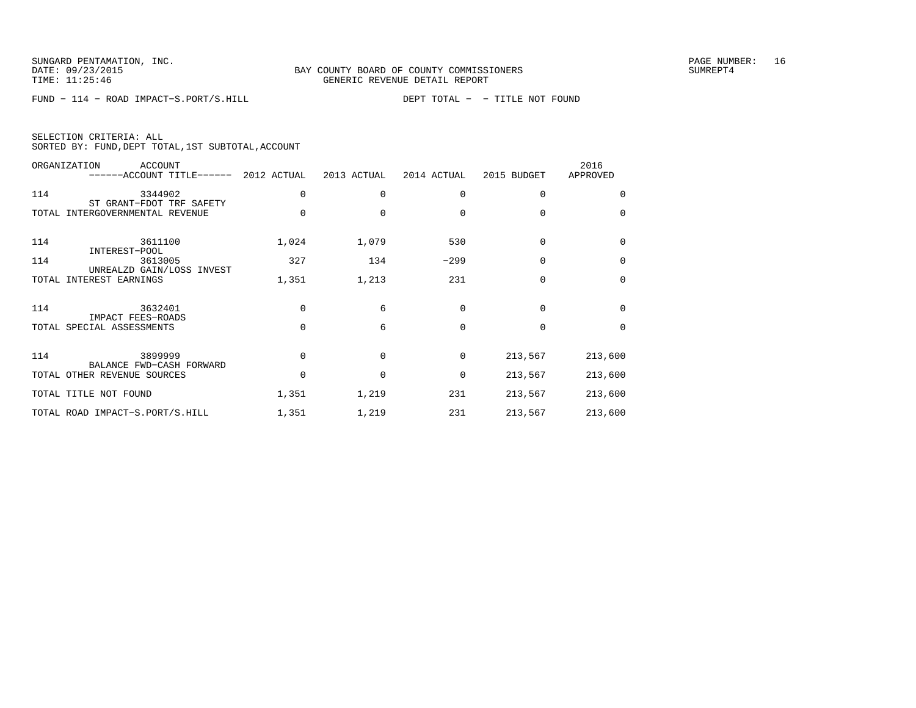SUNGARD PENTAMATION, INC.
DATE: 09/23/2015
TIME: 11:25:46

BAY COUNTY BOARD OF COUNTY COMMISSIONERS
GENERIC REVENUE DETAIL REPORT

PAGE NUMBER: 16
SUMREPT4

FUND − 114 − ROAD IMPACT−S.PORT/S.HILL DEPT TOTAL − − TITLE NOT FOUND

SELECTION CRITERIA: ALL
SORTED BY: FUND,DEPT TOTAL,1ST SUBTOTAL,ACCOUNT

| ORGANIZATION | ACCOUNT / ------ACCOUNT TITLE------ | 2012 ACTUAL | 2013 ACTUAL | 2014 ACTUAL | 2015 BUDGET | 2016 APPROVED |
|---|---|---|---|---|---|---|
| 114 | 3344902 ST GRANT−FDOT TRF SAFETY | 0 | 0 | 0 | 0 | 0 |
| TOTAL INTERGOVERNMENTAL REVENUE | | 0 | 0 | 0 | 0 | 0 |
| 114 | 3611100 INTEREST−POOL | 1,024 | 1,079 | 530 | 0 | 0 |
| 114 | 3613005 UNREALZD GAIN/LOSS INVEST | 327 | 134 | −299 | 0 | 0 |
| TOTAL INTEREST EARNINGS | | 1,351 | 1,213 | 231 | 0 | 0 |
| 114 | 3632401 IMPACT FEES−ROADS | 0 | 6 | 0 | 0 | 0 |
| TOTAL SPECIAL ASSESSMENTS | | 0 | 6 | 0 | 0 | 0 |
| 114 | 3899999 BALANCE FWD−CASH FORWARD | 0 | 0 | 0 | 213,567 | 213,600 |
| TOTAL OTHER REVENUE SOURCES | | 0 | 0 | 0 | 213,567 | 213,600 |
| TOTAL TITLE NOT FOUND | | 1,351 | 1,219 | 231 | 213,567 | 213,600 |
| TOTAL ROAD IMPACT−S.PORT/S.HILL | | 1,351 | 1,219 | 231 | 213,567 | 213,600 |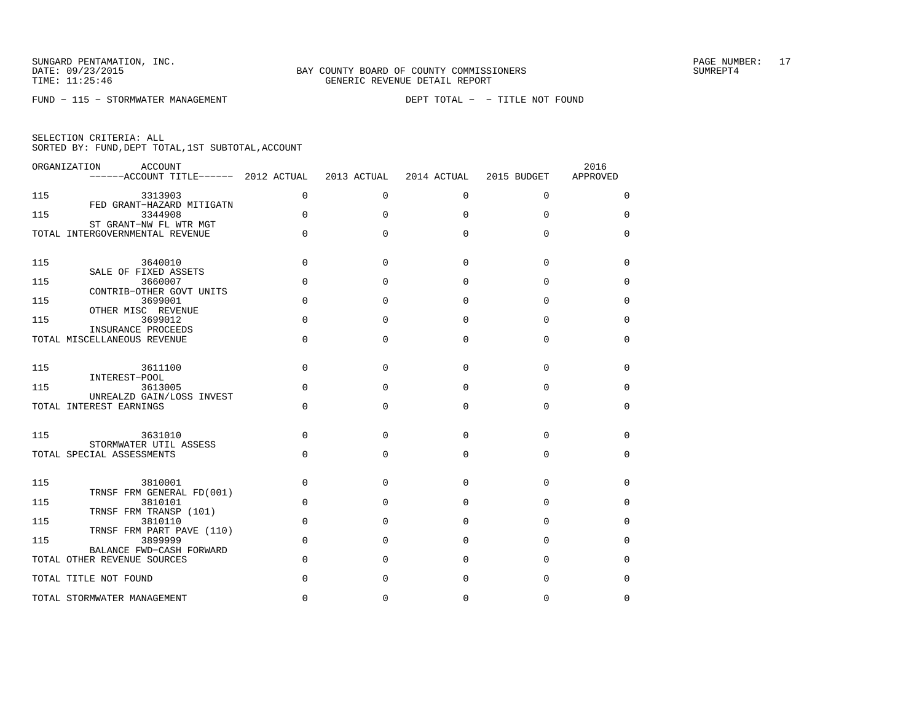SUNGARD PENTAMATION, INC.
DATE: 09/23/2015
TIME: 11:25:46

BAY COUNTY BOARD OF COUNTY COMMISSIONERS
GENERIC REVENUE DETAIL REPORT

SUMREPT4

FUND - 115 - STORMWATER MANAGEMENT　　　　DEPT TOTAL - - TITLE NOT FOUND

SELECTION CRITERIA: ALL
SORTED BY: FUND,DEPT TOTAL,1ST SUBTOTAL,ACCOUNT

| ORGANIZATION | ACCOUNT / ------ACCOUNT TITLE------ | 2012 ACTUAL | 2013 ACTUAL | 2014 ACTUAL | 2015 BUDGET | 2016 APPROVED |
|---|---|---|---|---|---|---|
| 115 | 3313903 FED GRANT-HAZARD MITIGATN | 0 | 0 | 0 | 0 | 0 |
| 115 | 3344908 ST GRANT-NW FL WTR MGT | 0 | 0 | 0 | 0 | 0 |
| TOTAL INTERGOVERNMENTAL REVENUE | | 0 | 0 | 0 | 0 | 0 |
| 115 | 3640010 SALE OF FIXED ASSETS | 0 | 0 | 0 | 0 | 0 |
| 115 | 3660007 CONTRIB-OTHER GOVT UNITS | 0 | 0 | 0 | 0 | 0 |
| 115 | 3699001 OTHER MISC REVENUE | 0 | 0 | 0 | 0 | 0 |
| 115 | 3699012 INSURANCE PROCEEDS | 0 | 0 | 0 | 0 | 0 |
| TOTAL MISCELLANEOUS REVENUE | | 0 | 0 | 0 | 0 | 0 |
| 115 | 3611100 INTEREST-POOL | 0 | 0 | 0 | 0 | 0 |
| 115 | 3613005 UNREALZD GAIN/LOSS INVEST | 0 | 0 | 0 | 0 | 0 |
| TOTAL INTEREST EARNINGS | | 0 | 0 | 0 | 0 | 0 |
| 115 | 3631010 STORMWATER UTIL ASSESS | 0 | 0 | 0 | 0 | 0 |
| TOTAL SPECIAL ASSESSMENTS | | 0 | 0 | 0 | 0 | 0 |
| 115 | 3810001 TRNSF FRM GENERAL FD(001) | 0 | 0 | 0 | 0 | 0 |
| 115 | 3810101 TRNSF FRM TRANSP (101) | 0 | 0 | 0 | 0 | 0 |
| 115 | 3810110 TRNSF FRM PART PAVE (110) | 0 | 0 | 0 | 0 | 0 |
| 115 | 3899999 BALANCE FWD-CASH FORWARD | 0 | 0 | 0 | 0 | 0 |
| TOTAL OTHER REVENUE SOURCES | | 0 | 0 | 0 | 0 | 0 |
| TOTAL TITLE NOT FOUND | | 0 | 0 | 0 | 0 | 0 |
| TOTAL STORMWATER MANAGEMENT | | 0 | 0 | 0 | 0 | 0 |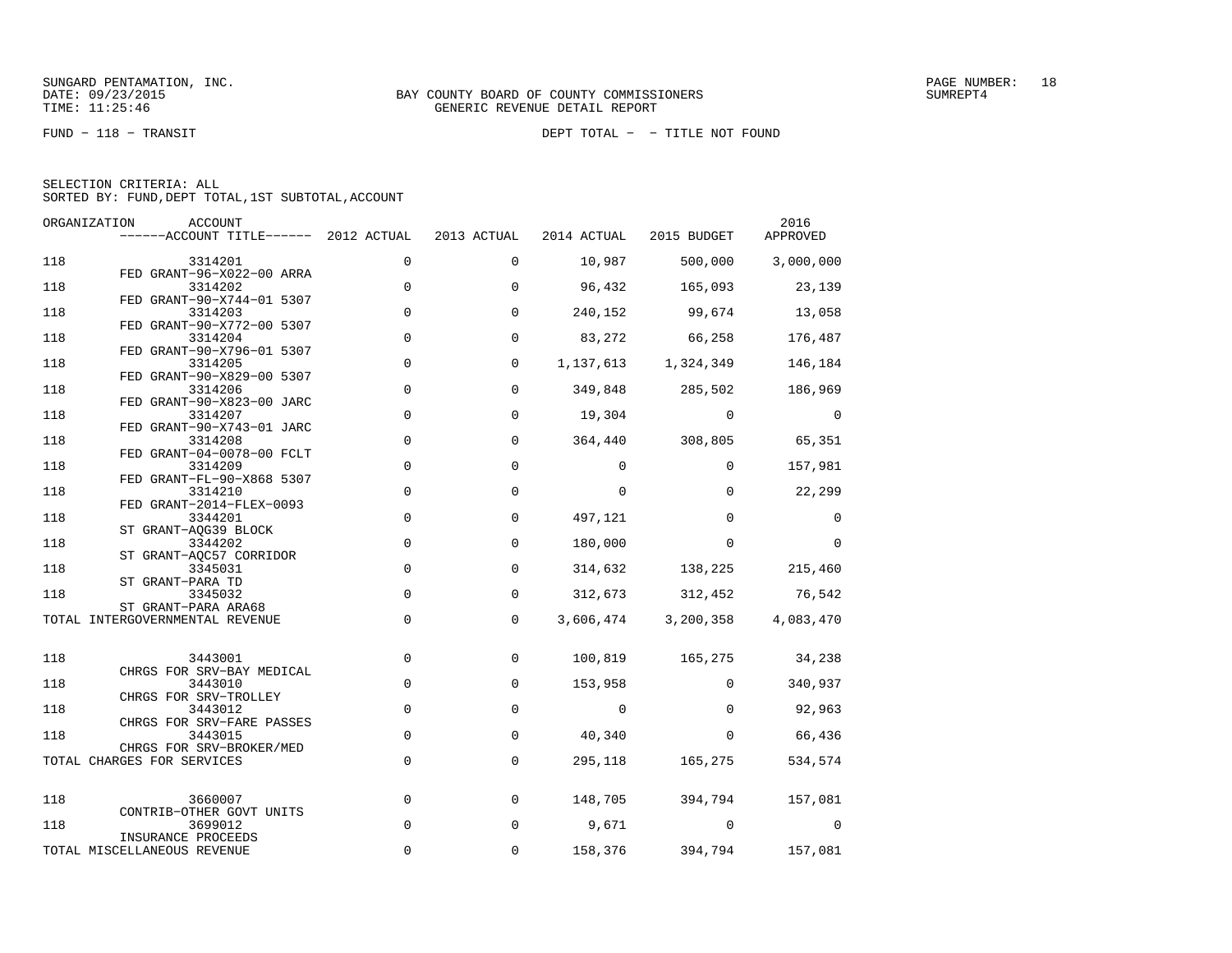SUNGARD PENTAMATION, INC.
DATE: 09/23/2015
TIME: 11:25:46

BAY COUNTY BOARD OF COUNTY COMMISSIONERS
GENERIC REVENUE DETAIL REPORT

PAGE NUMBER: 18
SUMREPT4

FUND - 118 - TRANSIT

DEPT TOTAL - - TITLE NOT FOUND

SELECTION CRITERIA: ALL
SORTED BY: FUND,DEPT TOTAL,1ST SUBTOTAL,ACCOUNT

| ORGANIZATION | ACCOUNT / ------ACCOUNT TITLE------ | 2012 ACTUAL | 2013 ACTUAL | 2014 ACTUAL | 2015 BUDGET | 2016 APPROVED |
|---|---|---|---|---|---|---|
| 118 | 3314201 FED GRANT-96-X022-00 ARRA | 0 | 0 | 10,987 | 500,000 | 3,000,000 |
| 118 | 3314202 FED GRANT-90-X744-01 5307 | 0 | 0 | 96,432 | 165,093 | 23,139 |
| 118 | 3314203 FED GRANT-90-X772-00 5307 | 0 | 0 | 240,152 | 99,674 | 13,058 |
| 118 | 3314204 FED GRANT-90-X796-01 5307 | 0 | 0 | 83,272 | 66,258 | 176,487 |
| 118 | 3314205 FED GRANT-90-X829-00 5307 | 0 | 0 | 1,137,613 | 1,324,349 | 146,184 |
| 118 | 3314206 FED GRANT-90-X823-00 JARC | 0 | 0 | 349,848 | 285,502 | 186,969 |
| 118 | 3314207 FED GRANT-90-X743-01 JARC | 0 | 0 | 19,304 | 0 | 0 |
| 118 | 3314208 FED GRANT-04-0078-00 FCLT | 0 | 0 | 364,440 | 308,805 | 65,351 |
| 118 | 3314209 FED GRANT-FL-90-X868 5307 | 0 | 0 | 0 | 0 | 157,981 |
| 118 | 3314210 FED GRANT-2014-FLEX-0093 | 0 | 0 | 0 | 0 | 22,299 |
| 118 | 3344201 ST GRANT-AQG39 BLOCK | 0 | 0 | 497,121 | 0 | 0 |
| 118 | 3344202 ST GRANT-AQC57 CORRIDOR | 0 | 0 | 180,000 | 0 | 0 |
| 118 | 3345031 ST GRANT-PARA TD | 0 | 0 | 314,632 | 138,225 | 215,460 |
| 118 | 3345032 ST GRANT-PARA ARA68 | 0 | 0 | 312,673 | 312,452 | 76,542 |
| TOTAL INTERGOVERNMENTAL REVENUE | | 0 | 0 | 3,606,474 | 3,200,358 | 4,083,470 |
| 118 | 3443001 CHRGS FOR SRV-BAY MEDICAL | 0 | 0 | 100,819 | 165,275 | 34,238 |
| 118 | 3443010 CHRGS FOR SRV-TROLLEY | 0 | 0 | 153,958 | 0 | 340,937 |
| 118 | 3443012 CHRGS FOR SRV-FARE PASSES | 0 | 0 | 0 | 0 | 92,963 |
| 118 | 3443015 CHRGS FOR SRV-BROKER/MED | 0 | 0 | 40,340 | 0 | 66,436 |
| TOTAL CHARGES FOR SERVICES | | 0 | 0 | 295,118 | 165,275 | 534,574 |
| 118 | 3660007 CONTRIB-OTHER GOVT UNITS | 0 | 0 | 148,705 | 394,794 | 157,081 |
| 118 | 3699012 INSURANCE PROCEEDS | 0 | 0 | 9,671 | 0 | 0 |
| TOTAL MISCELLANEOUS REVENUE | | 0 | 0 | 158,376 | 394,794 | 157,081 |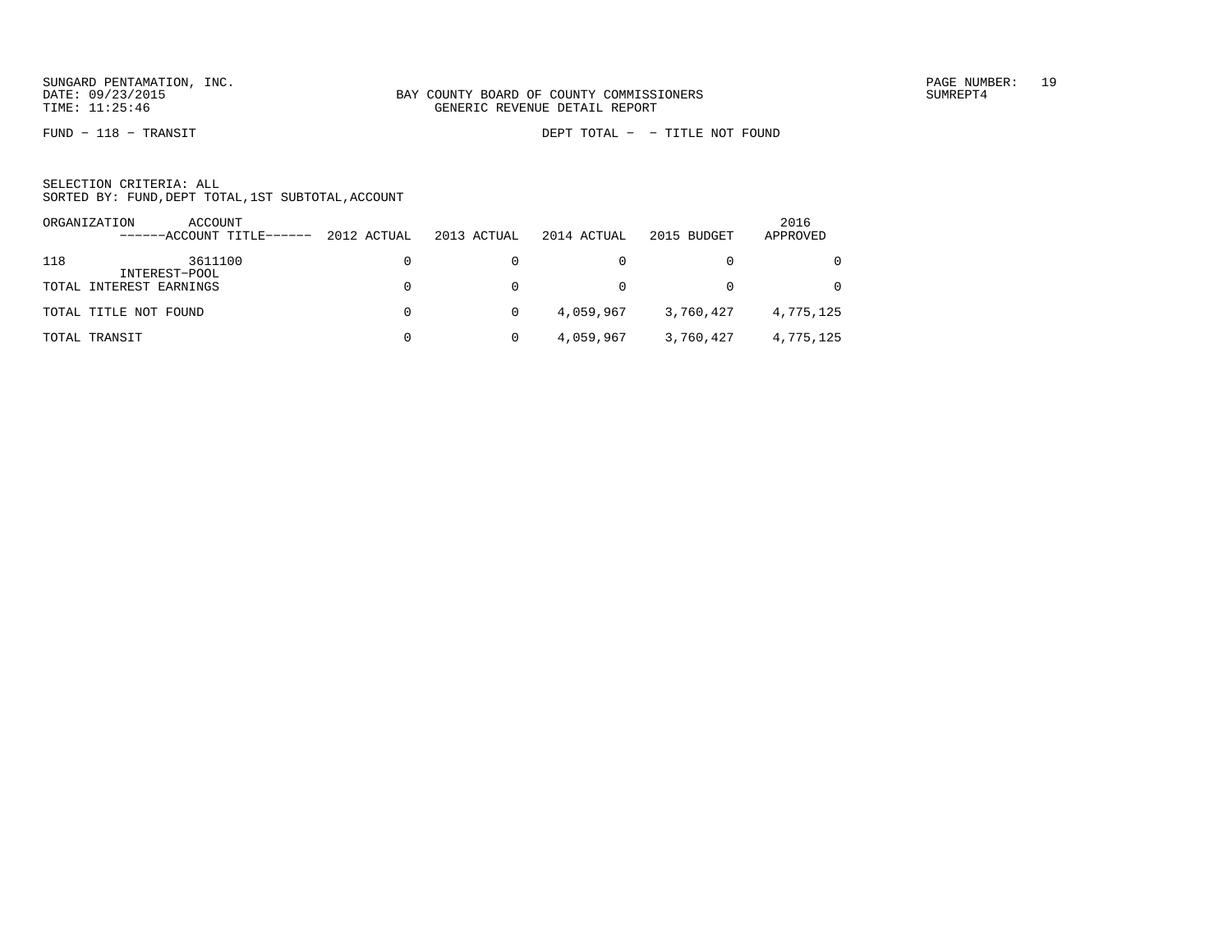BAY COUNTY BOARD OF COUNTY COMMISSIONERS
GENERIC REVENUE DETAIL REPORT

SUNGARD PENTAMATION, INC.
DATE: 09/23/2015
TIME: 11:25:46

SUMREPT4

FUND − 118 − TRANSIT

DEPT TOTAL − − TITLE NOT FOUND

SELECTION CRITERIA: ALL
SORTED BY: FUND,DEPT TOTAL,1ST SUBTOTAL,ACCOUNT

| ORGANIZATION | ACCOUNT ------ACCOUNT TITLE------ | 2012 ACTUAL | 2013 ACTUAL | 2014 ACTUAL | 2015 BUDGET | 2016 APPROVED |
|---|---|---|---|---|---|---|
| 118 | 3611100 INTEREST−POOL | 0 | 0 | 0 | 0 | 0 |
| TOTAL INTEREST EARNINGS | | 0 | 0 | 0 | 0 | 0 |
| TOTAL TITLE NOT FOUND | | 0 | 0 | 4,059,967 | 3,760,427 | 4,775,125 |
| TOTAL TRANSIT | | 0 | 0 | 4,059,967 | 3,760,427 | 4,775,125 |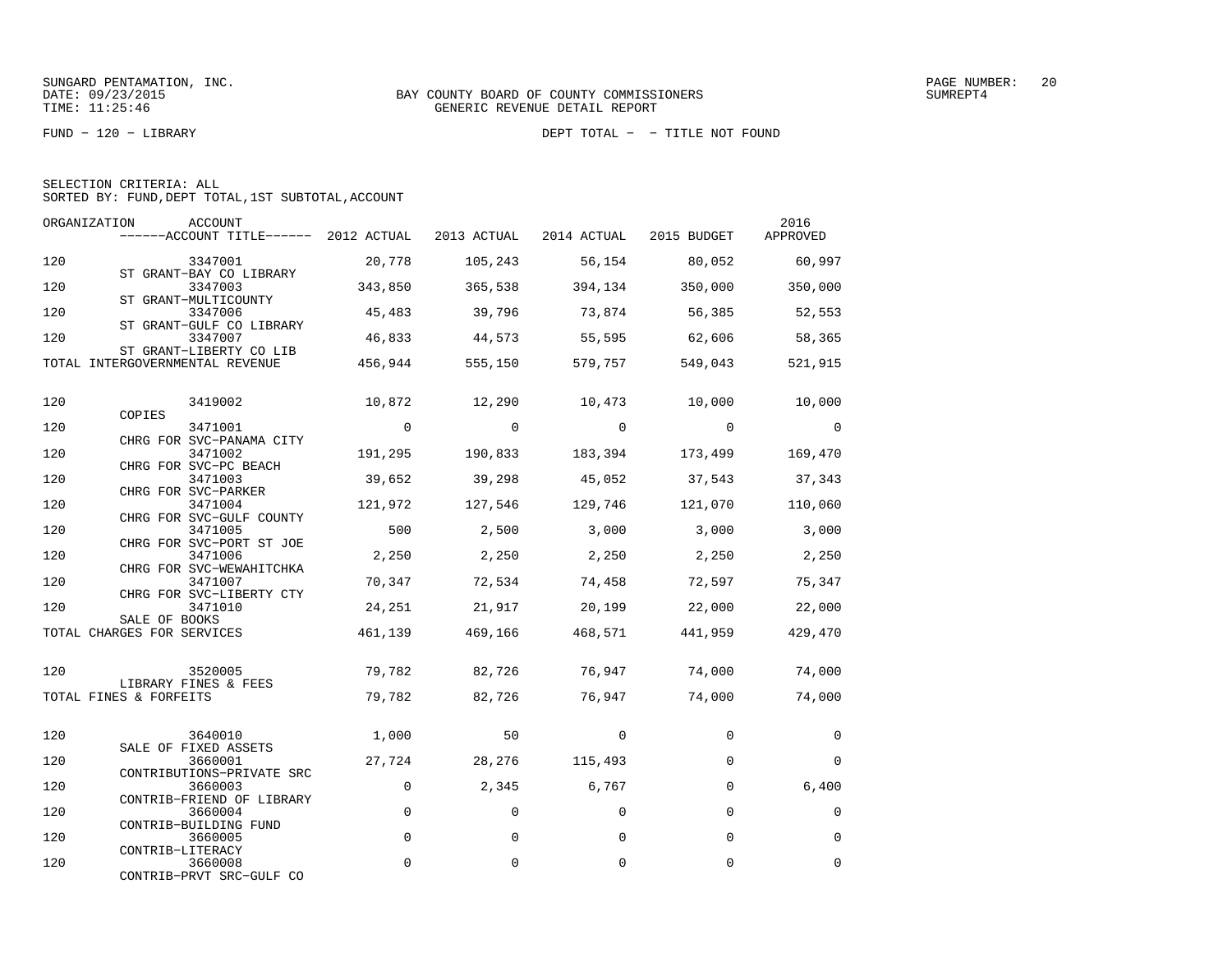SUNGARD PENTAMATION, INC.
DATE: 09/23/2015
TIME: 11:25:46

BAY COUNTY BOARD OF COUNTY COMMISSIONERS
GENERIC REVENUE DETAIL REPORT

PAGE NUMBER: 20
SUMREPT4

FUND - 120 - LIBRARY

DEPT TOTAL - - TITLE NOT FOUND

SELECTION CRITERIA: ALL
SORTED BY: FUND,DEPT TOTAL,1ST SUBTOTAL,ACCOUNT

| ORGANIZATION | ACCOUNT / ACCOUNT TITLE | 2012 ACTUAL | 2013 ACTUAL | 2014 ACTUAL | 2015 BUDGET | 2016 APPROVED |
|---|---|---|---|---|---|---|
| 120 | 3347001 ST GRANT-BAY CO LIBRARY | 20,778 | 105,243 | 56,154 | 80,052 | 60,997 |
| 120 | 3347003 ST GRANT-MULTICOUNTY | 343,850 | 365,538 | 394,134 | 350,000 | 350,000 |
| 120 | 3347006 ST GRANT-GULF CO LIBRARY | 45,483 | 39,796 | 73,874 | 56,385 | 52,553 |
| 120 | 3347007 ST GRANT-LIBERTY CO LIB | 46,833 | 44,573 | 55,595 | 62,606 | 58,365 |
| TOTAL INTERGOVERNMENTAL REVENUE | | 456,944 | 555,150 | 579,757 | 549,043 | 521,915 |
| 120 | 3419002 COPIES | 10,872 | 12,290 | 10,473 | 10,000 | 10,000 |
| 120 | 3471001 CHRG FOR SVC-PANAMA CITY | 0 | 0 | 0 | 0 | 0 |
| 120 | 3471002 CHRG FOR SVC-PC BEACH | 191,295 | 190,833 | 183,394 | 173,499 | 169,470 |
| 120 | 3471003 CHRG FOR SVC-PARKER | 39,652 | 39,298 | 45,052 | 37,543 | 37,343 |
| 120 | 3471004 CHRG FOR SVC-GULF COUNTY | 121,972 | 127,546 | 129,746 | 121,070 | 110,060 |
| 120 | 3471005 CHRG FOR SVC-PORT ST JOE | 500 | 2,500 | 3,000 | 3,000 | 3,000 |
| 120 | 3471006 CHRG FOR SVC-WEWAHITCHKA | 2,250 | 2,250 | 2,250 | 2,250 | 2,250 |
| 120 | 3471007 CHRG FOR SVC-LIBERTY CTY | 70,347 | 72,534 | 74,458 | 72,597 | 75,347 |
| 120 | 3471010 SALE OF BOOKS | 24,251 | 21,917 | 20,199 | 22,000 | 22,000 |
| TOTAL CHARGES FOR SERVICES | | 461,139 | 469,166 | 468,571 | 441,959 | 429,470 |
| 120 | 3520005 LIBRARY FINES & FEES | 79,782 | 82,726 | 76,947 | 74,000 | 74,000 |
| TOTAL FINES & FORFEITS | | 79,782 | 82,726 | 76,947 | 74,000 | 74,000 |
| 120 | 3640010 SALE OF FIXED ASSETS | 1,000 | 50 | 0 | 0 | 0 |
| 120 | 3660001 CONTRIBUTIONS-PRIVATE SRC | 27,724 | 28,276 | 115,493 | 0 | 0 |
| 120 | 3660003 CONTRIB-FRIEND OF LIBRARY | 0 | 2,345 | 6,767 | 0 | 6,400 |
| 120 | 3660004 CONTRIB-BUILDING FUND | 0 | 0 | 0 | 0 | 0 |
| 120 | 3660005 CONTRIB-LITERACY | 0 | 0 | 0 | 0 | 0 |
| 120 | 3660008 CONTRIB-PRVT SRC-GULF CO | 0 | 0 | 0 | 0 | 0 |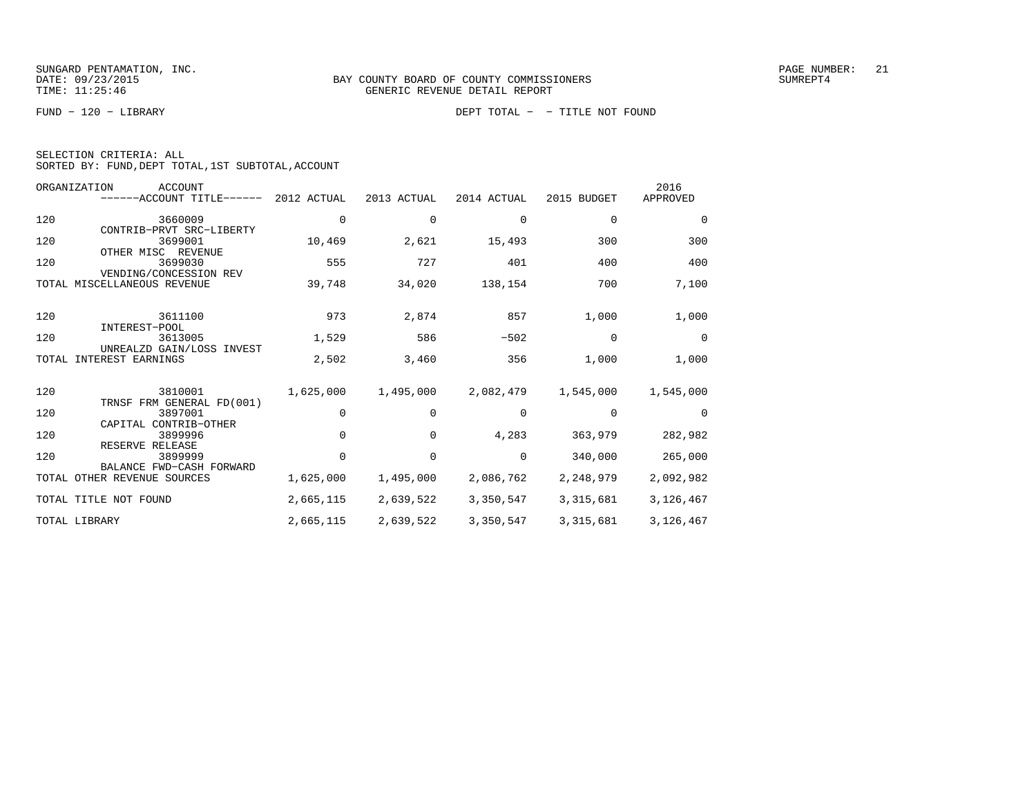SUNGARD PENTAMATION, INC.
DATE: 09/23/2015
TIME: 11:25:46

BAY COUNTY BOARD OF COUNTY COMMISSIONERS
GENERIC REVENUE DETAIL REPORT

SUMREPT4

FUND - 120 - LIBRARY

DEPT TOTAL - - TITLE NOT FOUND

SELECTION CRITERIA: ALL
SORTED BY: FUND,DEPT TOTAL,1ST SUBTOTAL,ACCOUNT

| ORGANIZATION | ACCOUNT / ------ACCOUNT TITLE------ | 2012 ACTUAL | 2013 ACTUAL | 2014 ACTUAL | 2015 BUDGET | 2016 APPROVED |
|---|---|---|---|---|---|---|
| 120 | 3660009 CONTRIB-PRVT SRC-LIBERTY | 0 | 0 | 0 | 0 | 0 |
| 120 | 3699001 OTHER MISC REVENUE | 10,469 | 2,621 | 15,493 | 300 | 300 |
| 120 | 3699030 VENDING/CONCESSION REV | 555 | 727 | 401 | 400 | 400 |
| TOTAL MISCELLANEOUS REVENUE | | 39,748 | 34,020 | 138,154 | 700 | 7,100 |
| 120 | 3611100 INTEREST-POOL | 973 | 2,874 | 857 | 1,000 | 1,000 |
| 120 | 3613005 UNREALZD GAIN/LOSS INVEST | 1,529 | 586 | -502 | 0 | 0 |
| TOTAL INTEREST EARNINGS | | 2,502 | 3,460 | 356 | 1,000 | 1,000 |
| 120 | 3810001 TRNSF FRM GENERAL FD(001) | 1,625,000 | 1,495,000 | 2,082,479 | 1,545,000 | 1,545,000 |
| 120 | 3897001 CAPITAL CONTRIB-OTHER | 0 | 0 | 0 | 0 | 0 |
| 120 | 3899996 RESERVE RELEASE | 0 | 0 | 4,283 | 363,979 | 282,982 |
| 120 | 3899999 BALANCE FWD-CASH FORWARD | 0 | 0 | 0 | 340,000 | 265,000 |
| TOTAL OTHER REVENUE SOURCES | | 1,625,000 | 1,495,000 | 2,086,762 | 2,248,979 | 2,092,982 |
| TOTAL TITLE NOT FOUND | | 2,665,115 | 2,639,522 | 3,350,547 | 3,315,681 | 3,126,467 |
| TOTAL LIBRARY | | 2,665,115 | 2,639,522 | 3,350,547 | 3,315,681 | 3,126,467 |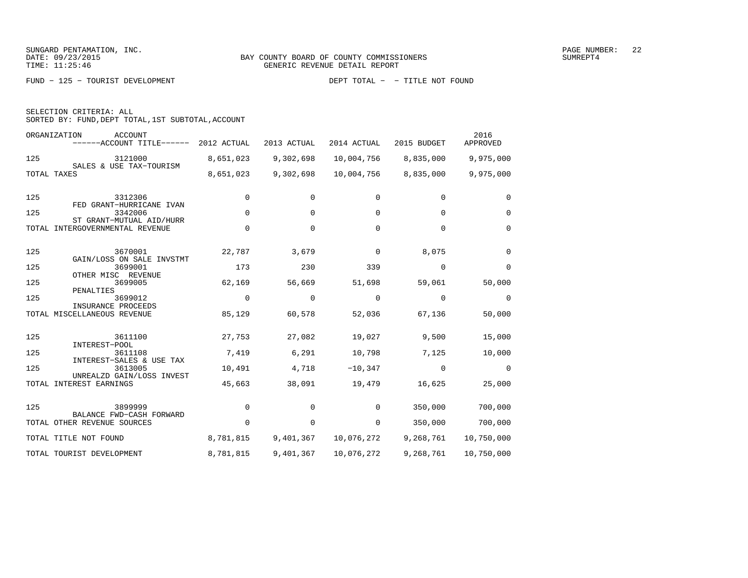SUNGARD PENTAMATION, INC.
DATE: 09/23/2015
TIME: 11:25:46

BAY COUNTY BOARD OF COUNTY COMMISSIONERS
GENERIC REVENUE DETAIL REPORT

SUMREPT4

FUND − 125 − TOURIST DEVELOPMENT

DEPT TOTAL − − TITLE NOT FOUND

SELECTION CRITERIA: ALL
SORTED BY: FUND,DEPT TOTAL,1ST SUBTOTAL,ACCOUNT

| ORGANIZATION | ACCOUNT / ------ACCOUNT TITLE------ | 2012 ACTUAL | 2013 ACTUAL | 2014 ACTUAL | 2015 BUDGET | 2016 APPROVED |
|---|---|---|---|---|---|---|
| 125 | 3121000 SALES & USE TAX−TOURISM | 8,651,023 | 9,302,698 | 10,004,756 | 8,835,000 | 9,975,000 |
| TOTAL TAXES | | 8,651,023 | 9,302,698 | 10,004,756 | 8,835,000 | 9,975,000 |
| 125 | 3312306 FED GRANT−HURRICANE IVAN | 0 | 0 | 0 | 0 | 0 |
| 125 | 3342006 ST GRANT−MUTUAL AID/HURR | 0 | 0 | 0 | 0 | 0 |
| TOTAL INTERGOVERNMENTAL REVENUE | | 0 | 0 | 0 | 0 | 0 |
| 125 | 3670001 GAIN/LOSS ON SALE INVSTMT | 22,787 | 3,679 | 0 | 8,075 | 0 |
| 125 | 3699001 OTHER MISC REVENUE | 173 | 230 | 339 | 0 | 0 |
| 125 | 3699005 PENALTIES | 62,169 | 56,669 | 51,698 | 59,061 | 50,000 |
| 125 | 3699012 INSURANCE PROCEEDS | 0 | 0 | 0 | 0 | 0 |
| TOTAL MISCELLANEOUS REVENUE | | 85,129 | 60,578 | 52,036 | 67,136 | 50,000 |
| 125 | 3611100 INTEREST−POOL | 27,753 | 27,082 | 19,027 | 9,500 | 15,000 |
| 125 | 3611108 INTEREST−SALES & USE TAX | 7,419 | 6,291 | 10,798 | 7,125 | 10,000 |
| 125 | 3613005 UNREALZD GAIN/LOSS INVEST | 10,491 | 4,718 | −10,347 | 0 | 0 |
| TOTAL INTEREST EARNINGS | | 45,663 | 38,091 | 19,479 | 16,625 | 25,000 |
| 125 | 3899999 BALANCE FWD−CASH FORWARD | 0 | 0 | 0 | 350,000 | 700,000 |
| TOTAL OTHER REVENUE SOURCES | | 0 | 0 | 0 | 350,000 | 700,000 |
| TOTAL TITLE NOT FOUND | | 8,781,815 | 9,401,367 | 10,076,272 | 9,268,761 | 10,750,000 |
| TOTAL TOURIST DEVELOPMENT | | 8,781,815 | 9,401,367 | 10,076,272 | 9,268,761 | 10,750,000 |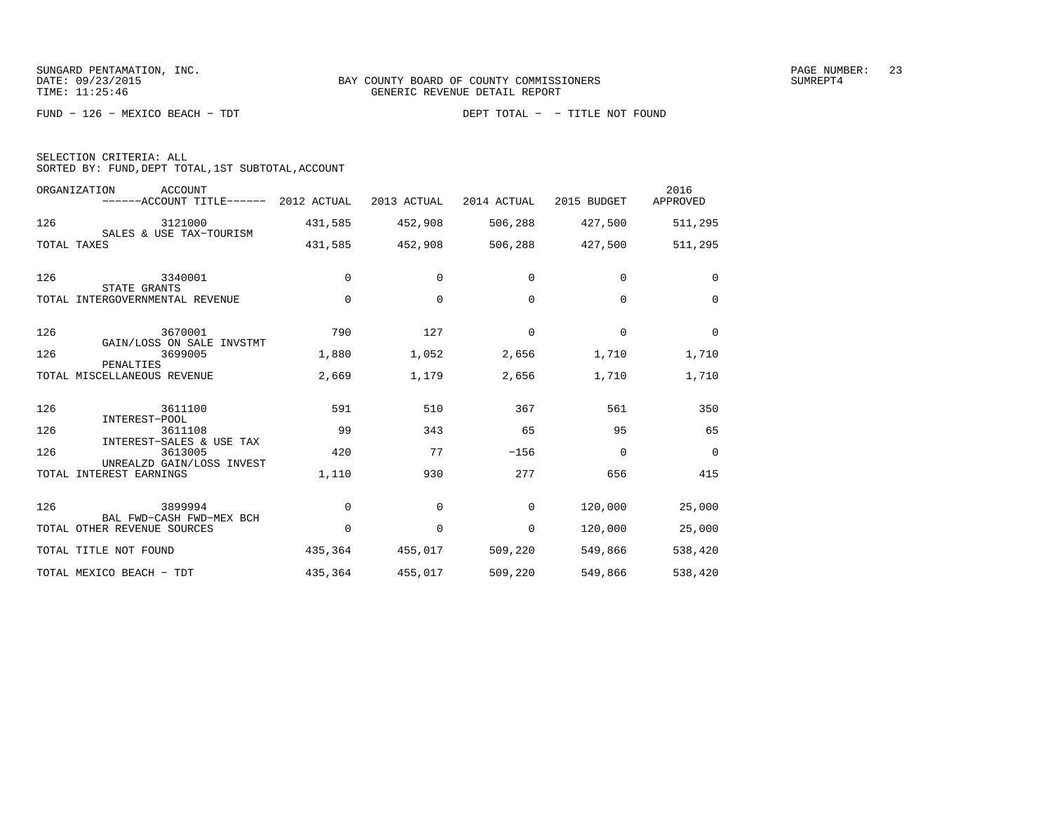SUNGARD PENTAMATION, INC.
DATE: 09/23/2015
TIME: 11:25:46

BAY COUNTY BOARD OF COUNTY COMMISSIONERS
GENERIC REVENUE DETAIL REPORT

SUMREPT4

FUND − 126 − MEXICO BEACH − TDT

DEPT TOTAL − − TITLE NOT FOUND

SELECTION CRITERIA: ALL
SORTED BY: FUND,DEPT TOTAL,1ST SUBTOTAL,ACCOUNT

| ORGANIZATION | ACCOUNT / ------ACCOUNT TITLE------ | 2012 ACTUAL | 2013 ACTUAL | 2014 ACTUAL | 2015 BUDGET | 2016 APPROVED |
|---|---|---|---|---|---|---|
| 126 | 3121000 SALES & USE TAX−TOURISM | 431,585 | 452,908 | 506,288 | 427,500 | 511,295 |
| TOTAL TAXES | | 431,585 | 452,908 | 506,288 | 427,500 | 511,295 |
| 126 | 3340001 STATE GRANTS | 0 | 0 | 0 | 0 | 0 |
| TOTAL INTERGOVERNMENTAL REVENUE | | 0 | 0 | 0 | 0 | 0 |
| 126 | 3670001 GAIN/LOSS ON SALE INVSTMT | 790 | 127 | 0 | 0 | 0 |
| 126 | 3699005 PENALTIES | 1,880 | 1,052 | 2,656 | 1,710 | 1,710 |
| TOTAL MISCELLANEOUS REVENUE | | 2,669 | 1,179 | 2,656 | 1,710 | 1,710 |
| 126 | 3611100 INTEREST−POOL | 591 | 510 | 367 | 561 | 350 |
| 126 | 3611108 INTEREST−SALES & USE TAX | 99 | 343 | 65 | 95 | 65 |
| 126 | 3613005 UNREALZD GAIN/LOSS INVEST | 420 | 77 | −156 | 0 | 0 |
| TOTAL INTEREST EARNINGS | | 1,110 | 930 | 277 | 656 | 415 |
| 126 | 3899994 BAL FWD−CASH FWD−MEX BCH | 0 | 0 | 0 | 120,000 | 25,000 |
| TOTAL OTHER REVENUE SOURCES | | 0 | 0 | 0 | 120,000 | 25,000 |
| TOTAL TITLE NOT FOUND | | 435,364 | 455,017 | 509,220 | 549,866 | 538,420 |
| TOTAL MEXICO BEACH − TDT | | 435,364 | 455,017 | 509,220 | 549,866 | 538,420 |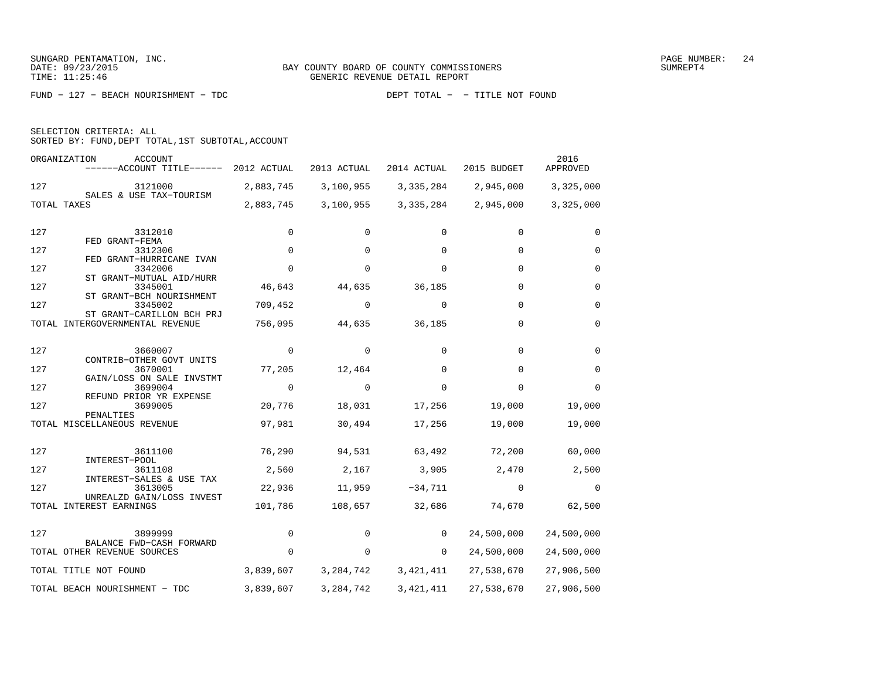SUNGARD PENTAMATION, INC.
DATE: 09/23/2015
TIME: 11:25:46

BAY COUNTY BOARD OF COUNTY COMMISSIONERS
GENERIC REVENUE DETAIL REPORT

SUMREPT4

FUND − 127 − BEACH NOURISHMENT − TDC

DEPT TOTAL − − TITLE NOT FOUND

SELECTION CRITERIA: ALL
SORTED BY: FUND,DEPT TOTAL,1ST SUBTOTAL,ACCOUNT

| ORGANIZATION | ACCOUNT<br>------ACCOUNT TITLE------ | 2012 ACTUAL | 2013 ACTUAL | 2014 ACTUAL | 2015 BUDGET | 2016 APPROVED |
|---|---|---|---|---|---|---|
| 127 | 3121000<br>SALES & USE TAX−TOURISM | 2,883,745 | 3,100,955 | 3,335,284 | 2,945,000 | 3,325,000 |
| TOTAL TAXES | | 2,883,745 | 3,100,955 | 3,335,284 | 2,945,000 | 3,325,000 |
| 127 | 3312010<br>FED GRANT−FEMA | 0 | 0 | 0 | 0 | 0 |
| 127 | 3312306<br>FED GRANT−HURRICANE IVAN | 0 | 0 | 0 | 0 | 0 |
| 127 | 3342006<br>ST GRANT−MUTUAL AID/HURR | 0 | 0 | 0 | 0 | 0 |
| 127 | 3345001<br>ST GRANT−BCH NOURISHMENT | 46,643 | 44,635 | 36,185 | 0 | 0 |
| 127 | 3345002<br>ST GRANT−CARILLON BCH PRJ | 709,452 | 0 | 0 | 0 | 0 |
| TOTAL INTERGOVERNMENTAL REVENUE | | 756,095 | 44,635 | 36,185 | 0 | 0 |
| 127 | 3660007<br>CONTRIB−OTHER GOVT UNITS | 0 | 0 | 0 | 0 | 0 |
| 127 | 3670001<br>GAIN/LOSS ON SALE INVSTMT | 77,205 | 12,464 | 0 | 0 | 0 |
| 127 | 3699004<br>REFUND PRIOR YR EXPENSE | 0 | 0 | 0 | 0 | 0 |
| 127 | 3699005<br>PENALTIES | 20,776 | 18,031 | 17,256 | 19,000 | 19,000 |
| TOTAL MISCELLANEOUS REVENUE | | 97,981 | 30,494 | 17,256 | 19,000 | 19,000 |
| 127 | 3611100<br>INTEREST−POOL | 76,290 | 94,531 | 63,492 | 72,200 | 60,000 |
| 127 | 3611108<br>INTEREST−SALES & USE TAX | 2,560 | 2,167 | 3,905 | 2,470 | 2,500 |
| 127 | 3613005<br>UNREALZD GAIN/LOSS INVEST | 22,936 | 11,959 | −34,711 | 0 | 0 |
| TOTAL INTEREST EARNINGS | | 101,786 | 108,657 | 32,686 | 74,670 | 62,500 |
| 127 | 3899999<br>BALANCE FWD−CASH FORWARD | 0 | 0 | 0 | 24,500,000 | 24,500,000 |
| TOTAL OTHER REVENUE SOURCES | | 0 | 0 | 0 | 24,500,000 | 24,500,000 |
| TOTAL TITLE NOT FOUND | | 3,839,607 | 3,284,742 | 3,421,411 | 27,538,670 | 27,906,500 |
| TOTAL BEACH NOURISHMENT − TDC | | 3,839,607 | 3,284,742 | 3,421,411 | 27,538,670 | 27,906,500 |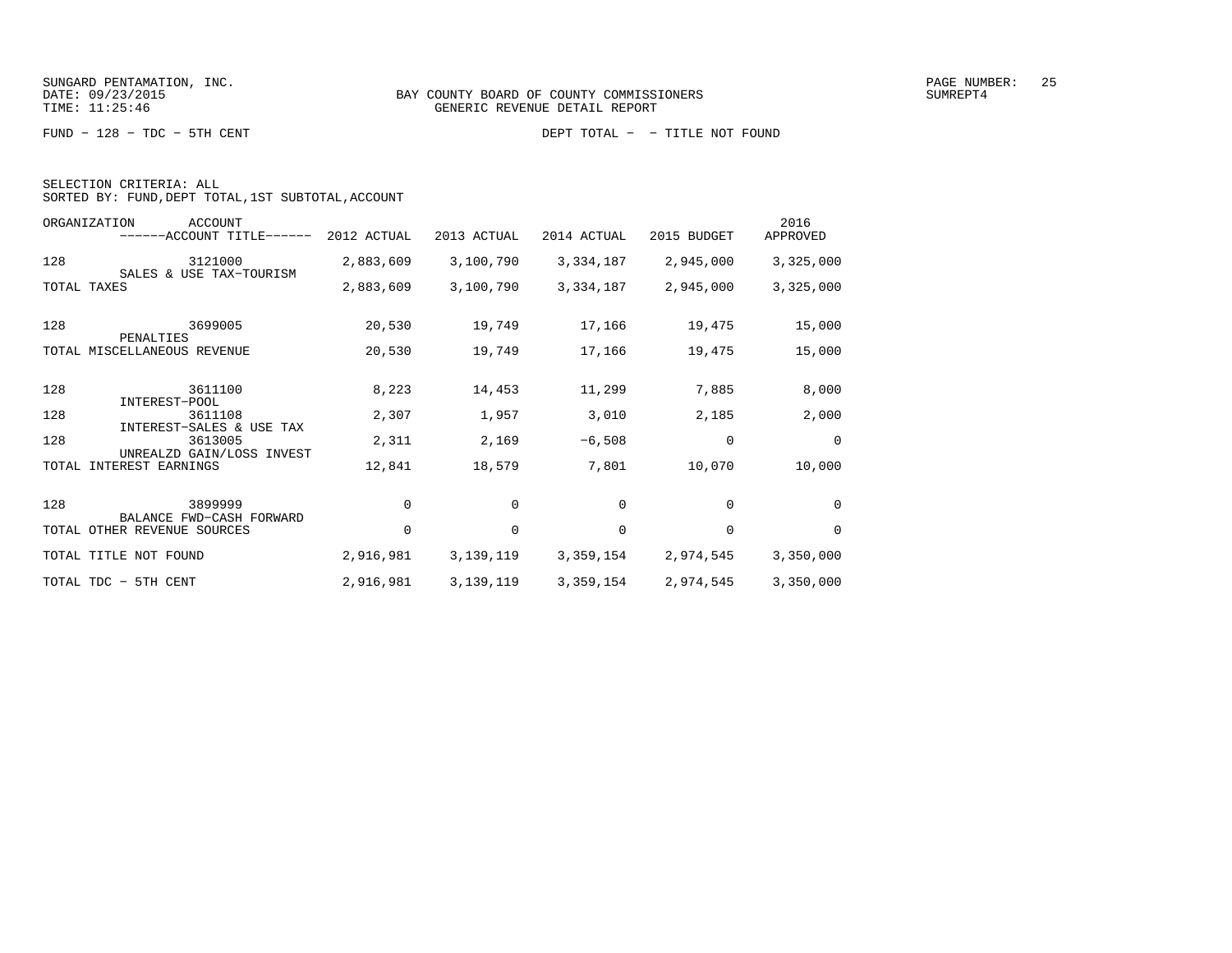SUNGARD PENTAMATION, INC.
DATE: 09/23/2015
TIME: 11:25:46

BAY COUNTY BOARD OF COUNTY COMMISSIONERS
GENERIC REVENUE DETAIL REPORT

SUMREPT4

FUND - 128 - TDC - 5TH CENT

DEPT TOTAL - - TITLE NOT FOUND

SELECTION CRITERIA: ALL
SORTED BY: FUND,DEPT TOTAL,1ST SUBTOTAL,ACCOUNT

| ORGANIZATION | ACCOUNT ------ACCOUNT TITLE------ | 2012 ACTUAL | 2013 ACTUAL | 2014 ACTUAL | 2015 BUDGET | 2016 APPROVED |
|---|---|---|---|---|---|---|
| 128 | 3121000 SALES & USE TAX-TOURISM | 2,883,609 | 3,100,790 | 3,334,187 | 2,945,000 | 3,325,000 |
| TOTAL TAXES | | 2,883,609 | 3,100,790 | 3,334,187 | 2,945,000 | 3,325,000 |
| 128 | 3699005 PENALTIES | 20,530 | 19,749 | 17,166 | 19,475 | 15,000 |
| TOTAL MISCELLANEOUS REVENUE | | 20,530 | 19,749 | 17,166 | 19,475 | 15,000 |
| 128 | 3611100 INTEREST-POOL | 8,223 | 14,453 | 11,299 | 7,885 | 8,000 |
| 128 | 3611108 INTEREST-SALES & USE TAX | 2,307 | 1,957 | 3,010 | 2,185 | 2,000 |
| 128 | 3613005 UNREALZD GAIN/LOSS INVEST | 2,311 | 2,169 | -6,508 | 0 | 0 |
| TOTAL INTEREST EARNINGS | | 12,841 | 18,579 | 7,801 | 10,070 | 10,000 |
| 128 | 3899999 BALANCE FWD-CASH FORWARD | 0 | 0 | 0 | 0 | 0 |
| TOTAL OTHER REVENUE SOURCES | | 0 | 0 | 0 | 0 | 0 |
| TOTAL TITLE NOT FOUND | | 2,916,981 | 3,139,119 | 3,359,154 | 2,974,545 | 3,350,000 |
| TOTAL TDC - 5TH CENT | | 2,916,981 | 3,139,119 | 3,359,154 | 2,974,545 | 3,350,000 |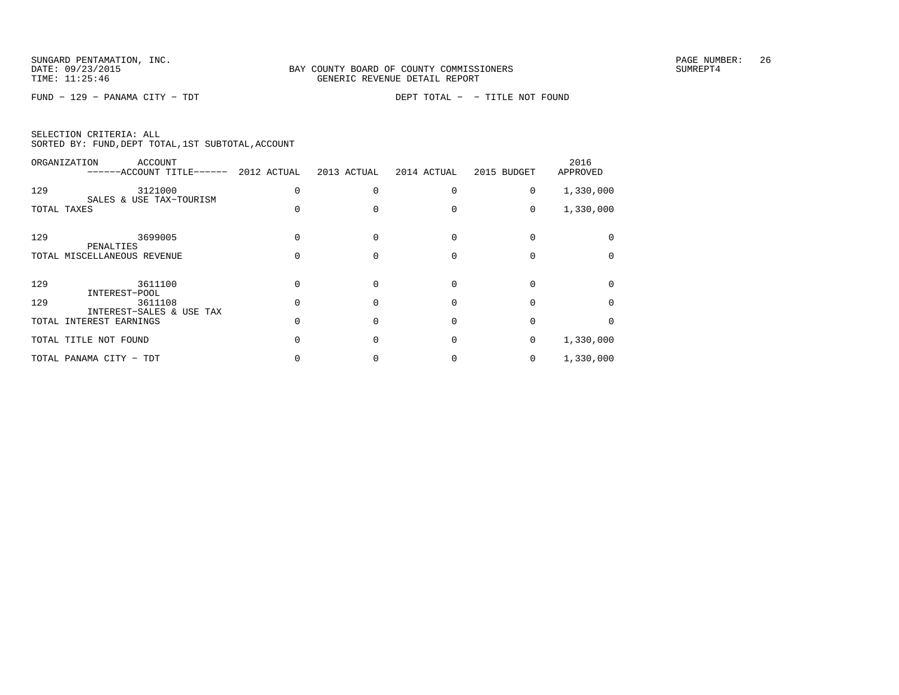SUNGARD PENTAMATION, INC.
DATE: 09/23/2015
TIME: 11:25:46

BAY COUNTY BOARD OF COUNTY COMMISSIONERS
GENERIC REVENUE DETAIL REPORT

PAGE NUMBER: 26
SUMREPT4

FUND - 129 - PANAMA CITY - TDT

DEPT TOTAL - - TITLE NOT FOUND

SELECTION CRITERIA: ALL
SORTED BY: FUND,DEPT TOTAL,1ST SUBTOTAL,ACCOUNT

| ORGANIZATION | ACCOUNT / ------ACCOUNT TITLE------ | 2012 ACTUAL | 2013 ACTUAL | 2014 ACTUAL | 2015 BUDGET | 2016 APPROVED |
|---|---|---|---|---|---|---|
| 129 | 3121000 SALES & USE TAX-TOURISM | 0 | 0 | 0 | 0 | 1,330,000 |
| TOTAL TAXES | | 0 | 0 | 0 | 0 | 1,330,000 |
| 129 | 3699005 PENALTIES | 0 | 0 | 0 | 0 | 0 |
| TOTAL MISCELLANEOUS REVENUE | | 0 | 0 | 0 | 0 | 0 |
| 129 | 3611100 INTEREST-POOL | 0 | 0 | 0 | 0 | 0 |
| 129 | 3611108 INTEREST-SALES & USE TAX | 0 | 0 | 0 | 0 | 0 |
| TOTAL INTEREST EARNINGS | | 0 | 0 | 0 | 0 | 0 |
| TOTAL TITLE NOT FOUND | | 0 | 0 | 0 | 0 | 1,330,000 |
| TOTAL PANAMA CITY - TDT | | 0 | 0 | 0 | 0 | 1,330,000 |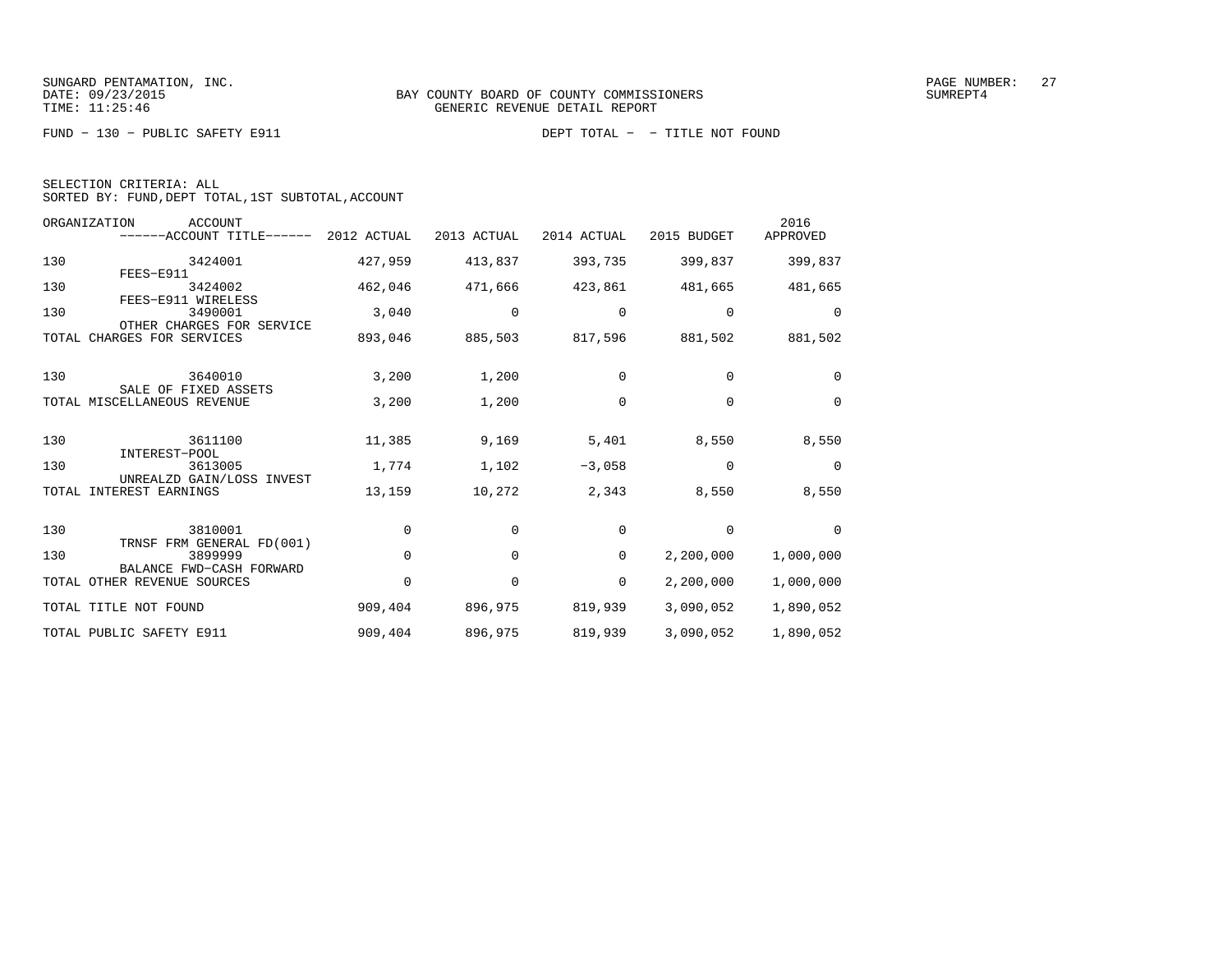SUNGARD PENTAMATION, INC.
DATE: 09/23/2015
TIME: 11:25:46

BAY COUNTY BOARD OF COUNTY COMMISSIONERS
GENERIC REVENUE DETAIL REPORT

SUMREPT4

FUND - 130 - PUBLIC SAFETY E911

DEPT TOTAL - - TITLE NOT FOUND

SELECTION CRITERIA: ALL
SORTED BY: FUND,DEPT TOTAL,1ST SUBTOTAL,ACCOUNT

| ORGANIZATION | ACCOUNT / ------ACCOUNT TITLE------ | 2012 ACTUAL | 2013 ACTUAL | 2014 ACTUAL | 2015 BUDGET | 2016 APPROVED |
|---|---|---|---|---|---|---|
| 130 | 3424001 FEES-E911 | 427,959 | 413,837 | 393,735 | 399,837 | 399,837 |
| 130 | 3424002 FEES-E911 WIRELESS | 462,046 | 471,666 | 423,861 | 481,665 | 481,665 |
| 130 | 3490001 OTHER CHARGES FOR SERVICE | 3,040 | 0 | 0 | 0 | 0 |
| TOTAL CHARGES FOR SERVICES | | 893,046 | 885,503 | 817,596 | 881,502 | 881,502 |
| 130 | 3640010 SALE OF FIXED ASSETS | 3,200 | 1,200 | 0 | 0 | 0 |
| TOTAL MISCELLANEOUS REVENUE | | 3,200 | 1,200 | 0 | 0 | 0 |
| 130 | 3611100 INTEREST-POOL | 11,385 | 9,169 | 5,401 | 8,550 | 8,550 |
| 130 | 3613005 UNREALZD GAIN/LOSS INVEST | 1,774 | 1,102 | -3,058 | 0 | 0 |
| TOTAL INTEREST EARNINGS | | 13,159 | 10,272 | 2,343 | 8,550 | 8,550 |
| 130 | 3810001 TRNSF FRM GENERAL FD(001) | 0 | 0 | 0 | 0 | 0 |
| 130 | 3899999 BALANCE FWD-CASH FORWARD | 0 | 0 | 0 | 2,200,000 | 1,000,000 |
| TOTAL OTHER REVENUE SOURCES | | 0 | 0 | 0 | 2,200,000 | 1,000,000 |
| TOTAL TITLE NOT FOUND | | 909,404 | 896,975 | 819,939 | 3,090,052 | 1,890,052 |
| TOTAL PUBLIC SAFETY E911 | | 909,404 | 896,975 | 819,939 | 3,090,052 | 1,890,052 |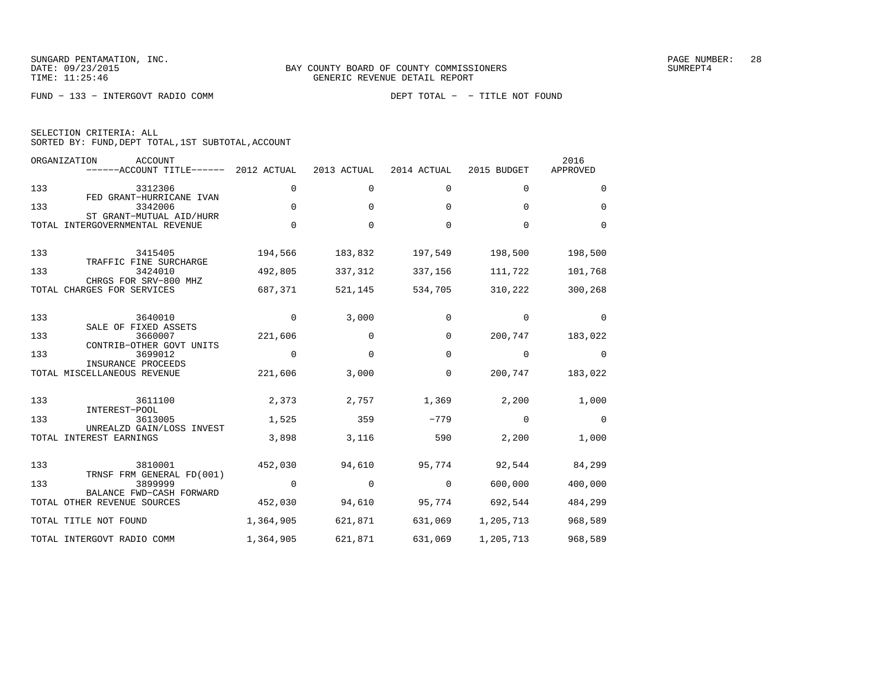SUNGARD PENTAMATION, INC.
DATE: 09/23/2015
TIME: 11:25:46

BAY COUNTY BOARD OF COUNTY COMMISSIONERS
GENERIC REVENUE DETAIL REPORT

SUMREPT4

FUND − 133 − INTERGOVT RADIO COMM

DEPT TOTAL − − TITLE NOT FOUND

SELECTION CRITERIA: ALL
SORTED BY: FUND,DEPT TOTAL,1ST SUBTOTAL,ACCOUNT

| ORGANIZATION | ACCOUNT / ------ACCOUNT TITLE------ | 2012 ACTUAL | 2013 ACTUAL | 2014 ACTUAL | 2015 BUDGET | 2016 APPROVED |
|---|---|---|---|---|---|---|
| 133 | 3312306 FED GRANT−HURRICANE IVAN | 0 | 0 | 0 | 0 | 0 |
| 133 | 3342006 ST GRANT−MUTUAL AID/HURR | 0 | 0 | 0 | 0 | 0 |
| TOTAL INTERGOVERNMENTAL REVENUE | | 0 | 0 | 0 | 0 | 0 |
| 133 | 3415405 TRAFFIC FINE SURCHARGE | 194,566 | 183,832 | 197,549 | 198,500 | 198,500 |
| 133 | 3424010 CHRGS FOR SRV−800 MHZ | 492,805 | 337,312 | 337,156 | 111,722 | 101,768 |
| TOTAL CHARGES FOR SERVICES | | 687,371 | 521,145 | 534,705 | 310,222 | 300,268 |
| 133 | 3640010 SALE OF FIXED ASSETS | 0 | 3,000 | 0 | 0 | 0 |
| 133 | 3660007 CONTRIB−OTHER GOVT UNITS | 221,606 | 0 | 0 | 200,747 | 183,022 |
| 133 | 3699012 INSURANCE PROCEEDS | 0 | 0 | 0 | 0 | 0 |
| TOTAL MISCELLANEOUS REVENUE | | 221,606 | 3,000 | 0 | 200,747 | 183,022 |
| 133 | 3611100 INTEREST−POOL | 2,373 | 2,757 | 1,369 | 2,200 | 1,000 |
| 133 | 3613005 UNREALZD GAIN/LOSS INVEST | 1,525 | 359 | −779 | 0 | 0 |
| TOTAL INTEREST EARNINGS | | 3,898 | 3,116 | 590 | 2,200 | 1,000 |
| 133 | 3810001 TRNSF FRM GENERAL FD(001) | 452,030 | 94,610 | 95,774 | 92,544 | 84,299 |
| 133 | 3899999 BALANCE FWD−CASH FORWARD | 0 | 0 | 0 | 600,000 | 400,000 |
| TOTAL OTHER REVENUE SOURCES | | 452,030 | 94,610 | 95,774 | 692,544 | 484,299 |
| TOTAL TITLE NOT FOUND | | 1,364,905 | 621,871 | 631,069 | 1,205,713 | 968,589 |
| TOTAL INTERGOVT RADIO COMM | | 1,364,905 | 621,871 | 631,069 | 1,205,713 | 968,589 |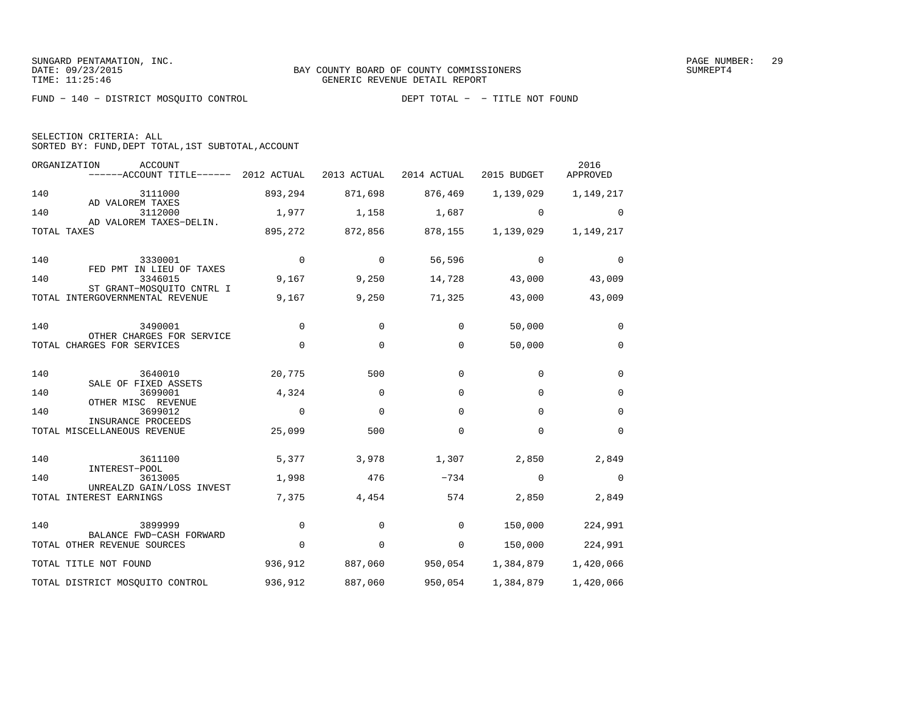SUNGARD PENTAMATION, INC.
DATE: 09/23/2015
TIME: 11:25:46

BAY COUNTY BOARD OF COUNTY COMMISSIONERS
GENERIC REVENUE DETAIL REPORT

SUMREPT4

FUND − 140 − DISTRICT MOSQUITO CONTROL    DEPT TOTAL − − TITLE NOT FOUND

SELECTION CRITERIA: ALL
SORTED BY: FUND,DEPT TOTAL,1ST SUBTOTAL,ACCOUNT

| ORGANIZATION | ACCOUNT / ACCOUNT TITLE | 2012 ACTUAL | 2013 ACTUAL | 2014 ACTUAL | 2015 BUDGET | 2016 APPROVED |
|---|---|---|---|---|---|---|
| 140 | 3111000 AD VALOREM TAXES | 893,294 | 871,698 | 876,469 | 1,139,029 | 1,149,217 |
| 140 | 3112000 AD VALOREM TAXES−DELIN. | 1,977 | 1,158 | 1,687 | 0 | 0 |
| TOTAL TAXES | | 895,272 | 872,856 | 878,155 | 1,139,029 | 1,149,217 |
| 140 | 3330001 FED PMT IN LIEU OF TAXES | 0 | 0 | 56,596 | 0 | 0 |
| 140 | 3346015 ST GRANT−MOSQUITO CNTRL I | 9,167 | 9,250 | 14,728 | 43,000 | 43,009 |
| TOTAL INTERGOVERNMENTAL REVENUE | | 9,167 | 9,250 | 71,325 | 43,000 | 43,009 |
| 140 | 3490001 OTHER CHARGES FOR SERVICE | 0 | 0 | 0 | 50,000 | 0 |
| TOTAL CHARGES FOR SERVICES | | 0 | 0 | 0 | 50,000 | 0 |
| 140 | 3640010 SALE OF FIXED ASSETS | 20,775 | 500 | 0 | 0 | 0 |
| 140 | 3699001 OTHER MISC REVENUE | 4,324 | 0 | 0 | 0 | 0 |
| 140 | 3699012 INSURANCE PROCEEDS | 0 | 0 | 0 | 0 | 0 |
| TOTAL MISCELLANEOUS REVENUE | | 25,099 | 500 | 0 | 0 | 0 |
| 140 | 3611100 INTEREST−POOL | 5,377 | 3,978 | 1,307 | 2,850 | 2,849 |
| 140 | 3613005 UNREALZD GAIN/LOSS INVEST | 1,998 | 476 | −734 | 0 | 0 |
| TOTAL INTEREST EARNINGS | | 7,375 | 4,454 | 574 | 2,850 | 2,849 |
| 140 | 3899999 BALANCE FWD−CASH FORWARD | 0 | 0 | 0 | 150,000 | 224,991 |
| TOTAL OTHER REVENUE SOURCES | | 0 | 0 | 0 | 150,000 | 224,991 |
| TOTAL TITLE NOT FOUND | | 936,912 | 887,060 | 950,054 | 1,384,879 | 1,420,066 |
| TOTAL DISTRICT MOSQUITO CONTROL | | 936,912 | 887,060 | 950,054 | 1,384,879 | 1,420,066 |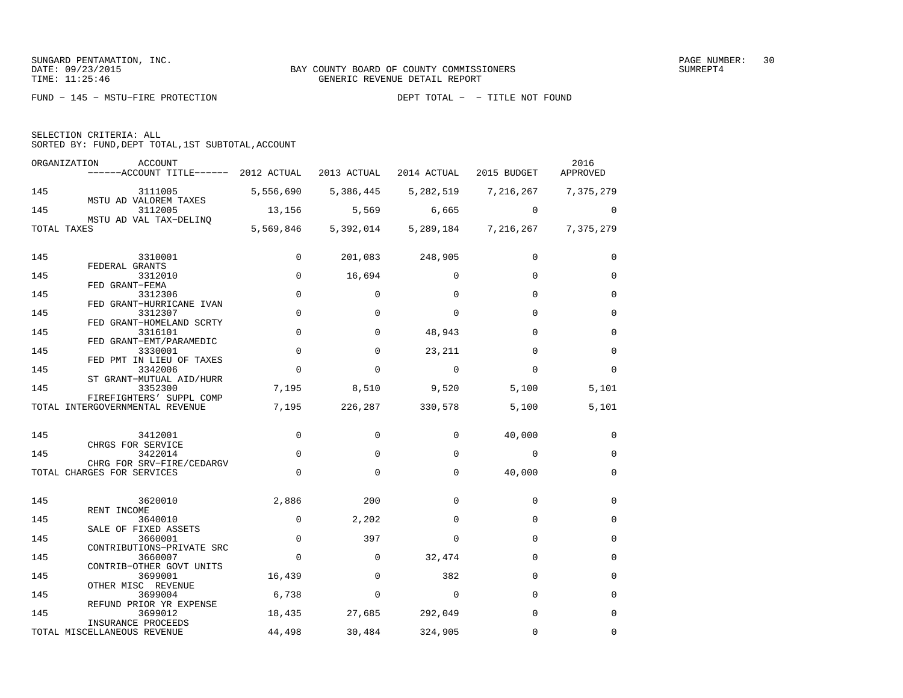SUNGARD PENTAMATION, INC.
DATE: 09/23/2015
TIME: 11:25:46

BAY COUNTY BOARD OF COUNTY COMMISSIONERS
GENERIC REVENUE DETAIL REPORT

SUMREPT4

FUND − 145 − MSTU−FIRE PROTECTION    DEPT TOTAL − − TITLE NOT FOUND

SELECTION CRITERIA: ALL
SORTED BY: FUND,DEPT TOTAL,1ST SUBTOTAL,ACCOUNT

| ORGANIZATION | ACCOUNT / ------ACCOUNT TITLE------ | 2012 ACTUAL | 2013 ACTUAL | 2014 ACTUAL | 2015 BUDGET | 2016 APPROVED |
|---|---|---|---|---|---|---|
| 145 | 3111005 MSTU AD VALOREM TAXES | 5,556,690 | 5,386,445 | 5,282,519 | 7,216,267 | 7,375,279 |
| 145 | 3112005 MSTU AD VAL TAX−DELINQ | 13,156 | 5,569 | 6,665 | 0 | 0 |
| TOTAL TAXES | | 5,569,846 | 5,392,014 | 5,289,184 | 7,216,267 | 7,375,279 |
| 145 | 3310001 FEDERAL GRANTS | 0 | 201,083 | 248,905 | 0 | 0 |
| 145 | 3312010 FED GRANT−FEMA | 0 | 16,694 | 0 | 0 | 0 |
| 145 | 3312306 FED GRANT−HURRICANE IVAN | 0 | 0 | 0 | 0 | 0 |
| 145 | 3312307 FED GRANT−HOMELAND SCRTY | 0 | 0 | 0 | 0 | 0 |
| 145 | 3316101 FED GRANT−EMT/PARAMEDIC | 0 | 0 | 48,943 | 0 | 0 |
| 145 | 3330001 FED PMT IN LIEU OF TAXES | 0 | 0 | 23,211 | 0 | 0 |
| 145 | 3342006 ST GRANT−MUTUAL AID/HURR | 0 | 0 | 0 | 0 | 0 |
| 145 | 3352300 FIREFIGHTERS' SUPPL COMP | 7,195 | 8,510 | 9,520 | 5,100 | 5,101 |
| TOTAL INTERGOVERNMENTAL REVENUE | | 7,195 | 226,287 | 330,578 | 5,100 | 5,101 |
| 145 | 3412001 CHRGS FOR SERVICE | 0 | 0 | 0 | 40,000 | 0 |
| 145 | 3422014 CHRG FOR SRV−FIRE/CEDARGV | 0 | 0 | 0 | 0 | 0 |
| TOTAL CHARGES FOR SERVICES | | 0 | 0 | 0 | 40,000 | 0 |
| 145 | 3620010 RENT INCOME | 2,886 | 200 | 0 | 0 | 0 |
| 145 | 3640010 SALE OF FIXED ASSETS | 0 | 2,202 | 0 | 0 | 0 |
| 145 | 3660001 CONTRIBUTIONS−PRIVATE SRC | 0 | 397 | 0 | 0 | 0 |
| 145 | 3660007 CONTRIB−OTHER GOVT UNITS | 0 | 0 | 32,474 | 0 | 0 |
| 145 | 3699001 OTHER MISC REVENUE | 16,439 | 0 | 382 | 0 | 0 |
| 145 | 3699004 REFUND PRIOR YR EXPENSE | 6,738 | 0 | 0 | 0 | 0 |
| 145 | 3699012 INSURANCE PROCEEDS | 18,435 | 27,685 | 292,049 | 0 | 0 |
| TOTAL MISCELLANEOUS REVENUE | | 44,498 | 30,484 | 324,905 | 0 | 0 |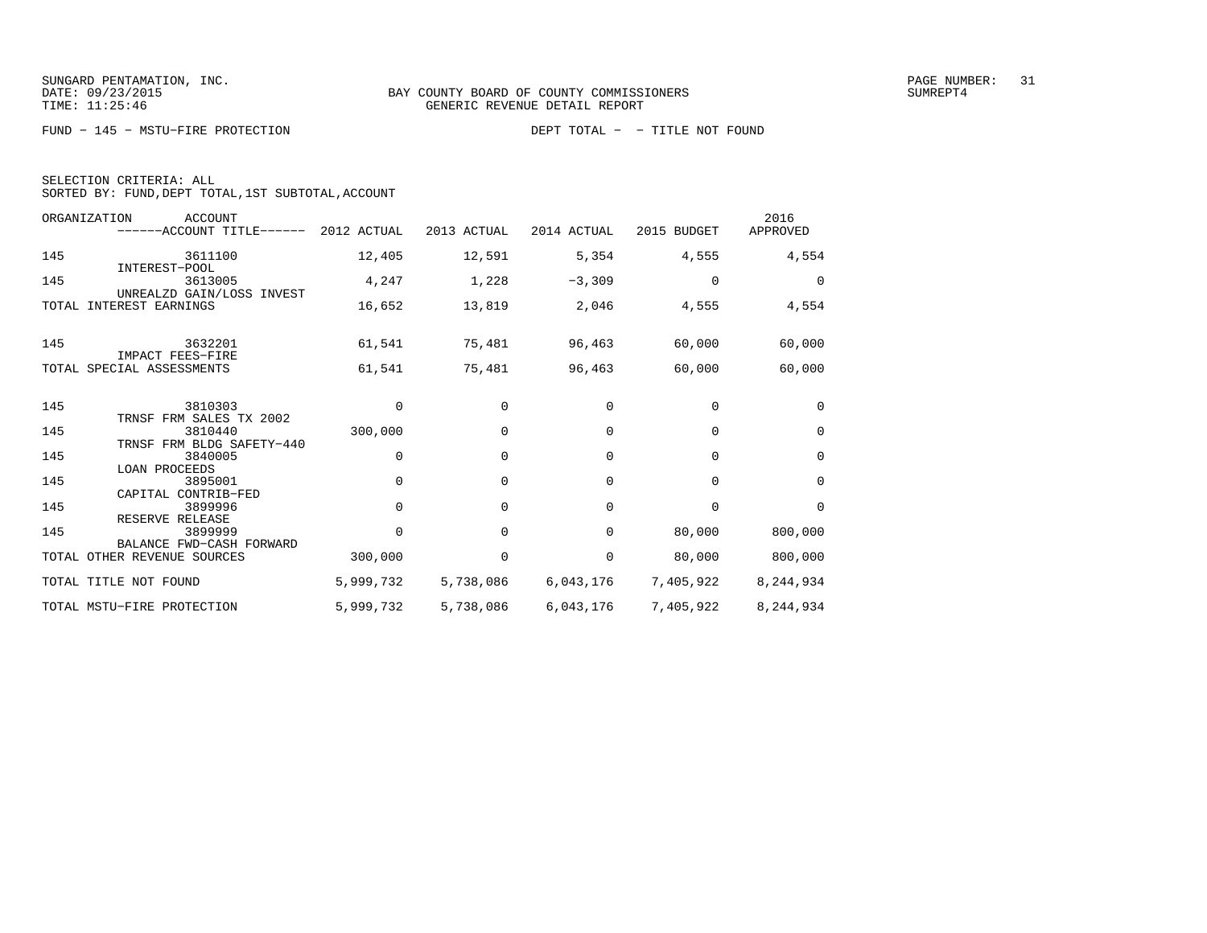SUNGARD PENTAMATION, INC.
DATE: 09/23/2015
TIME: 11:25:46

BAY COUNTY BOARD OF COUNTY COMMISSIONERS
GENERIC REVENUE DETAIL REPORT

SUMREPT4

FUND − 145 − MSTU−FIRE PROTECTION

DEPT TOTAL − − TITLE NOT FOUND

SELECTION CRITERIA: ALL
SORTED BY: FUND,DEPT TOTAL,1ST SUBTOTAL,ACCOUNT

| ORGANIZATION | ACCOUNT / ------ACCOUNT TITLE------ | 2012 ACTUAL | 2013 ACTUAL | 2014 ACTUAL | 2015 BUDGET | 2016 APPROVED |
|---|---|---|---|---|---|---|
| 145 | 3611100 INTEREST−POOL | 12,405 | 12,591 | 5,354 | 4,555 | 4,554 |
| 145 | 3613005 UNREALZD GAIN/LOSS INVEST | 4,247 | 1,228 | −3,309 | 0 | 0 |
| TOTAL INTEREST EARNINGS | | 16,652 | 13,819 | 2,046 | 4,555 | 4,554 |
| 145 | 3632201 IMPACT FEES−FIRE | 61,541 | 75,481 | 96,463 | 60,000 | 60,000 |
| TOTAL SPECIAL ASSESSMENTS | | 61,541 | 75,481 | 96,463 | 60,000 | 60,000 |
| 145 | 3810303 TRNSF FRM SALES TX 2002 | 0 | 0 | 0 | 0 | 0 |
| 145 | 3810440 TRNSF FRM BLDG SAFETY−440 | 300,000 | 0 | 0 | 0 | 0 |
| 145 | 3840005 LOAN PROCEEDS | 0 | 0 | 0 | 0 | 0 |
| 145 | 3895001 CAPITAL CONTRIB−FED | 0 | 0 | 0 | 0 | 0 |
| 145 | 3899996 RESERVE RELEASE | 0 | 0 | 0 | 0 | 0 |
| 145 | 3899999 BALANCE FWD−CASH FORWARD | 0 | 0 | 0 | 80,000 | 800,000 |
| TOTAL OTHER REVENUE SOURCES | | 300,000 | 0 | 0 | 80,000 | 800,000 |
| TOTAL TITLE NOT FOUND | | 5,999,732 | 5,738,086 | 6,043,176 | 7,405,922 | 8,244,934 |
| TOTAL MSTU−FIRE PROTECTION | | 5,999,732 | 5,738,086 | 6,043,176 | 7,405,922 | 8,244,934 |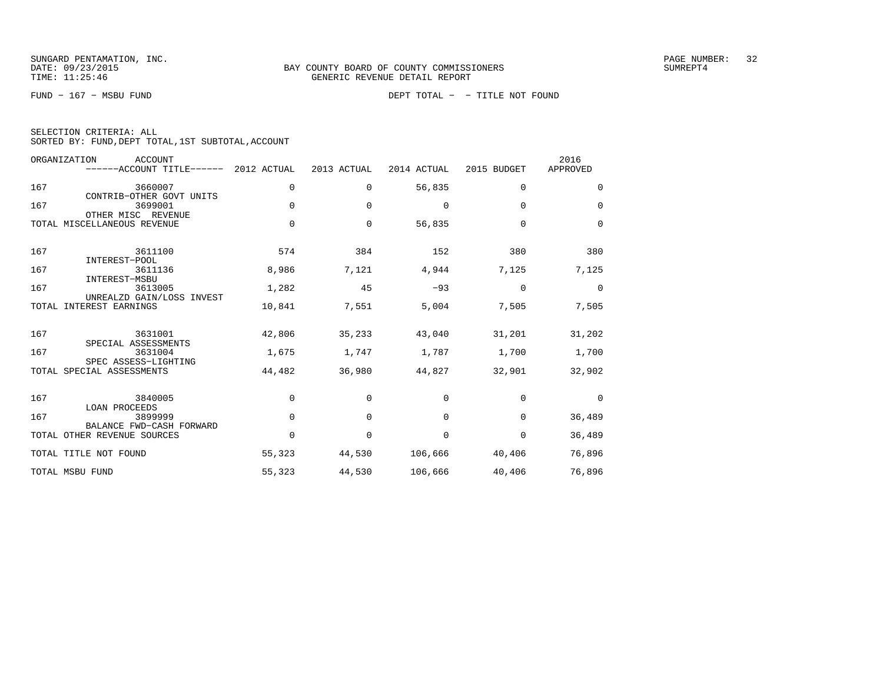SUNGARD PENTAMATION, INC.
DATE: 09/23/2015
TIME: 11:25:46

BAY COUNTY BOARD OF COUNTY COMMISSIONERS
GENERIC REVENUE DETAIL REPORT

PAGE NUMBER: 32
SUMREPT4

FUND - 167 - MSBU FUND

DEPT TOTAL - - TITLE NOT FOUND

SELECTION CRITERIA: ALL
SORTED BY: FUND,DEPT TOTAL,1ST SUBTOTAL,ACCOUNT

| ORGANIZATION | ACCOUNT / ACCOUNT TITLE | 2012 ACTUAL | 2013 ACTUAL | 2014 ACTUAL | 2015 BUDGET | 2016 APPROVED |
|---|---|---|---|---|---|---|
| 167 | 3660007 CONTRIB-OTHER GOVT UNITS | 0 | 0 | 56,835 | 0 | 0 |
| 167 | 3699001 OTHER MISC REVENUE | 0 | 0 | 0 | 0 | 0 |
| TOTAL MISCELLANEOUS REVENUE | | 0 | 0 | 56,835 | 0 | 0 |
| 167 | 3611100 INTEREST-POOL | 574 | 384 | 152 | 380 | 380 |
| 167 | 3611136 INTEREST-MSBU | 8,986 | 7,121 | 4,944 | 7,125 | 7,125 |
| 167 | 3613005 UNREALZD GAIN/LOSS INVEST | 1,282 | 45 | -93 | 0 | 0 |
| TOTAL INTEREST EARNINGS | | 10,841 | 7,551 | 5,004 | 7,505 | 7,505 |
| 167 | 3631001 SPECIAL ASSESSMENTS | 42,806 | 35,233 | 43,040 | 31,201 | 31,202 |
| 167 | 3631004 SPEC ASSESS-LIGHTING | 1,675 | 1,747 | 1,787 | 1,700 | 1,700 |
| TOTAL SPECIAL ASSESSMENTS | | 44,482 | 36,980 | 44,827 | 32,901 | 32,902 |
| 167 | 3840005 LOAN PROCEEDS | 0 | 0 | 0 | 0 | 0 |
| 167 | 3899999 BALANCE FWD-CASH FORWARD | 0 | 0 | 0 | 0 | 36,489 |
| TOTAL OTHER REVENUE SOURCES | | 0 | 0 | 0 | 0 | 36,489 |
| TOTAL TITLE NOT FOUND | | 55,323 | 44,530 | 106,666 | 40,406 | 76,896 |
| TOTAL MSBU FUND | | 55,323 | 44,530 | 106,666 | 40,406 | 76,896 |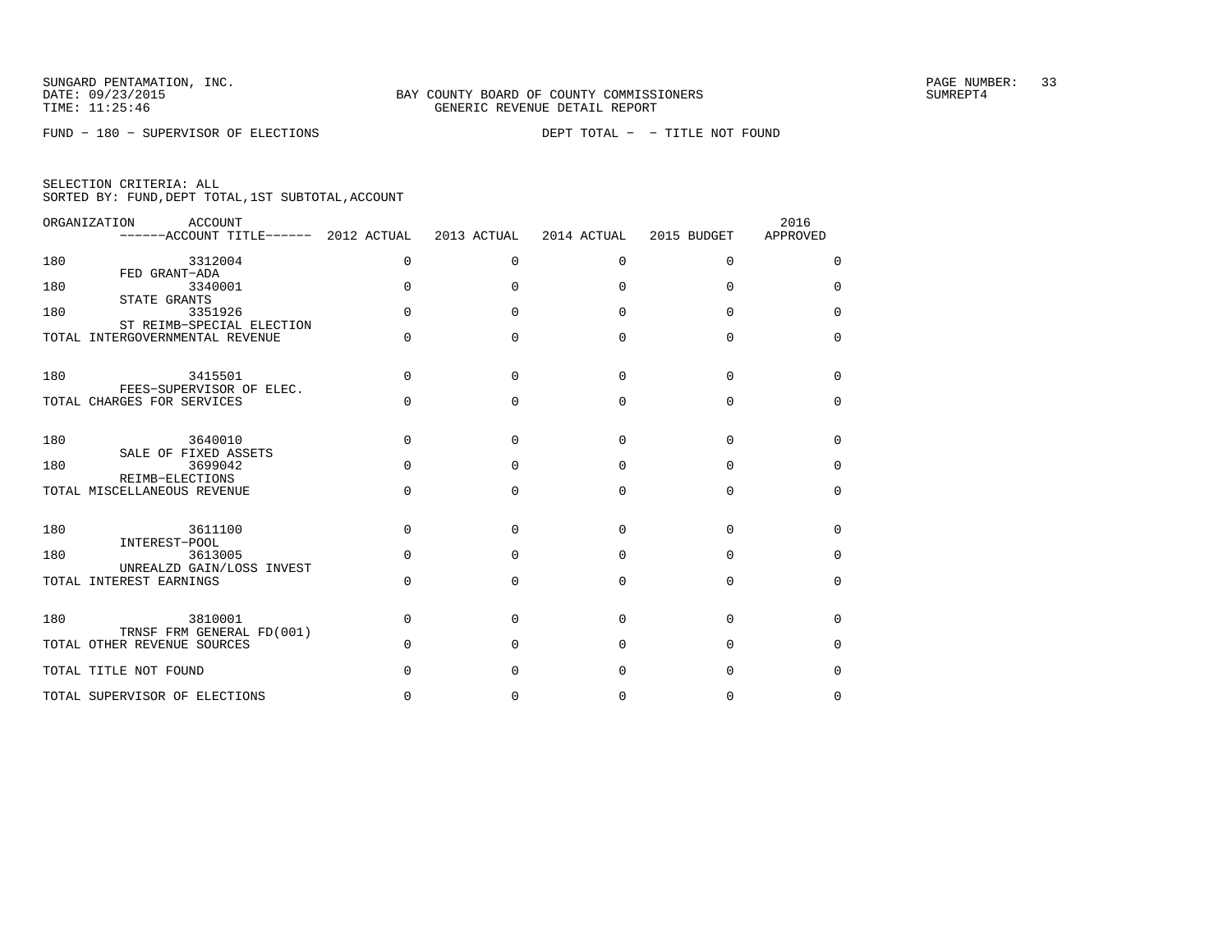BAY COUNTY BOARD OF COUNTY COMMISSIONERS
GENERIC REVENUE DETAIL REPORT

FUND − 180 − SUPERVISOR OF ELECTIONS DEPT TOTAL − − TITLE NOT FOUND

SELECTION CRITERIA: ALL
SORTED BY: FUND,DEPT TOTAL,1ST SUBTOTAL,ACCOUNT

| ORGANIZATION | ACCOUNT / ACCOUNT TITLE | 2012 ACTUAL | 2013 ACTUAL | 2014 ACTUAL | 2015 BUDGET | 2016 APPROVED |
|---|---|---|---|---|---|---|
| 180 | 3312004 FED GRANT−ADA | 0 | 0 | 0 | 0 | 0 |
| 180 | 3340001 STATE GRANTS | 0 | 0 | 0 | 0 | 0 |
| 180 | 3351926 ST REIMB−SPECIAL ELECTION | 0 | 0 | 0 | 0 | 0 |
| TOTAL INTERGOVERNMENTAL REVENUE | | 0 | 0 | 0 | 0 | 0 |
| 180 | 3415501 FEES−SUPERVISOR OF ELEC. | 0 | 0 | 0 | 0 | 0 |
| TOTAL CHARGES FOR SERVICES | | 0 | 0 | 0 | 0 | 0 |
| 180 | 3640010 SALE OF FIXED ASSETS | 0 | 0 | 0 | 0 | 0 |
| 180 | 3699042 REIMB−ELECTIONS | 0 | 0 | 0 | 0 | 0 |
| TOTAL MISCELLANEOUS REVENUE | | 0 | 0 | 0 | 0 | 0 |
| 180 | 3611100 INTEREST−POOL | 0 | 0 | 0 | 0 | 0 |
| 180 | 3613005 UNREALZD GAIN/LOSS INVEST | 0 | 0 | 0 | 0 | 0 |
| TOTAL INTEREST EARNINGS | | 0 | 0 | 0 | 0 | 0 |
| 180 | 3810001 TRNSF FRM GENERAL FD(001) | 0 | 0 | 0 | 0 | 0 |
| TOTAL OTHER REVENUE SOURCES | | 0 | 0 | 0 | 0 | 0 |
| TOTAL TITLE NOT FOUND | | 0 | 0 | 0 | 0 | 0 |
| TOTAL SUPERVISOR OF ELECTIONS | | 0 | 0 | 0 | 0 | 0 |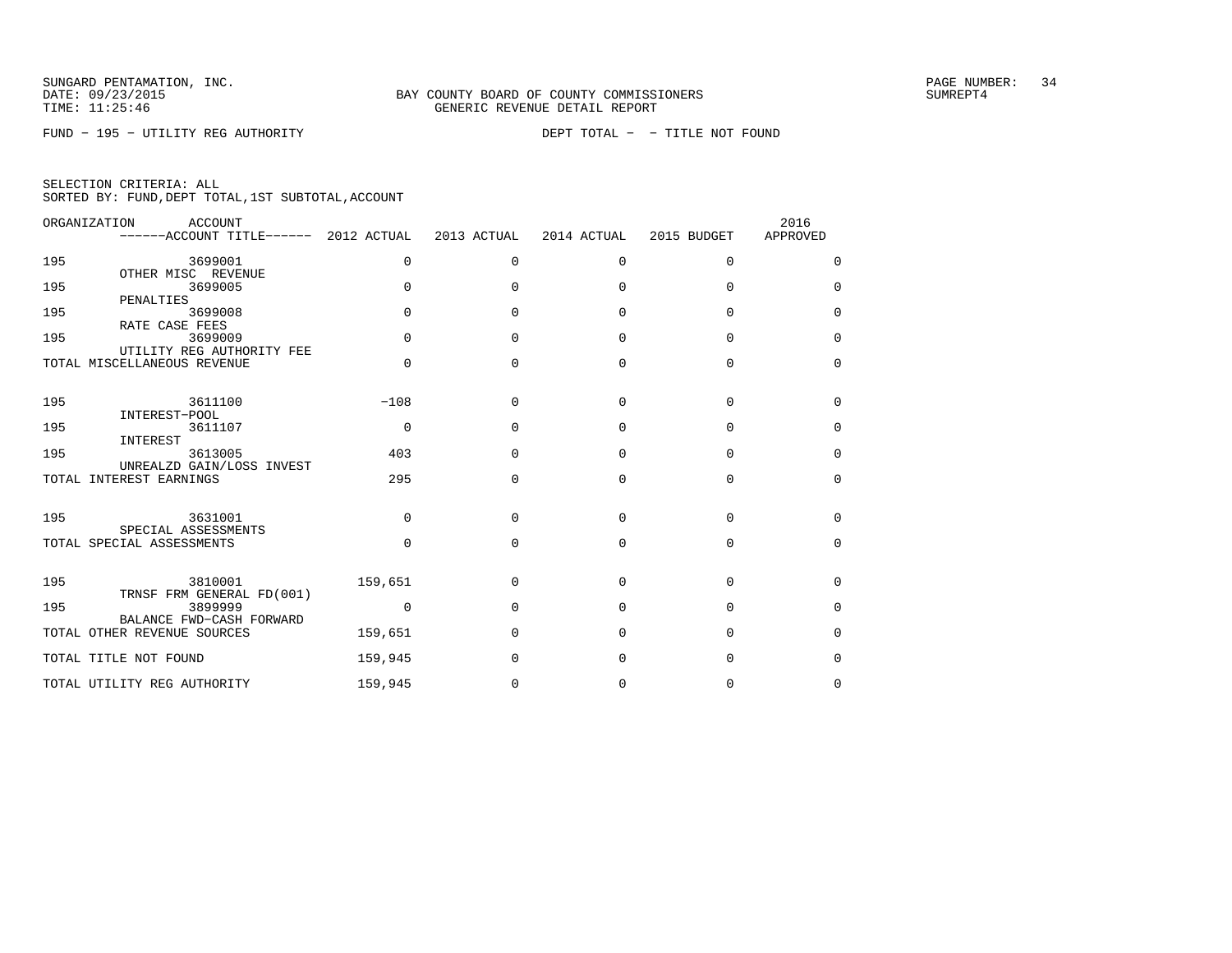BAY COUNTY BOARD OF COUNTY COMMISSIONERS
GENERIC REVENUE DETAIL REPORT

SUNGARD PENTAMATION, INC.
DATE: 09/23/2015
TIME: 11:25:46

SUMREPT4

FUND - 195 - UTILITY REG AUTHORITY

DEPT TOTAL - - TITLE NOT FOUND

SELECTION CRITERIA: ALL
SORTED BY: FUND,DEPT TOTAL,1ST SUBTOTAL,ACCOUNT

| ORGANIZATION | ACCOUNT / ACCOUNT TITLE | 2012 ACTUAL | 2013 ACTUAL | 2014 ACTUAL | 2015 BUDGET | 2016 APPROVED |
|---|---|---|---|---|---|---|
| 195 | 3699001 OTHER MISC REVENUE | 0 | 0 | 0 | 0 | 0 |
| 195 | 3699005 PENALTIES | 0 | 0 | 0 | 0 | 0 |
| 195 | 3699008 RATE CASE FEES | 0 | 0 | 0 | 0 | 0 |
| 195 | 3699009 UTILITY REG AUTHORITY FEE | 0 | 0 | 0 | 0 | 0 |
| TOTAL MISCELLANEOUS REVENUE | | 0 | 0 | 0 | 0 | 0 |
| 195 | 3611100 INTEREST-POOL | -108 | 0 | 0 | 0 | 0 |
| 195 | 3611107 INTEREST | 0 | 0 | 0 | 0 | 0 |
| 195 | 3613005 UNREALZD GAIN/LOSS INVEST | 403 | 0 | 0 | 0 | 0 |
| TOTAL INTEREST EARNINGS | | 295 | 0 | 0 | 0 | 0 |
| 195 | 3631001 SPECIAL ASSESSMENTS | 0 | 0 | 0 | 0 | 0 |
| TOTAL SPECIAL ASSESSMENTS | | 0 | 0 | 0 | 0 | 0 |
| 195 | 3810001 TRNSF FRM GENERAL FD(001) | 159,651 | 0 | 0 | 0 | 0 |
| 195 | 3899999 BALANCE FWD-CASH FORWARD | 0 | 0 | 0 | 0 | 0 |
| TOTAL OTHER REVENUE SOURCES | | 159,651 | 0 | 0 | 0 | 0 |
| TOTAL TITLE NOT FOUND | | 159,945 | 0 | 0 | 0 | 0 |
| TOTAL UTILITY REG AUTHORITY | | 159,945 | 0 | 0 | 0 | 0 |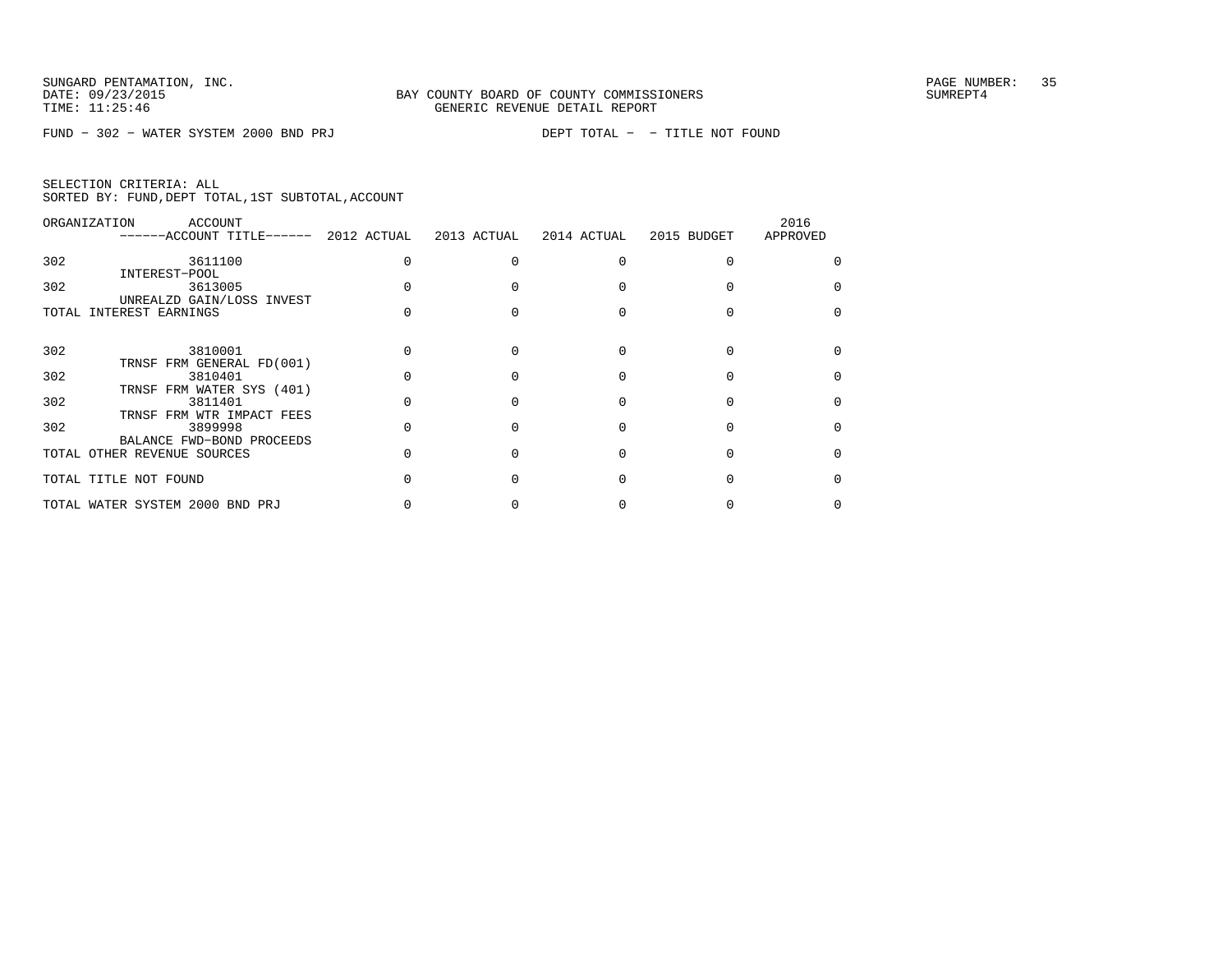SUNGARD PENTAMATION, INC.
DATE: 09/23/2015
TIME: 11:25:46

BAY COUNTY BOARD OF COUNTY COMMISSIONERS
GENERIC REVENUE DETAIL REPORT

SUMREPT4

FUND - 302 - WATER SYSTEM 2000 BND PRJ    DEPT TOTAL - - TITLE NOT FOUND

SELECTION CRITERIA: ALL
SORTED BY: FUND,DEPT TOTAL,1ST SUBTOTAL,ACCOUNT

| ORGANIZATION | ACCOUNT ------ACCOUNT TITLE------ | 2012 ACTUAL | 2013 ACTUAL | 2014 ACTUAL | 2015 BUDGET | 2016 APPROVED |
|---|---|---|---|---|---|---|
| 302 | 3611100 INTEREST-POOL | 0 | 0 | 0 | 0 | 0 |
| 302 | 3613005 UNREALZD GAIN/LOSS INVEST | 0 | 0 | 0 | 0 | 0 |
| TOTAL INTEREST EARNINGS | | 0 | 0 | 0 | 0 | 0 |
| 302 | 3810001 TRNSF FRM GENERAL FD(001) | 0 | 0 | 0 | 0 | 0 |
| 302 | 3810401 TRNSF FRM WATER SYS (401) | 0 | 0 | 0 | 0 | 0 |
| 302 | 3811401 TRNSF FRM WTR IMPACT FEES | 0 | 0 | 0 | 0 | 0 |
| 302 | 3899998 BALANCE FWD-BOND PROCEEDS | 0 | 0 | 0 | 0 | 0 |
| TOTAL OTHER REVENUE SOURCES | | 0 | 0 | 0 | 0 | 0 |
| TOTAL TITLE NOT FOUND | | 0 | 0 | 0 | 0 | 0 |
| TOTAL WATER SYSTEM 2000 BND PRJ | | 0 | 0 | 0 | 0 | 0 |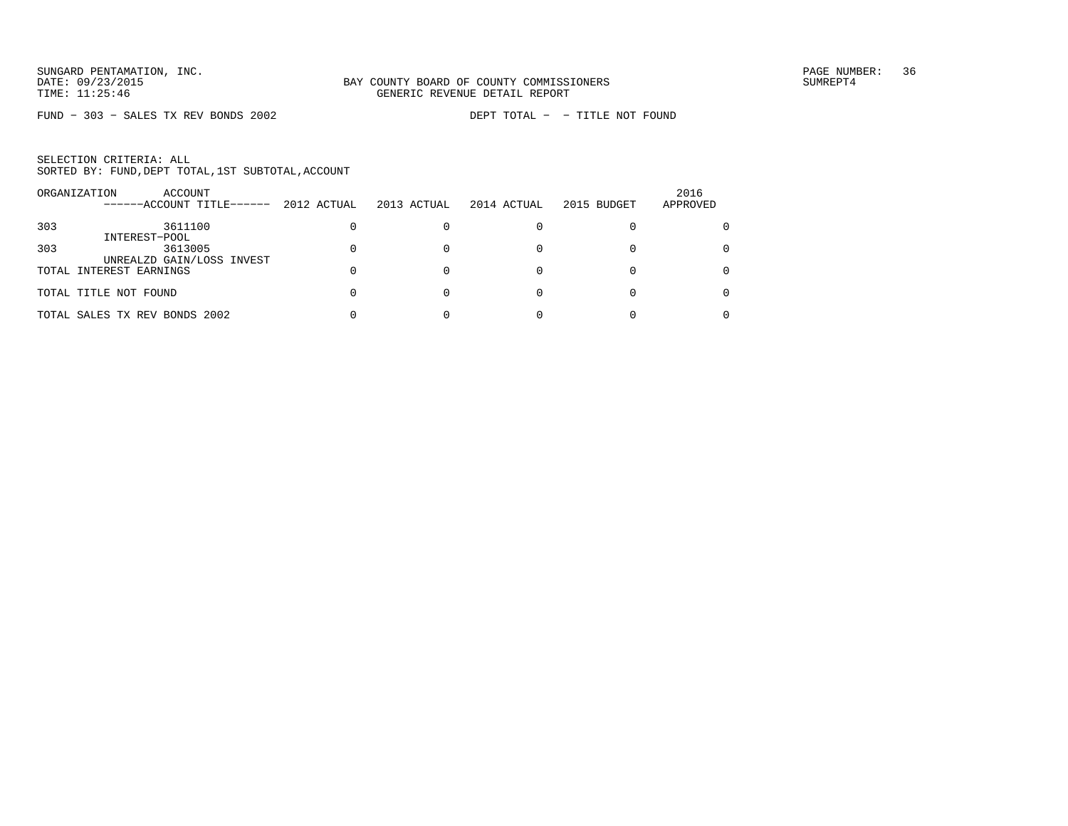SUNGARD PENTAMATION, INC.
DATE: 09/23/2015
TIME: 11:25:46

BAY COUNTY BOARD OF COUNTY COMMISSIONERS
GENERIC REVENUE DETAIL REPORT

PAGE NUMBER: 36
SUMREPT4

FUND − 303 − SALES TX REV BONDS 2002

DEPT TOTAL − − TITLE NOT FOUND

SELECTION CRITERIA: ALL
SORTED BY: FUND,DEPT TOTAL,1ST SUBTOTAL,ACCOUNT

| ORGANIZATION | ACCOUNT ------ACCOUNT TITLE------ | 2012 ACTUAL | 2013 ACTUAL | 2014 ACTUAL | 2015 BUDGET | 2016 APPROVED |
|---|---|---|---|---|---|---|
| 303 | 3611100 INTEREST-POOL | 0 | 0 | 0 | 0 | 0 |
| 303 | 3613005 UNREALZD GAIN/LOSS INVEST | 0 | 0 | 0 | 0 | 0 |
| TOTAL INTEREST EARNINGS | | 0 | 0 | 0 | 0 | 0 |
| TOTAL TITLE NOT FOUND | | 0 | 0 | 0 | 0 | 0 |
| TOTAL SALES TX REV BONDS 2002 | | 0 | 0 | 0 | 0 | 0 |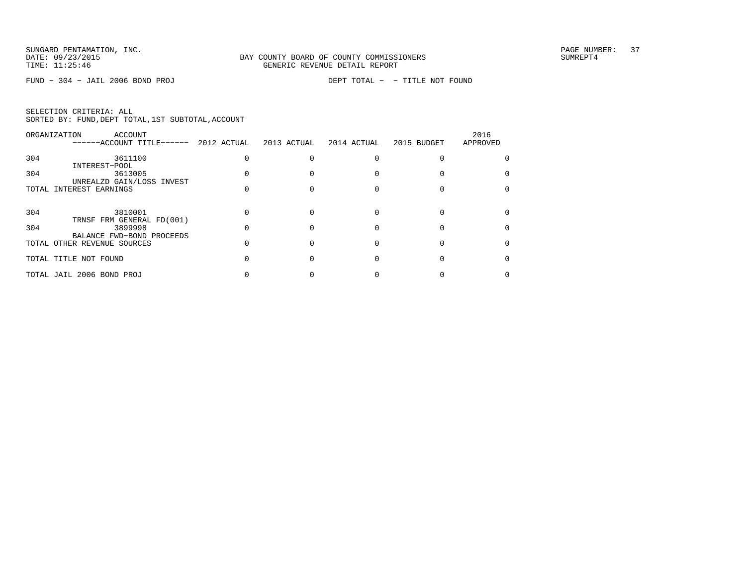SUNGARD PENTAMATION, INC.
DATE: 09/23/2015
TIME: 11:25:46

BAY COUNTY BOARD OF COUNTY COMMISSIONERS
GENERIC REVENUE DETAIL REPORT

SUMREPT4

FUND − 304 − JAIL 2006 BOND PROJ　　　　DEPT TOTAL − − TITLE NOT FOUND

SELECTION CRITERIA: ALL
SORTED BY: FUND,DEPT TOTAL,1ST SUBTOTAL,ACCOUNT

| ORGANIZATION | ACCOUNT / ------ACCOUNT TITLE------ | 2012 ACTUAL | 2013 ACTUAL | 2014 ACTUAL | 2015 BUDGET | 2016 APPROVED |
|---|---|---|---|---|---|---|
| 304 | 3611100 INTEREST−POOL | 0 | 0 | 0 | 0 | 0 |
| 304 | 3613005 UNREALZD GAIN/LOSS INVEST | 0 | 0 | 0 | 0 | 0 |
| TOTAL INTEREST EARNINGS | | 0 | 0 | 0 | 0 | 0 |
| 304 | 3810001 TRNSF FRM GENERAL FD(001) | 0 | 0 | 0 | 0 | 0 |
| 304 | 3899998 BALANCE FWD−BOND PROCEEDS | 0 | 0 | 0 | 0 | 0 |
| TOTAL OTHER REVENUE SOURCES | | 0 | 0 | 0 | 0 | 0 |
| TOTAL TITLE NOT FOUND | | 0 | 0 | 0 | 0 | 0 |
| TOTAL JAIL 2006 BOND PROJ | | 0 | 0 | 0 | 0 | 0 |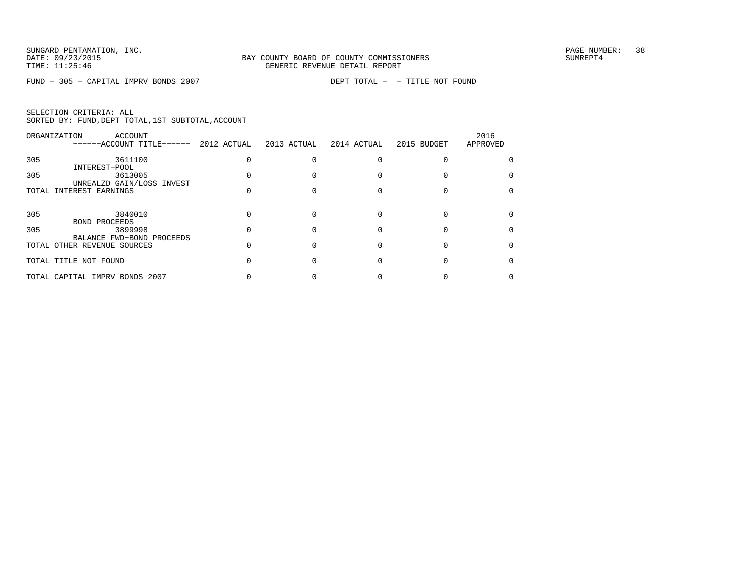SUNGARD PENTAMATION, INC.
DATE: 09/23/2015
TIME: 11:25:46

BAY COUNTY BOARD OF COUNTY COMMISSIONERS
GENERIC REVENUE DETAIL REPORT

SUMREPT4

FUND - 305 - CAPITAL IMPRV BONDS 2007

DEPT TOTAL - - TITLE NOT FOUND

SELECTION CRITERIA: ALL
SORTED BY: FUND,DEPT TOTAL,1ST SUBTOTAL,ACCOUNT

| ORGANIZATION | ACCOUNT ------ACCOUNT TITLE------ | 2012 ACTUAL | 2013 ACTUAL | 2014 ACTUAL | 2015 BUDGET | 2016 APPROVED |
|---|---|---|---|---|---|---|
| 305 | 3611100 INTEREST-POOL | 0 | 0 | 0 | 0 | 0 |
| 305 | 3613005 UNREALZD GAIN/LOSS INVEST | 0 | 0 | 0 | 0 | 0 |
| TOTAL INTEREST EARNINGS | | 0 | 0 | 0 | 0 | 0 |
| 305 | 3840010 BOND PROCEEDS | 0 | 0 | 0 | 0 | 0 |
| 305 | 3899998 BALANCE FWD-BOND PROCEEDS | 0 | 0 | 0 | 0 | 0 |
| TOTAL OTHER REVENUE SOURCES | | 0 | 0 | 0 | 0 | 0 |
| TOTAL TITLE NOT FOUND | | 0 | 0 | 0 | 0 | 0 |
| TOTAL CAPITAL IMPRV BONDS 2007 | | 0 | 0 | 0 | 0 | 0 |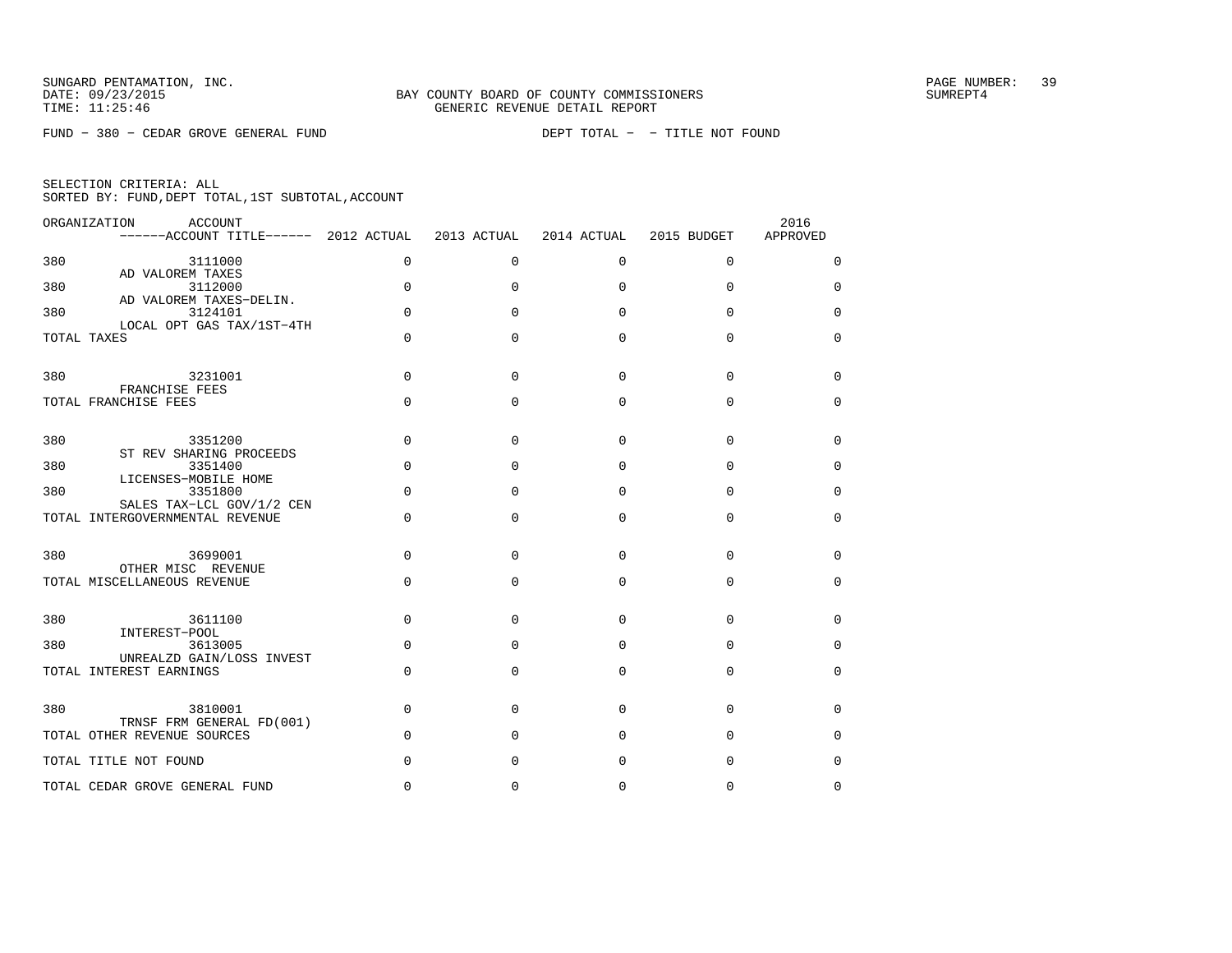SUNGARD PENTAMATION, INC.
DATE: 09/23/2015
TIME: 11:25:46

BAY COUNTY BOARD OF COUNTY COMMISSIONERS
GENERIC REVENUE DETAIL REPORT

SUMREPT4

FUND − 380 − CEDAR GROVE GENERAL FUND

DEPT TOTAL − − TITLE NOT FOUND

SELECTION CRITERIA: ALL
SORTED BY: FUND,DEPT TOTAL,1ST SUBTOTAL,ACCOUNT

| ORGANIZATION | ACCOUNT / ------ACCOUNT TITLE------ | 2012 ACTUAL | 2013 ACTUAL | 2014 ACTUAL | 2015 BUDGET | 2016 APPROVED |
|---|---|---|---|---|---|---|
| 380 | 3111000 AD VALOREM TAXES | 0 | 0 | 0 | 0 | 0 |
| 380 | 3112000 AD VALOREM TAXES−DELIN. | 0 | 0 | 0 | 0 | 0 |
| 380 | 3124101 LOCAL OPT GAS TAX/1ST−4TH | 0 | 0 | 0 | 0 | 0 |
| TOTAL TAXES | | 0 | 0 | 0 | 0 | 0 |
| 380 | 3231001 FRANCHISE FEES | 0 | 0 | 0 | 0 | 0 |
| TOTAL FRANCHISE FEES | | 0 | 0 | 0 | 0 | 0 |
| 380 | 3351200 ST REV SHARING PROCEEDS | 0 | 0 | 0 | 0 | 0 |
| 380 | 3351400 LICENSES−MOBILE HOME | 0 | 0 | 0 | 0 | 0 |
| 380 | 3351800 SALES TAX−LCL GOV/1/2 CEN | 0 | 0 | 0 | 0 | 0 |
| TOTAL INTERGOVERNMENTAL REVENUE | | 0 | 0 | 0 | 0 | 0 |
| 380 | 3699001 OTHER MISC REVENUE | 0 | 0 | 0 | 0 | 0 |
| TOTAL MISCELLANEOUS REVENUE | | 0 | 0 | 0 | 0 | 0 |
| 380 | 3611100 INTEREST−POOL | 0 | 0 | 0 | 0 | 0 |
| 380 | 3613005 UNREALZD GAIN/LOSS INVEST | 0 | 0 | 0 | 0 | 0 |
| TOTAL INTEREST EARNINGS | | 0 | 0 | 0 | 0 | 0 |
| 380 | 3810001 TRNSF FRM GENERAL FD(001) | 0 | 0 | 0 | 0 | 0 |
| TOTAL OTHER REVENUE SOURCES | | 0 | 0 | 0 | 0 | 0 |
| TOTAL TITLE NOT FOUND | | 0 | 0 | 0 | 0 | 0 |
| TOTAL CEDAR GROVE GENERAL FUND | | 0 | 0 | 0 | 0 | 0 |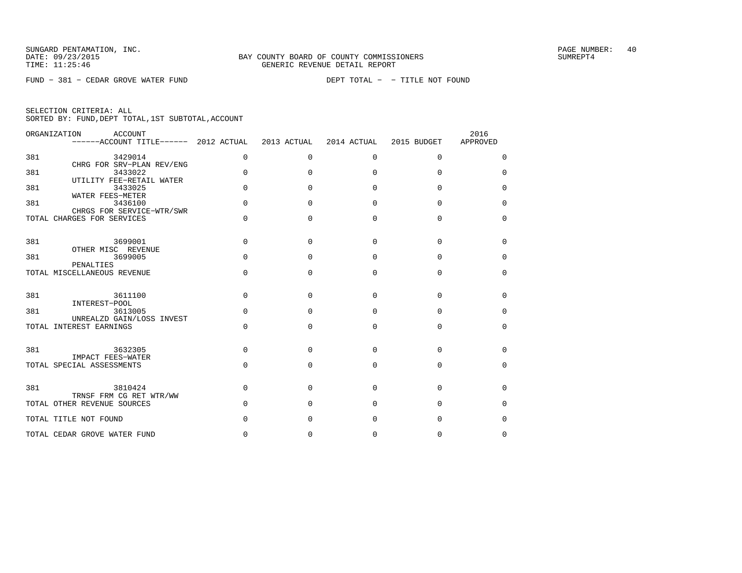SUNGARD PENTAMATION, INC.
DATE: 09/23/2015
TIME: 11:25:46

BAY COUNTY BOARD OF COUNTY COMMISSIONERS
GENERIC REVENUE DETAIL REPORT

SUMREPT4

FUND − 381 − CEDAR GROVE WATER FUND    DEPT TOTAL − − TITLE NOT FOUND

SELECTION CRITERIA: ALL
SORTED BY: FUND,DEPT TOTAL,1ST SUBTOTAL,ACCOUNT

| ORGANIZATION | ACCOUNT / ACCOUNT TITLE | 2012 ACTUAL | 2013 ACTUAL | 2014 ACTUAL | 2015 BUDGET | 2016 APPROVED |
|---|---|---|---|---|---|---|
| 381 | 3429014 CHRG FOR SRV−PLAN REV/ENG | 0 | 0 | 0 | 0 | 0 |
| 381 | 3433022 UTILITY FEE−RETAIL WATER | 0 | 0 | 0 | 0 | 0 |
| 381 | 3433025 WATER FEES−METER | 0 | 0 | 0 | 0 | 0 |
| 381 | 3436100 CHRGS FOR SERVICE−WTR/SWR | 0 | 0 | 0 | 0 | 0 |
| TOTAL CHARGES FOR SERVICES | | 0 | 0 | 0 | 0 | 0 |
| 381 | 3699001 OTHER MISC REVENUE | 0 | 0 | 0 | 0 | 0 |
| 381 | 3699005 PENALTIES | 0 | 0 | 0 | 0 | 0 |
| TOTAL MISCELLANEOUS REVENUE | | 0 | 0 | 0 | 0 | 0 |
| 381 | 3611100 INTEREST−POOL | 0 | 0 | 0 | 0 | 0 |
| 381 | 3613005 UNREALZD GAIN/LOSS INVEST | 0 | 0 | 0 | 0 | 0 |
| TOTAL INTEREST EARNINGS | | 0 | 0 | 0 | 0 | 0 |
| 381 | 3632305 IMPACT FEES−WATER | 0 | 0 | 0 | 0 | 0 |
| TOTAL SPECIAL ASSESSMENTS | | 0 | 0 | 0 | 0 | 0 |
| 381 | 3810424 TRNSF FRM CG RET WTR/WW | 0 | 0 | 0 | 0 | 0 |
| TOTAL OTHER REVENUE SOURCES | | 0 | 0 | 0 | 0 | 0 |
| TOTAL TITLE NOT FOUND | | 0 | 0 | 0 | 0 | 0 |
| TOTAL CEDAR GROVE WATER FUND | | 0 | 0 | 0 | 0 | 0 |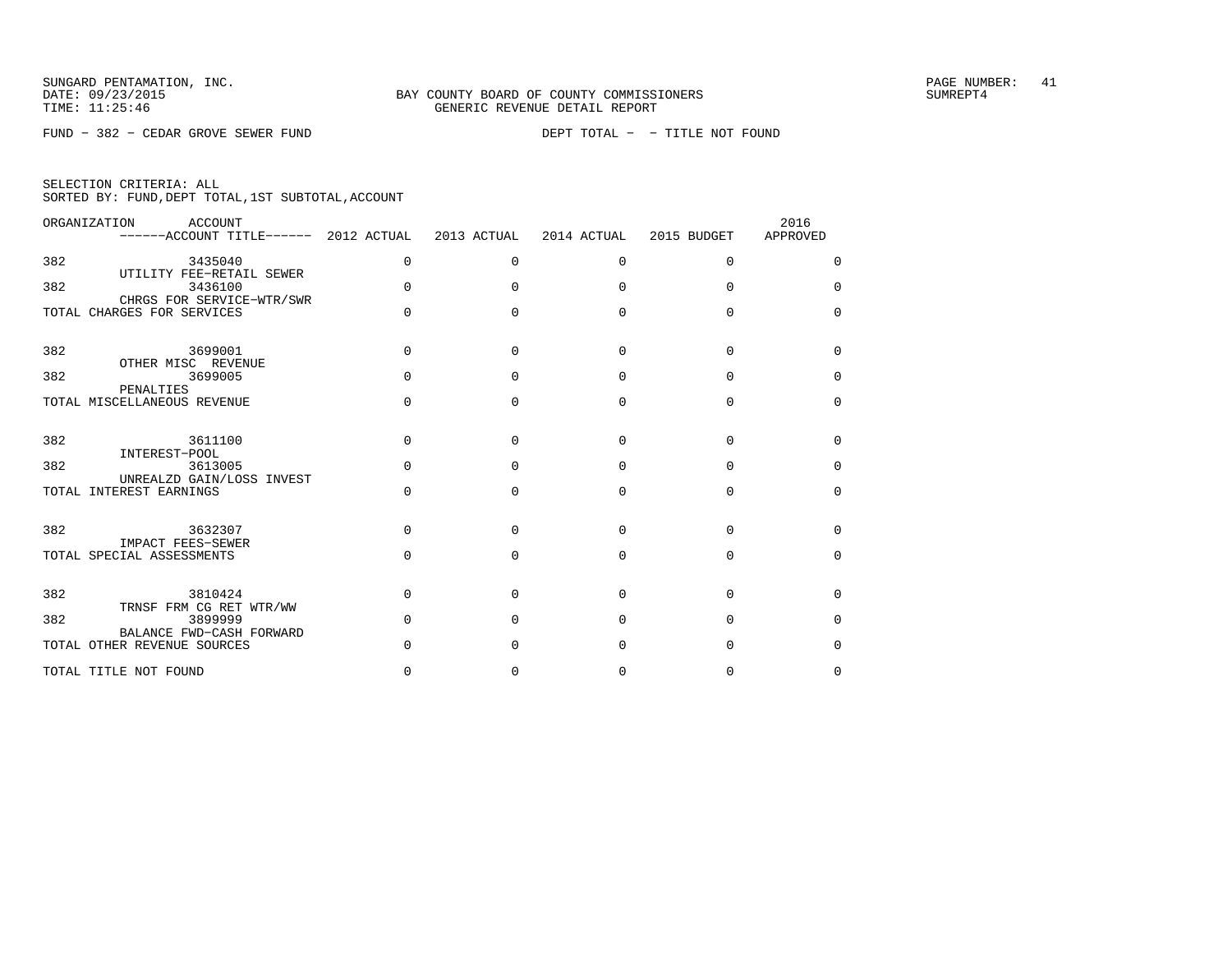SUNGARD PENTAMATION, INC.
DATE: 09/23/2015
TIME: 11:25:46

BAY COUNTY BOARD OF COUNTY COMMISSIONERS
GENERIC REVENUE DETAIL REPORT

SUMREPT4

FUND − 382 − CEDAR GROVE SEWER FUND

DEPT TOTAL − − TITLE NOT FOUND

SELECTION CRITERIA: ALL
SORTED BY: FUND,DEPT TOTAL,1ST SUBTOTAL,ACCOUNT

| ORGANIZATION | ACCOUNT / ------ACCOUNT TITLE------ | 2012 ACTUAL | 2013 ACTUAL | 2014 ACTUAL | 2015 BUDGET | 2016 APPROVED |
|---|---|---|---|---|---|---|
| 382 | 3435040 UTILITY FEE−RETAIL SEWER | 0 | 0 | 0 | 0 | 0 |
| 382 | 3436100 CHRGS FOR SERVICE−WTR/SWR | 0 | 0 | 0 | 0 | 0 |
| TOTAL CHARGES FOR SERVICES | | 0 | 0 | 0 | 0 | 0 |
| 382 | 3699001 OTHER MISC REVENUE | 0 | 0 | 0 | 0 | 0 |
| 382 | 3699005 PENALTIES | 0 | 0 | 0 | 0 | 0 |
| TOTAL MISCELLANEOUS REVENUE | | 0 | 0 | 0 | 0 | 0 |
| 382 | 3611100 INTEREST−POOL | 0 | 0 | 0 | 0 | 0 |
| 382 | 3613005 UNREALZD GAIN/LOSS INVEST | 0 | 0 | 0 | 0 | 0 |
| TOTAL INTEREST EARNINGS | | 0 | 0 | 0 | 0 | 0 |
| 382 | 3632307 IMPACT FEES−SEWER | 0 | 0 | 0 | 0 | 0 |
| TOTAL SPECIAL ASSESSMENTS | | 0 | 0 | 0 | 0 | 0 |
| 382 | 3810424 TRNSF FRM CG RET WTR/WW | 0 | 0 | 0 | 0 | 0 |
| 382 | 3899999 BALANCE FWD−CASH FORWARD | 0 | 0 | 0 | 0 | 0 |
| TOTAL OTHER REVENUE SOURCES | | 0 | 0 | 0 | 0 | 0 |
| TOTAL TITLE NOT FOUND | | 0 | 0 | 0 | 0 | 0 |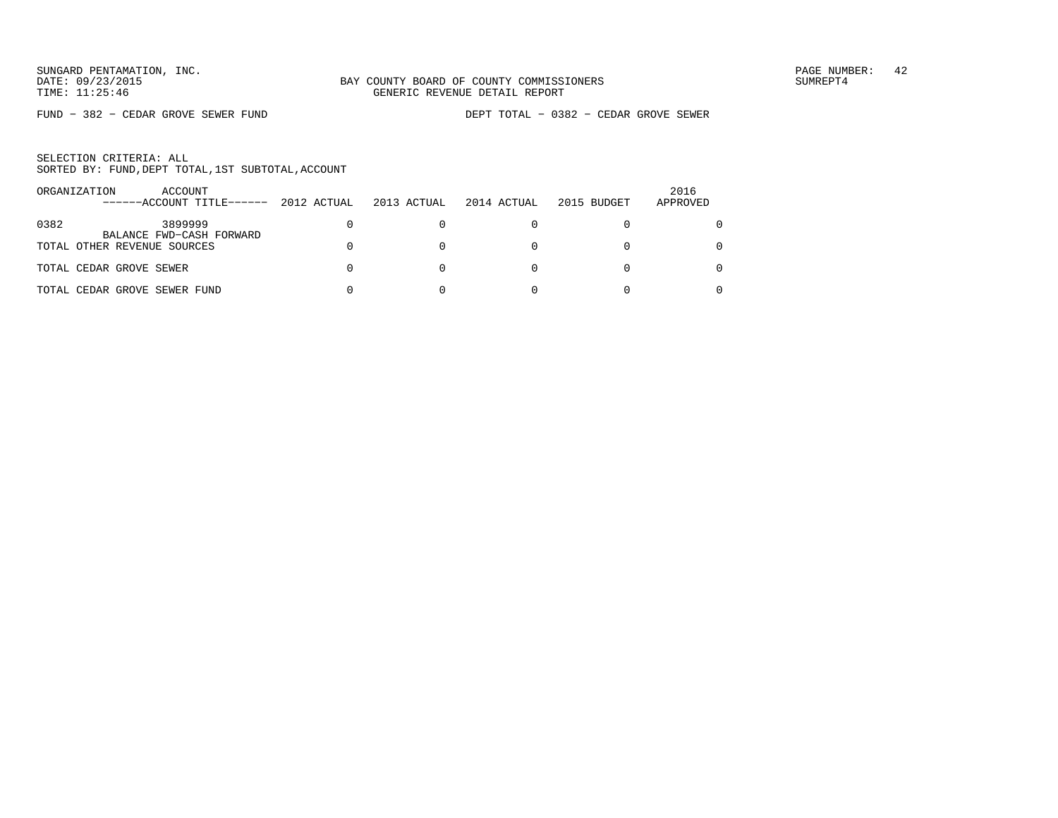SUNGARD PENTAMATION, INC.
DATE: 09/23/2015
TIME: 11:25:46

BAY COUNTY BOARD OF COUNTY COMMISSIONERS
GENERIC REVENUE DETAIL REPORT

SUMREPT4

FUND - 382 - CEDAR GROVE SEWER FUND

DEPT TOTAL - 0382 - CEDAR GROVE SEWER

SELECTION CRITERIA: ALL
SORTED BY: FUND,DEPT TOTAL,1ST SUBTOTAL,ACCOUNT

| ORGANIZATION | ACCOUNT / ------ACCOUNT TITLE------ | 2012 ACTUAL | 2013 ACTUAL | 2014 ACTUAL | 2015 BUDGET | 2016 APPROVED |
|---|---|---|---|---|---|---|
| 0382 | 3899999 BALANCE FWD-CASH FORWARD | 0 | 0 | 0 | 0 | 0 |
| TOTAL OTHER REVENUE SOURCES | | 0 | 0 | 0 | 0 | 0 |
| TOTAL CEDAR GROVE SEWER | | 0 | 0 | 0 | 0 | 0 |
| TOTAL CEDAR GROVE SEWER FUND | | 0 | 0 | 0 | 0 | 0 |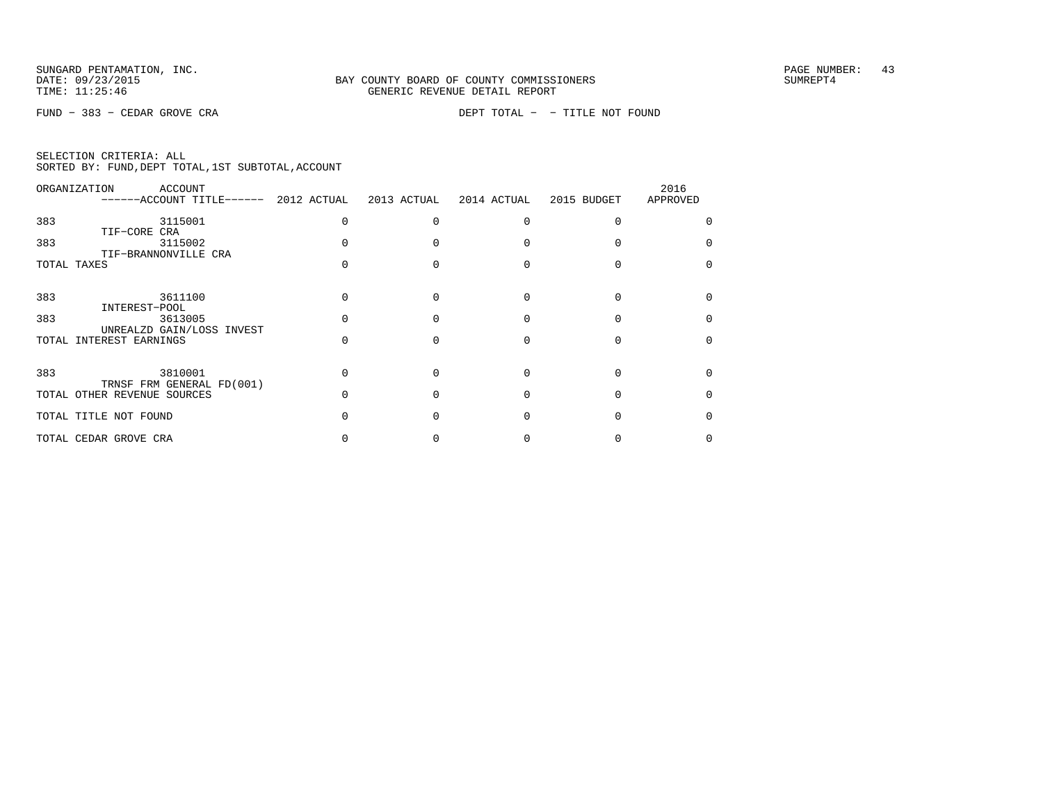SUNGARD PENTAMATION, INC.
DATE: 09/23/2015
TIME: 11:25:46

BAY COUNTY BOARD OF COUNTY COMMISSIONERS
GENERIC REVENUE DETAIL REPORT

SUMREPT4

FUND − 383 − CEDAR GROVE CRA

DEPT TOTAL − − TITLE NOT FOUND

SELECTION CRITERIA: ALL
SORTED BY: FUND,DEPT TOTAL,1ST SUBTOTAL,ACCOUNT

| ORGANIZATION | ACCOUNT / ------ACCOUNT TITLE------ | 2012 ACTUAL | 2013 ACTUAL | 2014 ACTUAL | 2015 BUDGET | 2016 APPROVED |
|---|---|---|---|---|---|---|
| 383 | 3115001 TIF−CORE CRA | 0 | 0 | 0 | 0 | 0 |
| 383 | 3115002 TIF−BRANNONVILLE CRA | 0 | 0 | 0 | 0 | 0 |
| TOTAL TAXES | | 0 | 0 | 0 | 0 | 0 |
| 383 | 3611100 INTEREST−POOL | 0 | 0 | 0 | 0 | 0 |
| 383 | 3613005 UNREALZD GAIN/LOSS INVEST | 0 | 0 | 0 | 0 | 0 |
| TOTAL INTEREST EARNINGS | | 0 | 0 | 0 | 0 | 0 |
| 383 | 3810001 TRNSF FRM GENERAL FD(001) | 0 | 0 | 0 | 0 | 0 |
| TOTAL OTHER REVENUE SOURCES | | 0 | 0 | 0 | 0 | 0 |
| TOTAL TITLE NOT FOUND | | 0 | 0 | 0 | 0 | 0 |
| TOTAL CEDAR GROVE CRA | | 0 | 0 | 0 | 0 | 0 |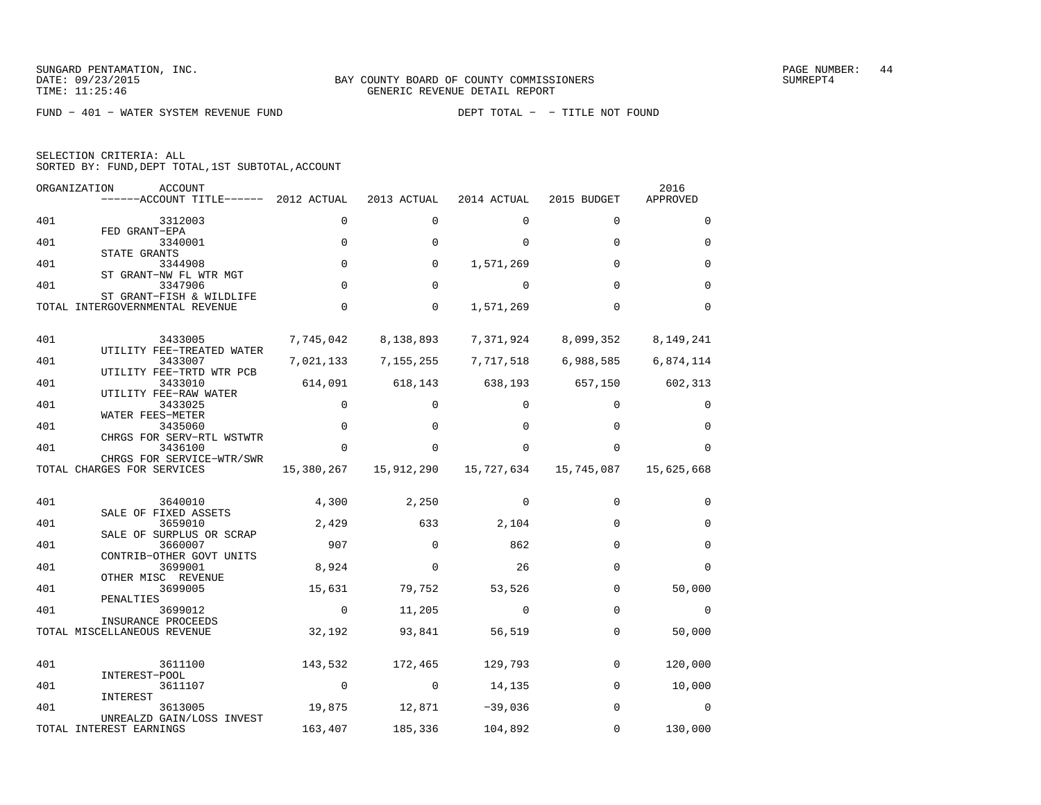SUNGARD PENTAMATION, INC.
DATE: 09/23/2015
TIME: 11:25:46

BAY COUNTY BOARD OF COUNTY COMMISSIONERS
GENERIC REVENUE DETAIL REPORT

SUMREPT4

FUND – 401 – WATER SYSTEM REVENUE FUND    DEPT TOTAL – – TITLE NOT FOUND

SELECTION CRITERIA: ALL
SORTED BY: FUND,DEPT TOTAL,1ST SUBTOTAL,ACCOUNT

| ORGANIZATION | ACCOUNT / ACCOUNT TITLE | 2012 ACTUAL | 2013 ACTUAL | 2014 ACTUAL | 2015 BUDGET | 2016 APPROVED |
|---|---|---|---|---|---|---|
| 401 | 3312003 FED GRANT–EPA | 0 | 0 | 0 | 0 | 0 |
| 401 | 3340001 STATE GRANTS | 0 | 0 | 0 | 0 | 0 |
| 401 | 3344908 ST GRANT–NW FL WTR MGT | 0 | 0 | 1,571,269 | 0 | 0 |
| 401 | 3347906 ST GRANT–FISH & WILDLIFE | 0 | 0 | 0 | 0 | 0 |
| TOTAL INTERGOVERNMENTAL REVENUE | | 0 | 0 | 1,571,269 | 0 | 0 |
| 401 | 3433005 UTILITY FEE–TREATED WATER | 7,745,042 | 8,138,893 | 7,371,924 | 8,099,352 | 8,149,241 |
| 401 | 3433007 UTILITY FEE–TRTD WTR PCB | 7,021,133 | 7,155,255 | 7,717,518 | 6,988,585 | 6,874,114 |
| 401 | 3433010 UTILITY FEE–RAW WATER | 614,091 | 618,143 | 638,193 | 657,150 | 602,313 |
| 401 | 3433025 WATER FEES–METER | 0 | 0 | 0 | 0 | 0 |
| 401 | 3435060 CHRGS FOR SERV–RTL WSTWTR | 0 | 0 | 0 | 0 | 0 |
| 401 | 3436100 CHRGS FOR SERVICE–WTR/SWR | 0 | 0 | 0 | 0 | 0 |
| TOTAL CHARGES FOR SERVICES | | 15,380,267 | 15,912,290 | 15,727,634 | 15,745,087 | 15,625,668 |
| 401 | 3640010 SALE OF FIXED ASSETS | 4,300 | 2,250 | 0 | 0 | 0 |
| 401 | 3659010 SALE OF SURPLUS OR SCRAP | 2,429 | 633 | 2,104 | 0 | 0 |
| 401 | 3660007 CONTRIB–OTHER GOVT UNITS | 907 | 0 | 862 | 0 | 0 |
| 401 | 3699001 OTHER MISC REVENUE | 8,924 | 0 | 26 | 0 | 0 |
| 401 | 3699005 PENALTIES | 15,631 | 79,752 | 53,526 | 0 | 50,000 |
| 401 | 3699012 INSURANCE PROCEEDS | 0 | 11,205 | 0 | 0 | 0 |
| TOTAL MISCELLANEOUS REVENUE | | 32,192 | 93,841 | 56,519 | 0 | 50,000 |
| 401 | 3611100 INTEREST–POOL | 143,532 | 172,465 | 129,793 | 0 | 120,000 |
| 401 | 3611107 INTEREST | 0 | 0 | 14,135 | 0 | 10,000 |
| 401 | 3613005 UNREALZD GAIN/LOSS INVEST | 19,875 | 12,871 | −39,036 | 0 | 0 |
| TOTAL INTEREST EARNINGS | | 163,407 | 185,336 | 104,892 | 0 | 130,000 |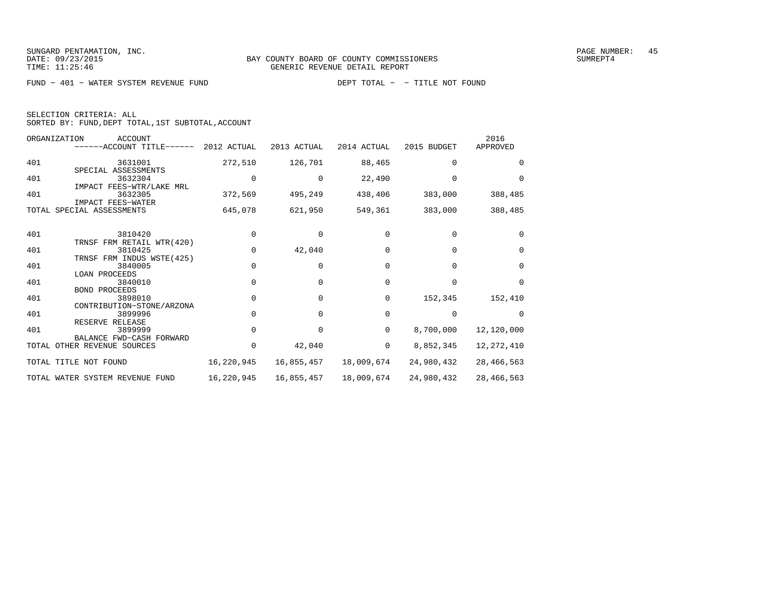SUNGARD PENTAMATION, INC.
DATE: 09/23/2015
TIME: 11:25:46

BAY COUNTY BOARD OF COUNTY COMMISSIONERS
GENERIC REVENUE DETAIL REPORT

SUMREPT4

FUND - 401 - WATER SYSTEM REVENUE FUND    DEPT TOTAL - - TITLE NOT FOUND

SELECTION CRITERIA: ALL
SORTED BY: FUND,DEPT TOTAL,1ST SUBTOTAL,ACCOUNT

| ORGANIZATION | ACCOUNT / ------ACCOUNT TITLE------ | 2012 ACTUAL | 2013 ACTUAL | 2014 ACTUAL | 2015 BUDGET | 2016 APPROVED |
|---|---|---|---|---|---|---|
| 401 | 3631001 SPECIAL ASSESSMENTS | 272,510 | 126,701 | 88,465 | 0 | 0 |
| 401 | 3632304 IMPACT FEES-WTR/LAKE MRL | 0 | 0 | 22,490 | 0 | 0 |
| 401 | 3632305 IMPACT FEES-WATER | 372,569 | 495,249 | 438,406 | 383,000 | 388,485 |
| TOTAL SPECIAL ASSESSMENTS | | 645,078 | 621,950 | 549,361 | 383,000 | 388,485 |
| 401 | 3810420 TRNSF FRM RETAIL WTR(420) | 0 | 0 | 0 | 0 | 0 |
| 401 | 3810425 TRNSF FRM INDUS WSTE(425) | 0 | 42,040 | 0 | 0 | 0 |
| 401 | 3840005 LOAN PROCEEDS | 0 | 0 | 0 | 0 | 0 |
| 401 | 3840010 BOND PROCEEDS | 0 | 0 | 0 | 0 | 0 |
| 401 | 3898010 CONTRIBUTION-STONE/ARZONA | 0 | 0 | 0 | 152,345 | 152,410 |
| 401 | 3899996 RESERVE RELEASE | 0 | 0 | 0 | 0 | 0 |
| 401 | 3899999 BALANCE FWD-CASH FORWARD | 0 | 0 | 0 | 8,700,000 | 12,120,000 |
| TOTAL OTHER REVENUE SOURCES | | 0 | 42,040 | 0 | 8,852,345 | 12,272,410 |
| TOTAL TITLE NOT FOUND | | 16,220,945 | 16,855,457 | 18,009,674 | 24,980,432 | 28,466,563 |
| TOTAL WATER SYSTEM REVENUE FUND | | 16,220,945 | 16,855,457 | 18,009,674 | 24,980,432 | 28,466,563 |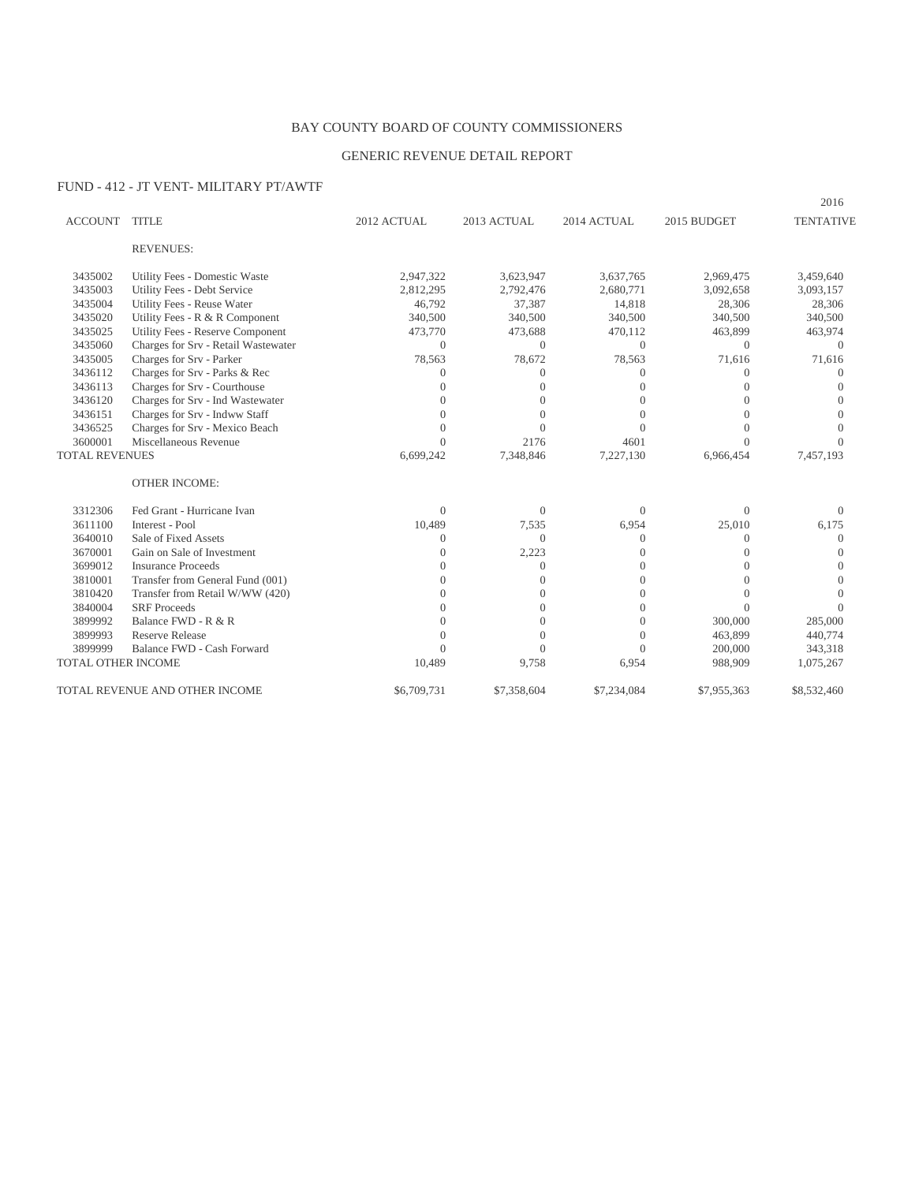BAY COUNTY BOARD OF COUNTY COMMISSIONERS

GENERIC REVENUE DETAIL REPORT

FUND - 412 - JT VENT- MILITARY PT/AWTF

| ACCOUNT | TITLE | 2012 ACTUAL | 2013 ACTUAL | 2014 ACTUAL | 2015 BUDGET | 2016 TENTATIVE |
|---|---|---|---|---|---|---|
| | REVENUES: | | | | | |
| 3435002 | Utility Fees - Domestic Waste | 2,947,322 | 3,623,947 | 3,637,765 | 2,969,475 | 3,459,640 |
| 3435003 | Utility Fees - Debt Service | 2,812,295 | 2,792,476 | 2,680,771 | 3,092,658 | 3,093,157 |
| 3435004 | Utility Fees - Reuse Water | 46,792 | 37,387 | 14,818 | 28,306 | 28,306 |
| 3435020 | Utility Fees - R & R Component | 340,500 | 340,500 | 340,500 | 340,500 | 340,500 |
| 3435025 | Utility Fees - Reserve Component | 473,770 | 473,688 | 470,112 | 463,899 | 463,974 |
| 3435060 | Charges for Srv - Retail Wastewater | 0 | 0 | 0 | 0 | 0 |
| 3435005 | Charges for Srv - Parker | 78,563 | 78,672 | 78,563 | 71,616 | 71,616 |
| 3436112 | Charges for Srv - Parks & Rec | 0 | 0 | 0 | 0 | 0 |
| 3436113 | Charges for Srv - Courthouse | 0 | 0 | 0 | 0 | 0 |
| 3436120 | Charges for Srv - Ind Wastewater | 0 | 0 | 0 | 0 | 0 |
| 3436151 | Charges for Srv - Indww Staff | 0 | 0 | 0 | 0 | 0 |
| 3436525 | Charges for Srv - Mexico Beach | 0 | 0 | 0 | 0 | 0 |
| 3600001 | Miscellaneous Revenue | 0 | 2176 | 4601 | 0 | 0 |
| TOTAL REVENUES | | 6,699,242 | 7,348,846 | 7,227,130 | 6,966,454 | 7,457,193 |
| | OTHER INCOME: | | | | | |
| 3312306 | Fed Grant - Hurricane Ivan | 0 | 0 | 0 | 0 | 0 |
| 3611100 | Interest - Pool | 10,489 | 7,535 | 6,954 | 25,010 | 6,175 |
| 3640010 | Sale of Fixed Assets | 0 | 0 | 0 | 0 | 0 |
| 3670001 | Gain on Sale of Investment | 0 | 2,223 | 0 | 0 | 0 |
| 3699012 | Insurance Proceeds | 0 | 0 | 0 | 0 | 0 |
| 3810001 | Transfer from General Fund (001) | 0 | 0 | 0 | 0 | 0 |
| 3810420 | Transfer from Retail W/WW (420) | 0 | 0 | 0 | 0 | 0 |
| 3840004 | SRF Proceeds | 0 | 0 | 0 | 0 | 0 |
| 3899992 | Balance FWD - R & R | 0 | 0 | 0 | 300,000 | 285,000 |
| 3899993 | Reserve Release | 0 | 0 | 0 | 463,899 | 440,774 |
| 3899999 | Balance FWD - Cash Forward | 0 | 0 | 0 | 200,000 | 343,318 |
| TOTAL OTHER INCOME | | 10,489 | 9,758 | 6,954 | 988,909 | 1,075,267 |
| TOTAL REVENUE AND OTHER INCOME | | $6,709,731 | $7,358,604 | $7,234,084 | $7,955,363 | $8,532,460 |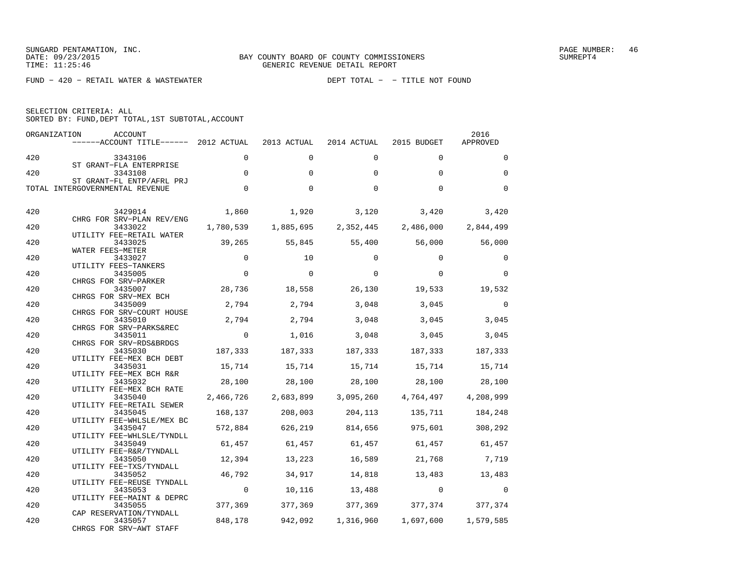SUNGARD PENTAMATION, INC.
DATE: 09/23/2015
TIME: 11:25:46

BAY COUNTY BOARD OF COUNTY COMMISSIONERS
GENERIC REVENUE DETAIL REPORT

SUMREPT4

FUND − 420 − RETAIL WATER & WASTEWATER　　　　DEPT TOTAL − − TITLE NOT FOUND

SELECTION CRITERIA: ALL
SORTED BY: FUND,DEPT TOTAL,1ST SUBTOTAL,ACCOUNT

| ORGANIZATION | ACCOUNT / ACCOUNT TITLE | 2012 ACTUAL | 2013 ACTUAL | 2014 ACTUAL | 2015 BUDGET | 2016 APPROVED |
|---|---|---|---|---|---|---|
| 420 | 3343106 ST GRANT−FLA ENTERPRISE | 0 | 0 | 0 | 0 | 0 |
| 420 | 3343108 ST GRANT−FL ENTP/AFRL PRJ | 0 | 0 | 0 | 0 | 0 |
| TOTAL INTERGOVERNMENTAL REVENUE | | 0 | 0 | 0 | 0 | 0 |
| 420 | 3429014 CHRG FOR SRV−PLAN REV/ENG | 1,860 | 1,920 | 3,120 | 3,420 | 3,420 |
| 420 | 3433022 UTILITY FEE−RETAIL WATER | 1,780,539 | 1,885,695 | 2,352,445 | 2,486,000 | 2,844,499 |
| 420 | 3433025 WATER FEES−METER | 39,265 | 55,845 | 55,400 | 56,000 | 56,000 |
| 420 | 3433027 UTILITY FEES−TANKERS | 0 | 10 | 0 | 0 | 0 |
| 420 | 3435005 CHRGS FOR SRV−PARKER | 0 | 0 | 0 | 0 | 0 |
| 420 | 3435007 CHRGS FOR SRV−MEX BCH | 28,736 | 18,558 | 26,130 | 19,533 | 19,532 |
| 420 | 3435009 CHRGS FOR SRV−COURT HOUSE | 2,794 | 2,794 | 3,048 | 3,045 | 0 |
| 420 | 3435010 CHRGS FOR SRV−PARKS&REC | 2,794 | 2,794 | 3,048 | 3,045 | 3,045 |
| 420 | 3435011 CHRGS FOR SRV−RDS&BRDGS | 0 | 1,016 | 3,048 | 3,045 | 3,045 |
| 420 | 3435030 UTILITY FEE−MEX BCH DEBT | 187,333 | 187,333 | 187,333 | 187,333 | 187,333 |
| 420 | 3435031 UTILITY FEE−MEX BCH R&R | 15,714 | 15,714 | 15,714 | 15,714 | 15,714 |
| 420 | 3435032 UTILITY FEE−MEX BCH RATE | 28,100 | 28,100 | 28,100 | 28,100 | 28,100 |
| 420 | 3435040 UTILITY FEE−RETAIL SEWER | 2,466,726 | 2,683,899 | 3,095,260 | 4,764,497 | 4,208,999 |
| 420 | 3435045 UTILITY FEE−WHLSLE/MEX BC | 168,137 | 208,003 | 204,113 | 135,711 | 184,248 |
| 420 | 3435047 UTILITY FEE−WHLSLE/TYNDLL | 572,884 | 626,219 | 814,656 | 975,601 | 308,292 |
| 420 | 3435049 UTILITY FEE−R&R/TYNDALL | 61,457 | 61,457 | 61,457 | 61,457 | 61,457 |
| 420 | 3435050 UTILITY FEE−TXS/TYNDALL | 12,394 | 13,223 | 16,589 | 21,768 | 7,719 |
| 420 | 3435052 UTILITY FEE−REUSE TYNDALL | 46,792 | 34,917 | 14,818 | 13,483 | 13,483 |
| 420 | 3435053 UTILITY FEE−MAINT & DEPRC | 0 | 10,116 | 13,488 | 0 | 0 |
| 420 | 3435055 CAP RESERVATION/TYNDALL | 377,369 | 377,369 | 377,369 | 377,374 | 377,374 |
| 420 | 3435057 CHRGS FOR SRV−AWT STAFF | 848,178 | 942,092 | 1,316,960 | 1,697,600 | 1,579,585 |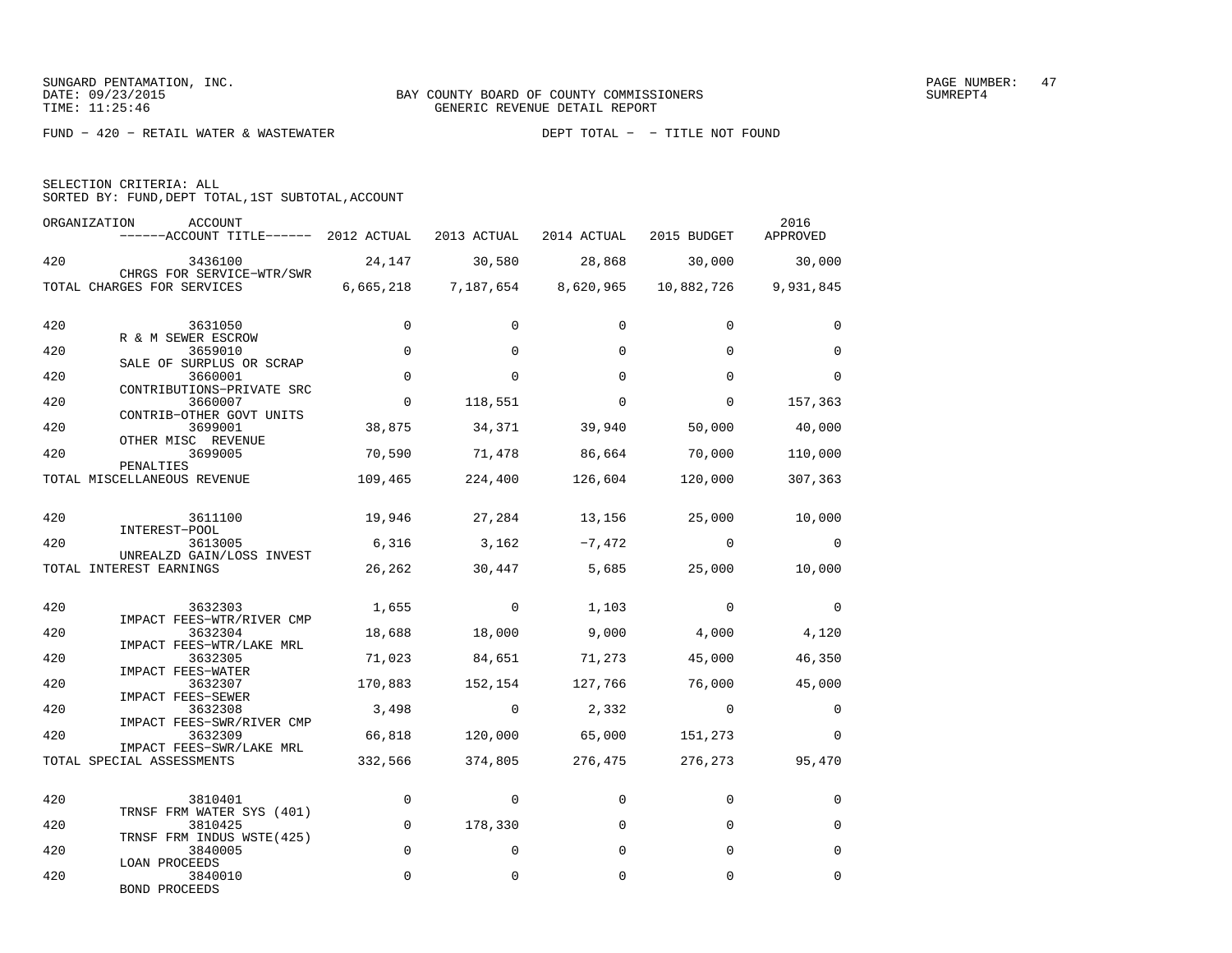SUNGARD PENTAMATION, INC.
DATE: 09/23/2015
TIME: 11:25:46

BAY COUNTY BOARD OF COUNTY COMMISSIONERS
GENERIC REVENUE DETAIL REPORT

PAGE NUMBER: 47
SUMREPT4

FUND − 420 − RETAIL WATER & WASTEWATER    DEPT TOTAL − − TITLE NOT FOUND

SELECTION CRITERIA: ALL
SORTED BY: FUND,DEPT TOTAL,1ST SUBTOTAL,ACCOUNT

| ORGANIZATION | ACCOUNT / ACCOUNT TITLE | 2012 ACTUAL | 2013 ACTUAL | 2014 ACTUAL | 2015 BUDGET | 2016 APPROVED |
|---|---|---|---|---|---|---|
| 420 | 3436100 CHRGS FOR SERVICE−WTR/SWR | 24,147 | 30,580 | 28,868 | 30,000 | 30,000 |
| TOTAL CHARGES FOR SERVICES | | 6,665,218 | 7,187,654 | 8,620,965 | 10,882,726 | 9,931,845 |
| 420 | 3631050 R & M SEWER ESCROW | 0 | 0 | 0 | 0 | 0 |
| 420 | 3659010 SALE OF SURPLUS OR SCRAP | 0 | 0 | 0 | 0 | 0 |
| 420 | 3660001 CONTRIBUTIONS−PRIVATE SRC | 0 | 0 | 0 | 0 | 0 |
| 420 | 3660007 CONTRIB−OTHER GOVT UNITS | 0 | 118,551 | 0 | 0 | 157,363 |
| 420 | 3699001 OTHER MISC REVENUE | 38,875 | 34,371 | 39,940 | 50,000 | 40,000 |
| 420 | 3699005 PENALTIES | 70,590 | 71,478 | 86,664 | 70,000 | 110,000 |
| TOTAL MISCELLANEOUS REVENUE | | 109,465 | 224,400 | 126,604 | 120,000 | 307,363 |
| 420 | 3611100 INTEREST−POOL | 19,946 | 27,284 | 13,156 | 25,000 | 10,000 |
| 420 | 3613005 UNREALZD GAIN/LOSS INVEST | 6,316 | 3,162 | −7,472 | 0 | 0 |
| TOTAL INTEREST EARNINGS | | 26,262 | 30,447 | 5,685 | 25,000 | 10,000 |
| 420 | 3632303 IMPACT FEES−WTR/RIVER CMP | 1,655 | 0 | 1,103 | 0 | 0 |
| 420 | 3632304 IMPACT FEES−WTR/LAKE MRL | 18,688 | 18,000 | 9,000 | 4,000 | 4,120 |
| 420 | 3632305 IMPACT FEES−WATER | 71,023 | 84,651 | 71,273 | 45,000 | 46,350 |
| 420 | 3632307 IMPACT FEES−SEWER | 170,883 | 152,154 | 127,766 | 76,000 | 45,000 |
| 420 | 3632308 IMPACT FEES−SWR/RIVER CMP | 3,498 | 0 | 2,332 | 0 | 0 |
| 420 | 3632309 IMPACT FEES−SWR/LAKE MRL | 66,818 | 120,000 | 65,000 | 151,273 | 0 |
| TOTAL SPECIAL ASSESSMENTS | | 332,566 | 374,805 | 276,475 | 276,273 | 95,470 |
| 420 | 3810401 TRNSF FRM WATER SYS (401) | 0 | 0 | 0 | 0 | 0 |
| 420 | 3810425 TRNSF FRM INDUS WSTE(425) | 0 | 178,330 | 0 | 0 | 0 |
| 420 | 3840005 LOAN PROCEEDS | 0 | 0 | 0 | 0 | 0 |
| 420 | 3840010 BOND PROCEEDS | 0 | 0 | 0 | 0 | 0 |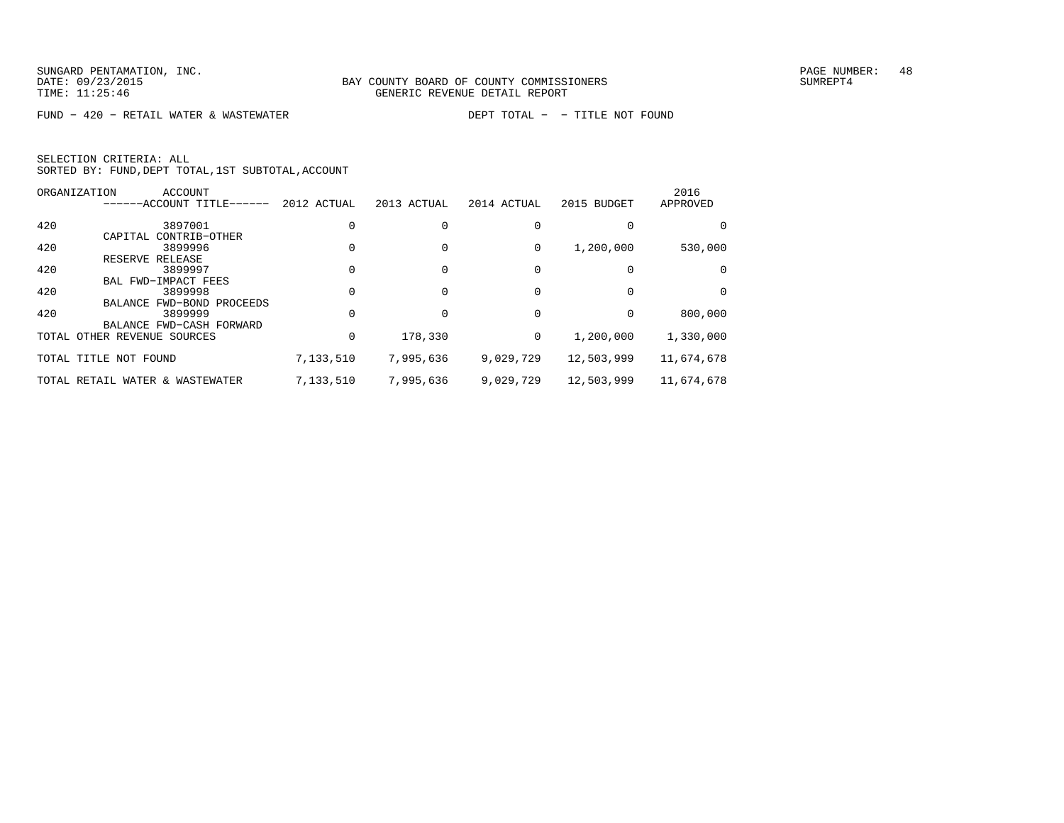SUNGARD PENTAMATION, INC.
DATE: 09/23/2015
TIME: 11:25:46

BAY COUNTY BOARD OF COUNTY COMMISSIONERS
GENERIC REVENUE DETAIL REPORT

SUMREPT4

FUND - 420 - RETAIL WATER & WASTEWATER    DEPT TOTAL - - TITLE NOT FOUND

SELECTION CRITERIA: ALL
SORTED BY: FUND,DEPT TOTAL,1ST SUBTOTAL,ACCOUNT

| ORGANIZATION | ACCOUNT ------ACCOUNT TITLE------ | 2012 ACTUAL | 2013 ACTUAL | 2014 ACTUAL | 2015 BUDGET | 2016 APPROVED |
|---|---|---|---|---|---|---|
| 420 | 3897001 CAPITAL CONTRIB-OTHER | 0 | 0 | 0 | 0 | 0 |
| 420 | 3899996 RESERVE RELEASE | 0 | 0 | 0 | 1,200,000 | 530,000 |
| 420 | 3899997 BAL FWD-IMPACT FEES | 0 | 0 | 0 | 0 | 0 |
| 420 | 3899998 BALANCE FWD-BOND PROCEEDS | 0 | 0 | 0 | 0 | 0 |
| 420 | 3899999 BALANCE FWD-CASH FORWARD | 0 | 0 | 0 | 0 | 800,000 |
| TOTAL OTHER REVENUE SOURCES | | 0 | 178,330 | 0 | 1,200,000 | 1,330,000 |
| TOTAL TITLE NOT FOUND | | 7,133,510 | 7,995,636 | 9,029,729 | 12,503,999 | 11,674,678 |
| TOTAL RETAIL WATER & WASTEWATER | | 7,133,510 | 7,995,636 | 9,029,729 | 12,503,999 | 11,674,678 |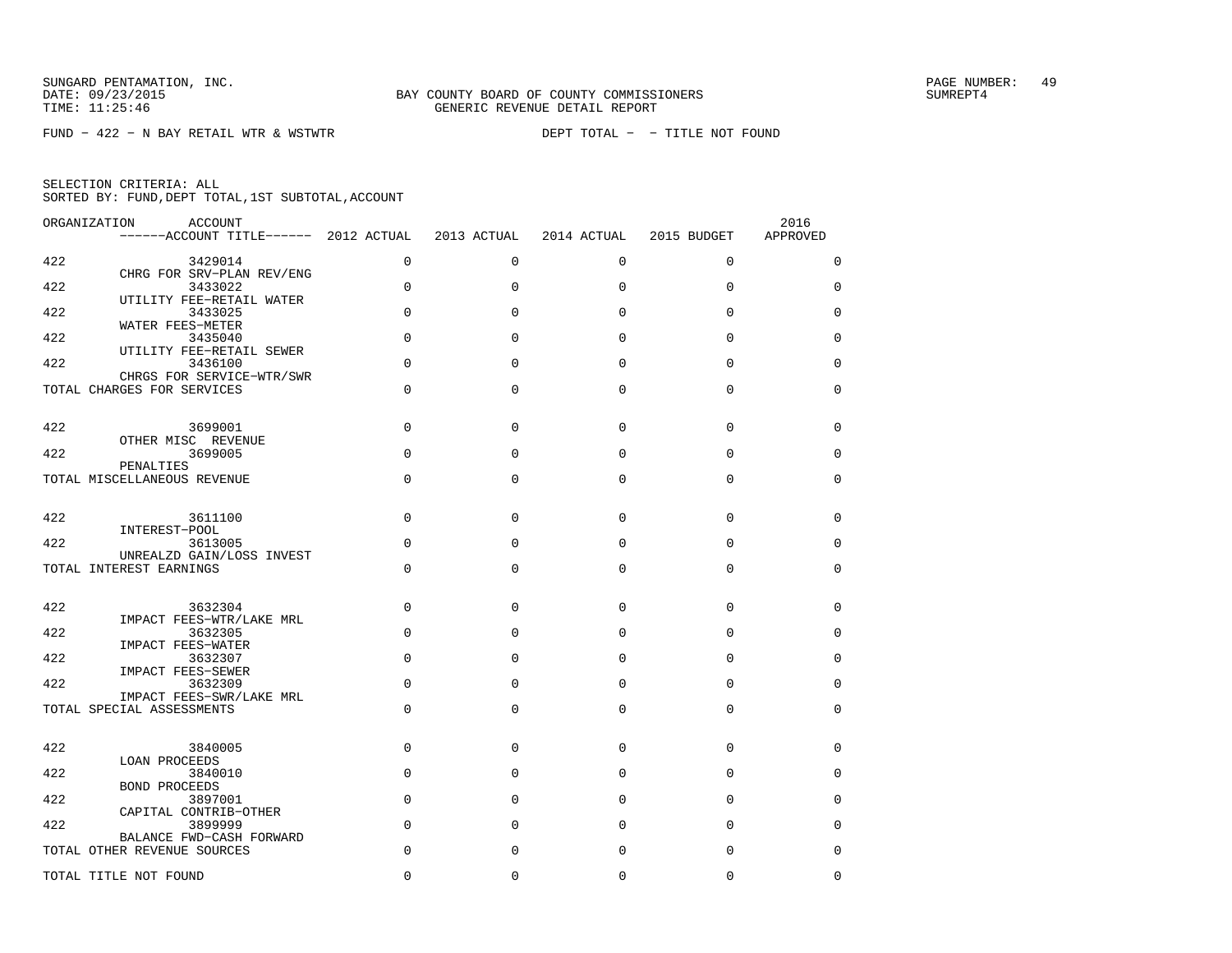SUNGARD PENTAMATION, INC.
DATE: 09/23/2015
TIME: 11:25:46

BAY COUNTY BOARD OF COUNTY COMMISSIONERS
GENERIC REVENUE DETAIL REPORT

PAGE NUMBER: 49
SUMREPT4

FUND - 422 - N BAY RETAIL WTR & WSTWTR

DEPT TOTAL - - TITLE NOT FOUND

SELECTION CRITERIA: ALL
SORTED BY: FUND,DEPT TOTAL,1ST SUBTOTAL,ACCOUNT

| ORGANIZATION | ACCOUNT ------ACCOUNT TITLE------ | 2012 ACTUAL | 2013 ACTUAL | 2014 ACTUAL | 2015 BUDGET | 2016 APPROVED |
|---|---|---|---|---|---|---|
| 422 | 3429014 CHRG FOR SRV-PLAN REV/ENG | 0 | 0 | 0 | 0 | 0 |
| 422 | 3433022 UTILITY FEE-RETAIL WATER | 0 | 0 | 0 | 0 | 0 |
| 422 | 3433025 WATER FEES-METER | 0 | 0 | 0 | 0 | 0 |
| 422 | 3435040 UTILITY FEE-RETAIL SEWER | 0 | 0 | 0 | 0 | 0 |
| 422 | 3436100 CHRGS FOR SERVICE-WTR/SWR | 0 | 0 | 0 | 0 | 0 |
| TOTAL CHARGES FOR SERVICES | | 0 | 0 | 0 | 0 | 0 |
| 422 | 3699001 OTHER MISC REVENUE | 0 | 0 | 0 | 0 | 0 |
| 422 | 3699005 PENALTIES | 0 | 0 | 0 | 0 | 0 |
| TOTAL MISCELLANEOUS REVENUE | | 0 | 0 | 0 | 0 | 0 |
| 422 | 3611100 INTEREST-POOL | 0 | 0 | 0 | 0 | 0 |
| 422 | 3613005 UNREALZD GAIN/LOSS INVEST | 0 | 0 | 0 | 0 | 0 |
| TOTAL INTEREST EARNINGS | | 0 | 0 | 0 | 0 | 0 |
| 422 | 3632304 IMPACT FEES-WTR/LAKE MRL | 0 | 0 | 0 | 0 | 0 |
| 422 | 3632305 IMPACT FEES-WATER | 0 | 0 | 0 | 0 | 0 |
| 422 | 3632307 IMPACT FEES-SEWER | 0 | 0 | 0 | 0 | 0 |
| 422 | 3632309 IMPACT FEES-SWR/LAKE MRL | 0 | 0 | 0 | 0 | 0 |
| TOTAL SPECIAL ASSESSMENTS | | 0 | 0 | 0 | 0 | 0 |
| 422 | 3840005 LOAN PROCEEDS | 0 | 0 | 0 | 0 | 0 |
| 422 | 3840010 BOND PROCEEDS | 0 | 0 | 0 | 0 | 0 |
| 422 | 3897001 CAPITAL CONTRIB-OTHER | 0 | 0 | 0 | 0 | 0 |
| 422 | 3899999 BALANCE FWD-CASH FORWARD | 0 | 0 | 0 | 0 | 0 |
| TOTAL OTHER REVENUE SOURCES | | 0 | 0 | 0 | 0 | 0 |
| TOTAL TITLE NOT FOUND | | 0 | 0 | 0 | 0 | 0 |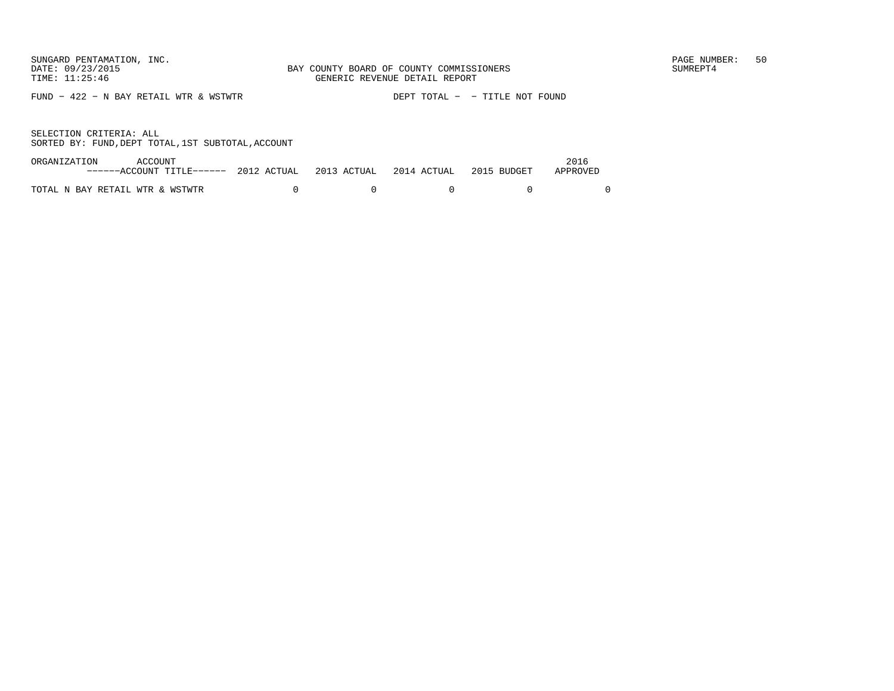SUNGARD PENTAMATION, INC.
DATE: 09/23/2015
TIME: 11:25:46

BAY COUNTY BOARD OF COUNTY COMMISSIONERS
GENERIC REVENUE DETAIL REPORT

SUMREPT4

FUND - 422 - N BAY RETAIL WTR & WSTWTR          DEPT TOTAL -  - TITLE NOT FOUND

SELECTION CRITERIA: ALL
SORTED BY: FUND,DEPT TOTAL,1ST SUBTOTAL,ACCOUNT

| ORGANIZATION ACCOUNT ------ACCOUNT TITLE------ | 2012 ACTUAL | 2013 ACTUAL | 2014 ACTUAL | 2015 BUDGET | 2016 APPROVED |
|---|---|---|---|---|---|
| TOTAL N BAY RETAIL WTR & WSTWTR | 0 | 0 | 0 | 0 | 0 |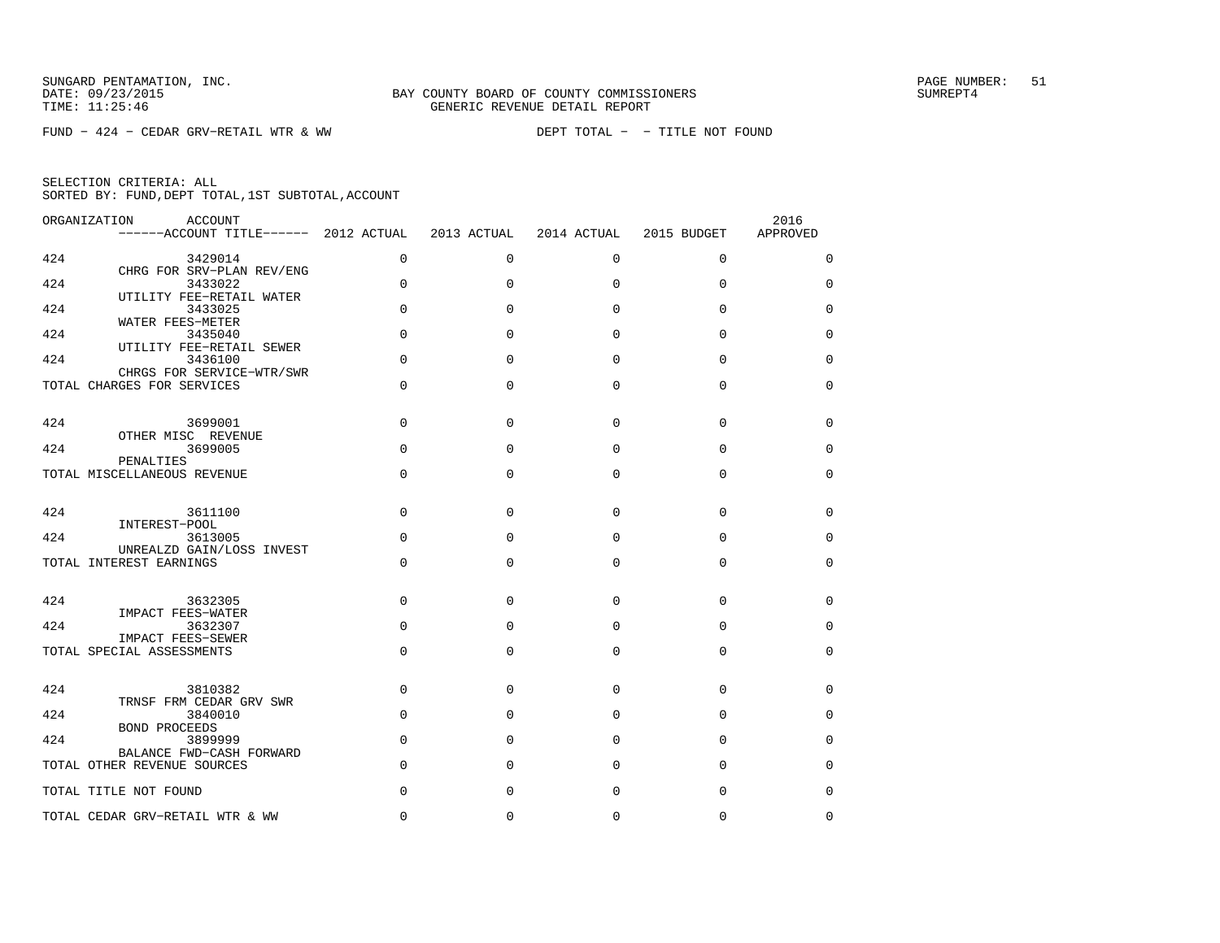SUNGARD PENTAMATION, INC.
DATE: 09/23/2015
TIME: 11:25:46

BAY COUNTY BOARD OF COUNTY COMMISSIONERS
GENERIC REVENUE DETAIL REPORT

SUMREPT4

FUND − 424 − CEDAR GRV−RETAIL WTR & WW　　　　DEPT TOTAL − − TITLE NOT FOUND

SELECTION CRITERIA: ALL
SORTED BY: FUND,DEPT TOTAL,1ST SUBTOTAL,ACCOUNT

| ORGANIZATION | ACCOUNT / ACCOUNT TITLE | 2012 ACTUAL | 2013 ACTUAL | 2014 ACTUAL | 2015 BUDGET | 2016 APPROVED |
|---|---|---|---|---|---|---|
| 424 | 3429014 CHRG FOR SRV−PLAN REV/ENG | 0 | 0 | 0 | 0 | 0 |
| 424 | 3433022 UTILITY FEE−RETAIL WATER | 0 | 0 | 0 | 0 | 0 |
| 424 | 3433025 WATER FEES−METER | 0 | 0 | 0 | 0 | 0 |
| 424 | 3435040 UTILITY FEE−RETAIL SEWER | 0 | 0 | 0 | 0 | 0 |
| 424 | 3436100 CHRGS FOR SERVICE−WTR/SWR | 0 | 0 | 0 | 0 | 0 |
| TOTAL CHARGES FOR SERVICES | | 0 | 0 | 0 | 0 | 0 |
| 424 | 3699001 OTHER MISC REVENUE | 0 | 0 | 0 | 0 | 0 |
| 424 | 3699005 PENALTIES | 0 | 0 | 0 | 0 | 0 |
| TOTAL MISCELLANEOUS REVENUE | | 0 | 0 | 0 | 0 | 0 |
| 424 | 3611100 INTEREST−POOL | 0 | 0 | 0 | 0 | 0 |
| 424 | 3613005 UNREALZD GAIN/LOSS INVEST | 0 | 0 | 0 | 0 | 0 |
| TOTAL INTEREST EARNINGS | | 0 | 0 | 0 | 0 | 0 |
| 424 | 3632305 IMPACT FEES−WATER | 0 | 0 | 0 | 0 | 0 |
| 424 | 3632307 IMPACT FEES−SEWER | 0 | 0 | 0 | 0 | 0 |
| TOTAL SPECIAL ASSESSMENTS | | 0 | 0 | 0 | 0 | 0 |
| 424 | 3810382 TRNSF FRM CEDAR GRV SWR | 0 | 0 | 0 | 0 | 0 |
| 424 | 3840010 BOND PROCEEDS | 0 | 0 | 0 | 0 | 0 |
| 424 | 3899999 BALANCE FWD−CASH FORWARD | 0 | 0 | 0 | 0 | 0 |
| TOTAL OTHER REVENUE SOURCES | | 0 | 0 | 0 | 0 | 0 |
| TOTAL TITLE NOT FOUND | | 0 | 0 | 0 | 0 | 0 |
| TOTAL CEDAR GRV−RETAIL WTR & WW | | 0 | 0 | 0 | 0 | 0 |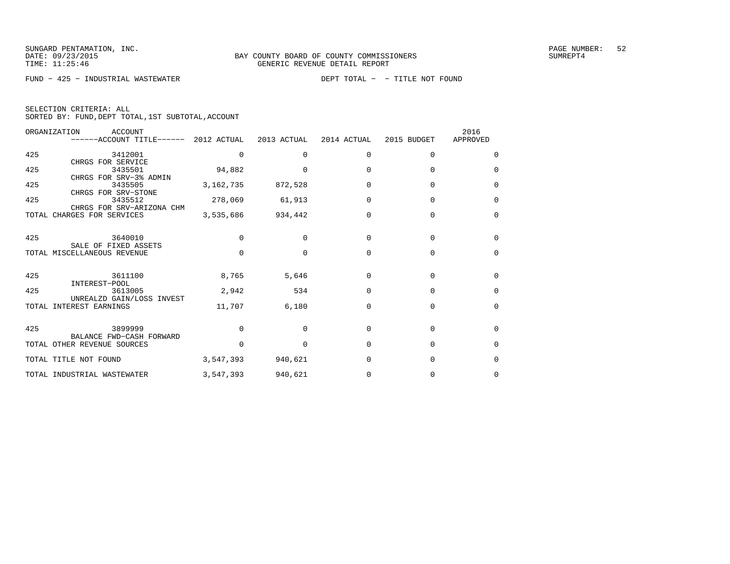SUNGARD PENTAMATION, INC.
DATE: 09/23/2015
TIME: 11:25:46

BAY COUNTY BOARD OF COUNTY COMMISSIONERS
GENERIC REVENUE DETAIL REPORT

SUMREPT4

FUND − 425 − INDUSTRIAL WASTEWATER

DEPT TOTAL − − TITLE NOT FOUND

SELECTION CRITERIA: ALL
SORTED BY: FUND,DEPT TOTAL,1ST SUBTOTAL,ACCOUNT

| ORGANIZATION | ACCOUNT / ACCOUNT TITLE | 2012 ACTUAL | 2013 ACTUAL | 2014 ACTUAL | 2015 BUDGET | 2016 APPROVED |
|---|---|---|---|---|---|---|
| 425 | 3412001 CHRGS FOR SERVICE | 0 | 0 | 0 | 0 | 0 |
| 425 | 3435501 CHRGS FOR SRV−3% ADMIN | 94,882 | 0 | 0 | 0 | 0 |
| 425 | 3435505 CHRGS FOR SRV−STONE | 3,162,735 | 872,528 | 0 | 0 | 0 |
| 425 | 3435512 CHRGS FOR SRV−ARIZONA CHM | 278,069 | 61,913 | 0 | 0 | 0 |
| TOTAL CHARGES FOR SERVICES | | 3,535,686 | 934,442 | 0 | 0 | 0 |
| 425 | 3640010 SALE OF FIXED ASSETS | 0 | 0 | 0 | 0 | 0 |
| TOTAL MISCELLANEOUS REVENUE | | 0 | 0 | 0 | 0 | 0 |
| 425 | 3611100 INTEREST−POOL | 8,765 | 5,646 | 0 | 0 | 0 |
| 425 | 3613005 UNREALZD GAIN/LOSS INVEST | 2,942 | 534 | 0 | 0 | 0 |
| TOTAL INTEREST EARNINGS | | 11,707 | 6,180 | 0 | 0 | 0 |
| 425 | 3899999 BALANCE FWD−CASH FORWARD | 0 | 0 | 0 | 0 | 0 |
| TOTAL OTHER REVENUE SOURCES | | 0 | 0 | 0 | 0 | 0 |
| TOTAL TITLE NOT FOUND | | 3,547,393 | 940,621 | 0 | 0 | 0 |
| TOTAL INDUSTRIAL WASTEWATER | | 3,547,393 | 940,621 | 0 | 0 | 0 |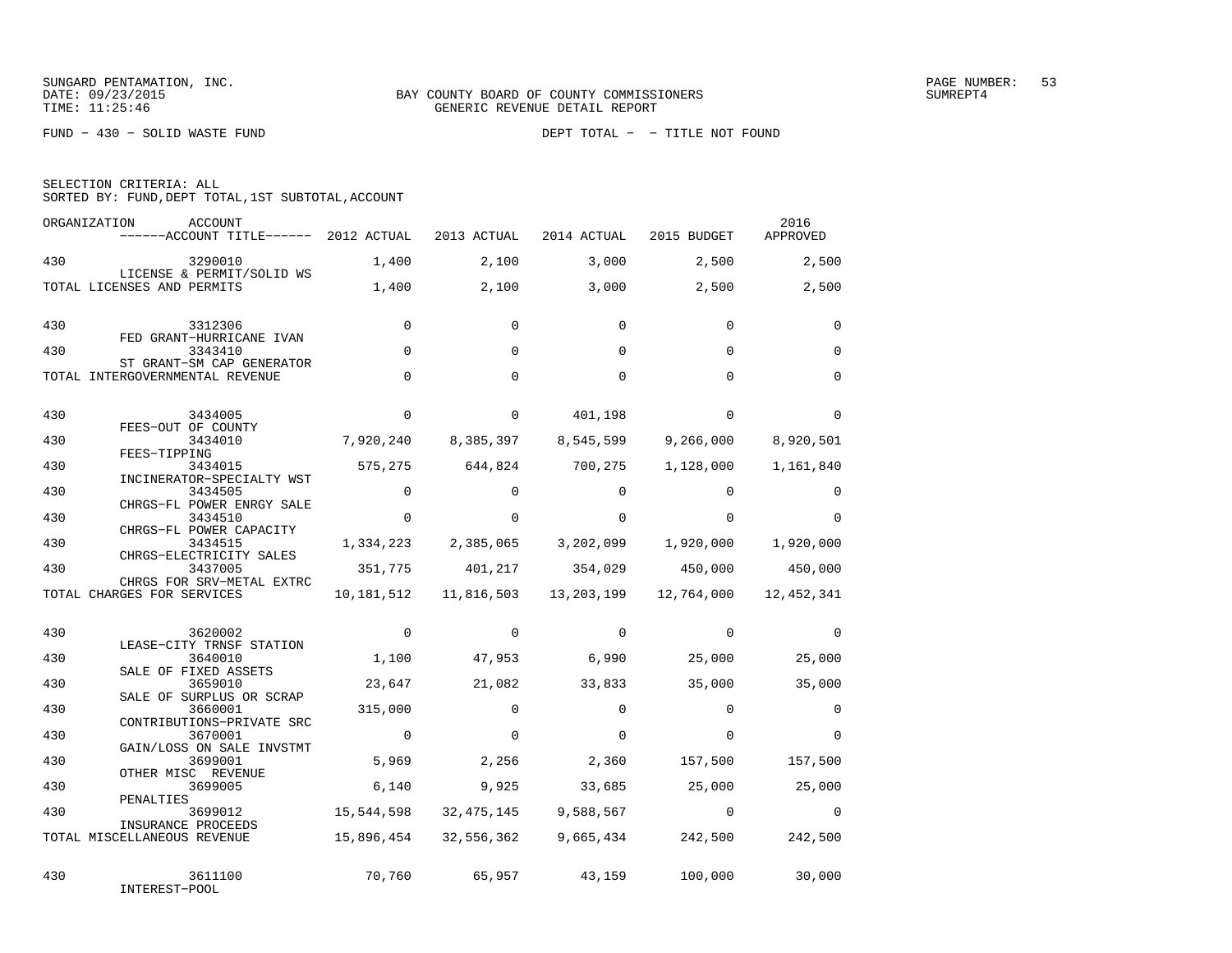SUNGARD PENTAMATION, INC.
DATE: 09/23/2015
TIME: 11:25:46

BAY COUNTY BOARD OF COUNTY COMMISSIONERS
GENERIC REVENUE DETAIL REPORT

PAGE NUMBER: 53
SUMREPT4

FUND − 430 − SOLID WASTE FUND

DEPT TOTAL − − TITLE NOT FOUND

SELECTION CRITERIA: ALL
SORTED BY: FUND,DEPT TOTAL,1ST SUBTOTAL,ACCOUNT

| ORGANIZATION | ACCOUNT / ------ACCOUNT TITLE------ | 2012 ACTUAL | 2013 ACTUAL | 2014 ACTUAL | 2015 BUDGET | 2016 APPROVED |
|---|---|---|---|---|---|---|
| 430 | 3290010 LICENSE & PERMIT/SOLID WS | 1,400 | 2,100 | 3,000 | 2,500 | 2,500 |
| TOTAL LICENSES AND PERMITS | | 1,400 | 2,100 | 3,000 | 2,500 | 2,500 |
| 430 | 3312306 FED GRANT−HURRICANE IVAN | 0 | 0 | 0 | 0 | 0 |
| 430 | 3343410 ST GRANT−SM CAP GENERATOR | 0 | 0 | 0 | 0 | 0 |
| TOTAL INTERGOVERNMENTAL REVENUE | | 0 | 0 | 0 | 0 | 0 |
| 430 | 3434005 FEES−OUT OF COUNTY | 0 | 0 | 401,198 | 0 | 0 |
| 430 | 3434010 FEES−TIPPING | 7,920,240 | 8,385,397 | 8,545,599 | 9,266,000 | 8,920,501 |
| 430 | 3434015 INCINERATOR−SPECIALTY WST | 575,275 | 644,824 | 700,275 | 1,128,000 | 1,161,840 |
| 430 | 3434505 CHRGS−FL POWER ENRGY SALE | 0 | 0 | 0 | 0 | 0 |
| 430 | 3434510 CHRGS−FL POWER CAPACITY | 0 | 0 | 0 | 0 | 0 |
| 430 | 3434515 CHRGS−ELECTRICITY SALES | 1,334,223 | 2,385,065 | 3,202,099 | 1,920,000 | 1,920,000 |
| 430 | 3437005 CHRGS FOR SRV−METAL EXTRC | 351,775 | 401,217 | 354,029 | 450,000 | 450,000 |
| TOTAL CHARGES FOR SERVICES | | 10,181,512 | 11,816,503 | 13,203,199 | 12,764,000 | 12,452,341 |
| 430 | 3620002 LEASE−CITY TRNSF STATION | 0 | 0 | 0 | 0 | 0 |
| 430 | 3640010 SALE OF FIXED ASSETS | 1,100 | 47,953 | 6,990 | 25,000 | 25,000 |
| 430 | 3659010 SALE OF SURPLUS OR SCRAP | 23,647 | 21,082 | 33,833 | 35,000 | 35,000 |
| 430 | 3660001 CONTRIBUTIONS−PRIVATE SRC | 315,000 | 0 | 0 | 0 | 0 |
| 430 | 3670001 GAIN/LOSS ON SALE INVSTMT | 0 | 0 | 0 | 0 | 0 |
| 430 | 3699001 OTHER MISC REVENUE | 5,969 | 2,256 | 2,360 | 157,500 | 157,500 |
| 430 | 3699005 PENALTIES | 6,140 | 9,925 | 33,685 | 25,000 | 25,000 |
| 430 | 3699012 INSURANCE PROCEEDS | 15,544,598 | 32,475,145 | 9,588,567 | 0 | 0 |
| TOTAL MISCELLANEOUS REVENUE | | 15,896,454 | 32,556,362 | 9,665,434 | 242,500 | 242,500 |
| 430 | 3611100 INTEREST−POOL | 70,760 | 65,957 | 43,159 | 100,000 | 30,000 |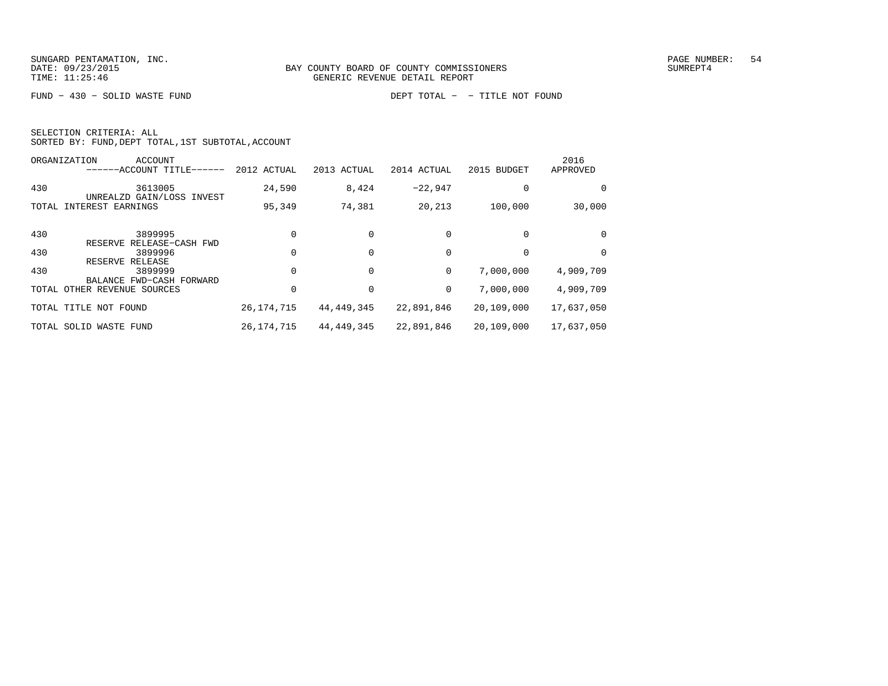BAY COUNTY BOARD OF COUNTY COMMISSIONERS
GENERIC REVENUE DETAIL REPORT

FUND − 430 − SOLID WASTE FUND

DEPT TOTAL − − TITLE NOT FOUND

SELECTION CRITERIA: ALL
SORTED BY: FUND,DEPT TOTAL,1ST SUBTOTAL,ACCOUNT

| ORGANIZATION | ACCOUNT ------ACCOUNT TITLE------ | 2012 ACTUAL | 2013 ACTUAL | 2014 ACTUAL | 2015 BUDGET | 2016 APPROVED |
|---|---|---|---|---|---|---|
| 430 | 3613005 UNREALZD GAIN/LOSS INVEST | 24,590 | 8,424 | −22,947 | 0 | 0 |
| TOTAL INTEREST EARNINGS | | 95,349 | 74,381 | 20,213 | 100,000 | 30,000 |
| 430 | 3899995 RESERVE RELEASE−CASH FWD | 0 | 0 | 0 | 0 | 0 |
| 430 | 3899996 RESERVE RELEASE | 0 | 0 | 0 | 0 | 0 |
| 430 | 3899999 BALANCE FWD−CASH FORWARD | 0 | 0 | 0 | 7,000,000 | 4,909,709 |
| TOTAL OTHER REVENUE SOURCES | | 0 | 0 | 0 | 7,000,000 | 4,909,709 |
| TOTAL TITLE NOT FOUND | | 26,174,715 | 44,449,345 | 22,891,846 | 20,109,000 | 17,637,050 |
| TOTAL SOLID WASTE FUND | | 26,174,715 | 44,449,345 | 22,891,846 | 20,109,000 | 17,637,050 |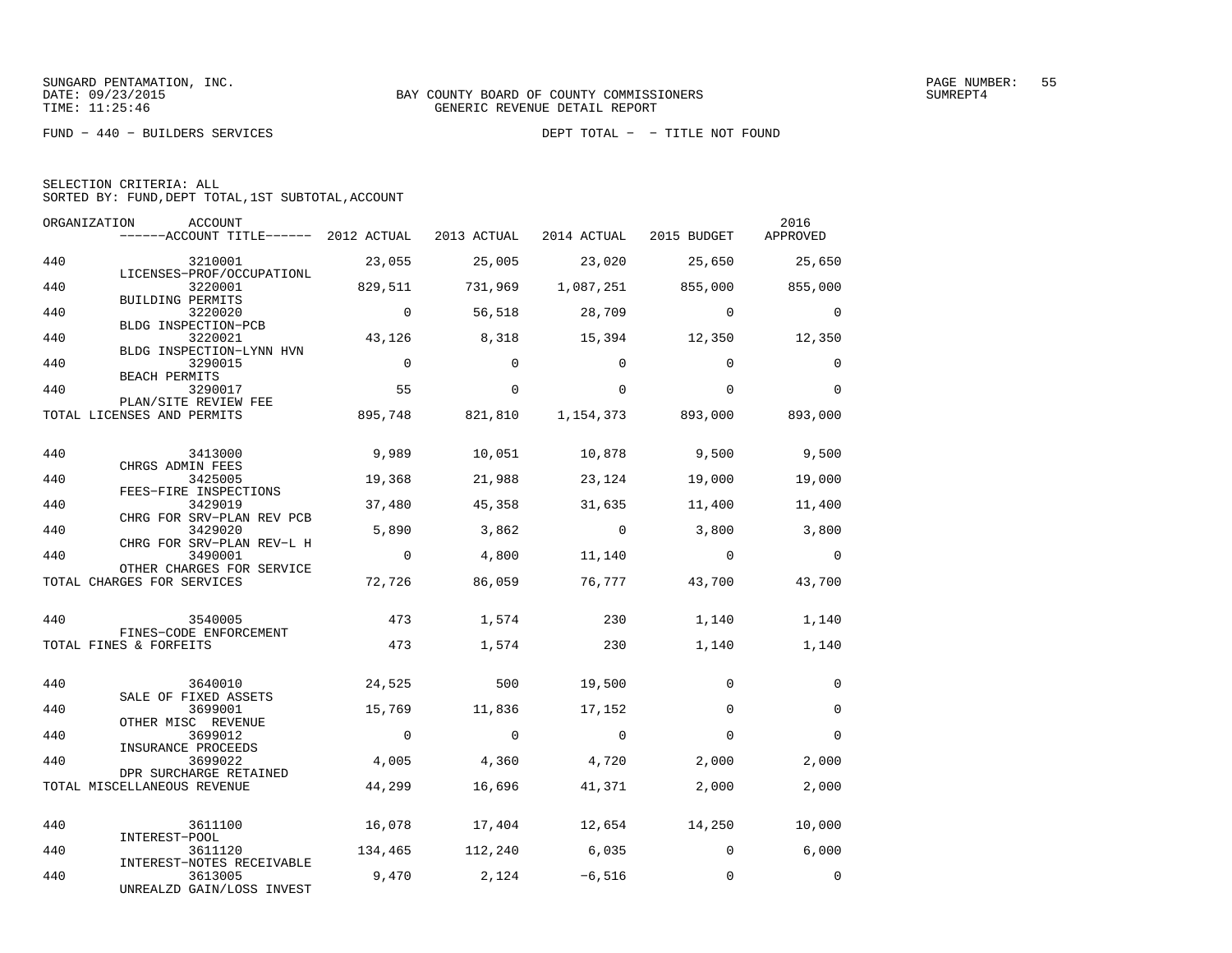SUNGARD PENTAMATION, INC.
DATE: 09/23/2015
TIME: 11:25:46

BAY COUNTY BOARD OF COUNTY COMMISSIONERS
GENERIC REVENUE DETAIL REPORT

SUMREPT4

FUND - 440 - BUILDERS SERVICES

DEPT TOTAL - - TITLE NOT FOUND

SELECTION CRITERIA: ALL
SORTED BY: FUND,DEPT TOTAL,1ST SUBTOTAL,ACCOUNT

| ORGANIZATION | ACCOUNT / ------ACCOUNT TITLE------ | 2012 ACTUAL | 2013 ACTUAL | 2014 ACTUAL | 2015 BUDGET | 2016 APPROVED |
|---|---|---|---|---|---|---|
| 440 | 3210001 LICENSES-PROF/OCCUPATIONL | 23,055 | 25,005 | 23,020 | 25,650 | 25,650 |
| 440 | 3220001 BUILDING PERMITS | 829,511 | 731,969 | 1,087,251 | 855,000 | 855,000 |
| 440 | 3220020 BLDG INSPECTION-PCB | 0 | 56,518 | 28,709 | 0 | 0 |
| 440 | 3220021 BLDG INSPECTION-LYNN HVN | 43,126 | 8,318 | 15,394 | 12,350 | 12,350 |
| 440 | 3290015 BEACH PERMITS | 0 | 0 | 0 | 0 | 0 |
| 440 | 3290017 PLAN/SITE REVIEW FEE | 55 | 0 | 0 | 0 | 0 |
| TOTAL LICENSES AND PERMITS | | 895,748 | 821,810 | 1,154,373 | 893,000 | 893,000 |
| 440 | 3413000 CHRGS ADMIN FEES | 9,989 | 10,051 | 10,878 | 9,500 | 9,500 |
| 440 | 3425005 FEES-FIRE INSPECTIONS | 19,368 | 21,988 | 23,124 | 19,000 | 19,000 |
| 440 | 3429019 CHRG FOR SRV-PLAN REV PCB | 37,480 | 45,358 | 31,635 | 11,400 | 11,400 |
| 440 | 3429020 CHRG FOR SRV-PLAN REV-L H | 5,890 | 3,862 | 0 | 3,800 | 3,800 |
| 440 | 3490001 OTHER CHARGES FOR SERVICE | 0 | 4,800 | 11,140 | 0 | 0 |
| TOTAL CHARGES FOR SERVICES | | 72,726 | 86,059 | 76,777 | 43,700 | 43,700 |
| 440 | 3540005 FINES-CODE ENFORCEMENT | 473 | 1,574 | 230 | 1,140 | 1,140 |
| TOTAL FINES & FORFEITS | | 473 | 1,574 | 230 | 1,140 | 1,140 |
| 440 | 3640010 SALE OF FIXED ASSETS | 24,525 | 500 | 19,500 | 0 | 0 |
| 440 | 3699001 OTHER MISC REVENUE | 15,769 | 11,836 | 17,152 | 0 | 0 |
| 440 | 3699012 INSURANCE PROCEEDS | 0 | 0 | 0 | 0 | 0 |
| 440 | 3699022 DPR SURCHARGE RETAINED | 4,005 | 4,360 | 4,720 | 2,000 | 2,000 |
| TOTAL MISCELLANEOUS REVENUE | | 44,299 | 16,696 | 41,371 | 2,000 | 2,000 |
| 440 | 3611100 INTEREST-POOL | 16,078 | 17,404 | 12,654 | 14,250 | 10,000 |
| 440 | 3611120 INTEREST-NOTES RECEIVABLE | 134,465 | 112,240 | 6,035 | 0 | 6,000 |
| 440 | 3613005 UNREALZD GAIN/LOSS INVEST | 9,470 | 2,124 | -6,516 | 0 | 0 |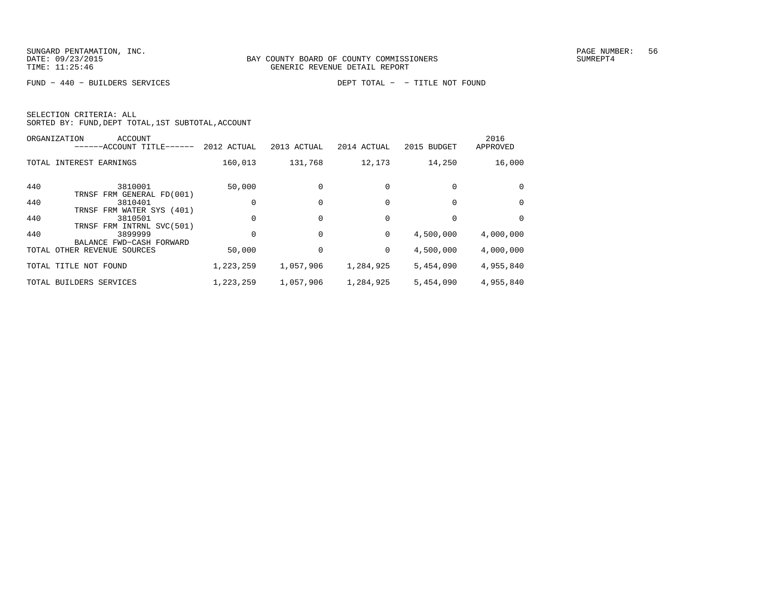SUNGARD PENTAMATION, INC.
DATE: 09/23/2015
TIME: 11:25:46

BAY COUNTY BOARD OF COUNTY COMMISSIONERS
GENERIC REVENUE DETAIL REPORT

SUMREPT4

FUND − 440 − BUILDERS SERVICES    DEPT TOTAL − − TITLE NOT FOUND

SELECTION CRITERIA: ALL
SORTED BY: FUND,DEPT TOTAL,1ST SUBTOTAL,ACCOUNT

| ORGANIZATION | ACCOUNT ------ACCOUNT TITLE------ | 2012 ACTUAL | 2013 ACTUAL | 2014 ACTUAL | 2015 BUDGET | 2016 APPROVED |
|---|---|---|---|---|---|---|
| TOTAL INTEREST EARNINGS | | 160,013 | 131,768 | 12,173 | 14,250 | 16,000 |
| 440 | 3810001 TRNSF FRM GENERAL FD(001) | 50,000 | 0 | 0 | 0 | 0 |
| 440 | 3810401 TRNSF FRM WATER SYS (401) | 0 | 0 | 0 | 0 | 0 |
| 440 | 3810501 TRNSF FRM INTRNL SVC(501) | 0 | 0 | 0 | 0 | 0 |
| 440 | 3899999 BALANCE FWD−CASH FORWARD | 0 | 0 | 0 | 4,500,000 | 4,000,000 |
| TOTAL OTHER REVENUE SOURCES | | 50,000 | 0 | 0 | 4,500,000 | 4,000,000 |
| TOTAL TITLE NOT FOUND | | 1,223,259 | 1,057,906 | 1,284,925 | 5,454,090 | 4,955,840 |
| TOTAL BUILDERS SERVICES | | 1,223,259 | 1,057,906 | 1,284,925 | 5,454,090 | 4,955,840 |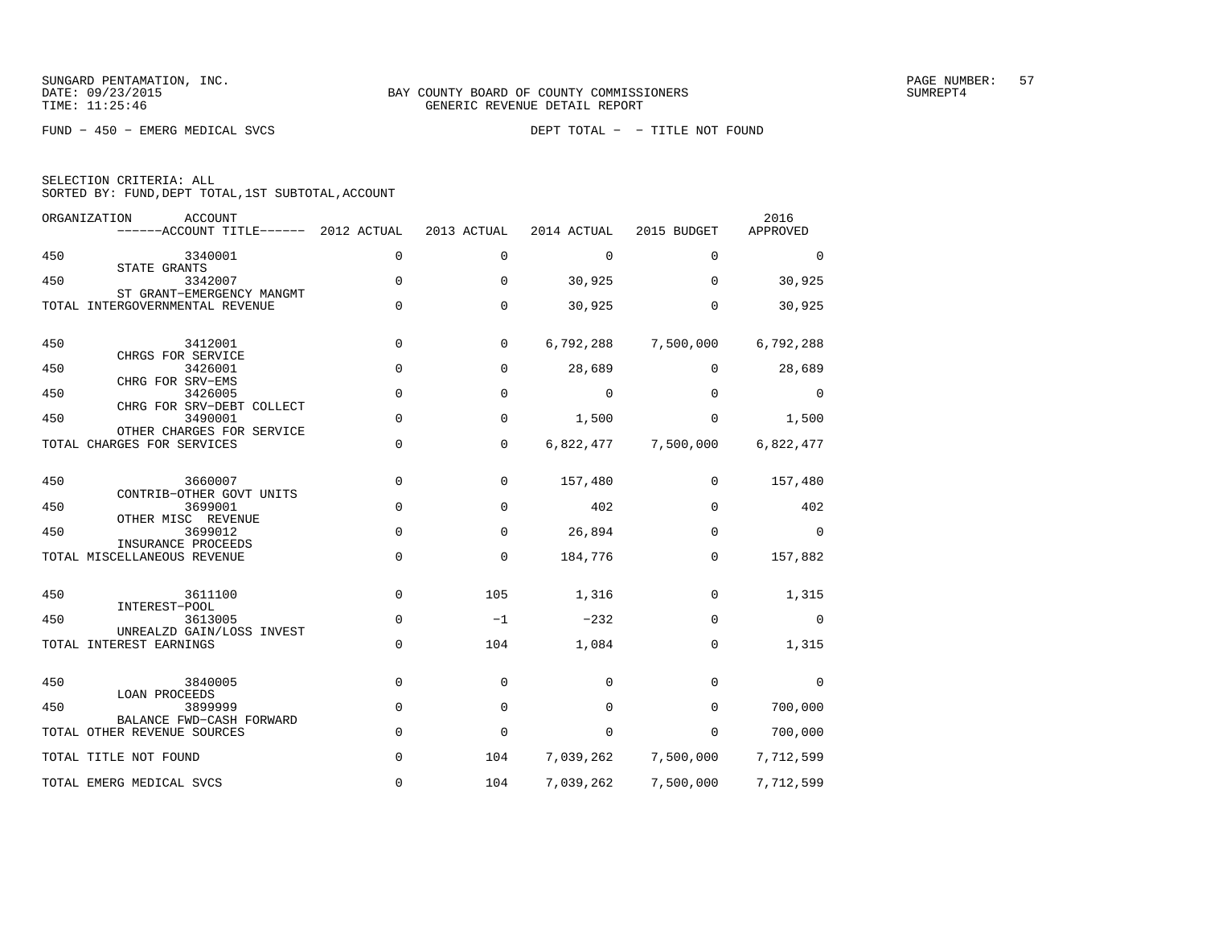SUNGARD PENTAMATION, INC.
DATE: 09/23/2015
TIME: 11:25:46

BAY COUNTY BOARD OF COUNTY COMMISSIONERS
GENERIC REVENUE DETAIL REPORT

PAGE NUMBER: 57
SUMREPT4

FUND - 450 - EMERG MEDICAL SVCS

DEPT TOTAL - - TITLE NOT FOUND

SELECTION CRITERIA: ALL
SORTED BY: FUND,DEPT TOTAL,1ST SUBTOTAL,ACCOUNT

| ORGANIZATION | ACCOUNT ------ACCOUNT TITLE------ | 2012 ACTUAL | 2013 ACTUAL | 2014 ACTUAL | 2015 BUDGET | 2016 APPROVED |
|---|---|---|---|---|---|---|
| 450 | 3340001 STATE GRANTS | 0 | 0 | 0 | 0 | 0 |
| 450 | 3342007 ST GRANT-EMERGENCY MANGMT | 0 | 0 | 30,925 | 0 | 30,925 |
| TOTAL INTERGOVERNMENTAL REVENUE | | 0 | 0 | 30,925 | 0 | 30,925 |
| 450 | 3412001 CHRGS FOR SERVICE | 0 | 0 | 6,792,288 | 7,500,000 | 6,792,288 |
| 450 | 3426001 CHRG FOR SRV-EMS | 0 | 0 | 28,689 | 0 | 28,689 |
| 450 | 3426005 CHRG FOR SRV-DEBT COLLECT | 0 | 0 | 0 | 0 | 0 |
| 450 | 3490001 OTHER CHARGES FOR SERVICE | 0 | 0 | 1,500 | 0 | 1,500 |
| TOTAL CHARGES FOR SERVICES | | 0 | 0 | 6,822,477 | 7,500,000 | 6,822,477 |
| 450 | 3660007 CONTRIB-OTHER GOVT UNITS | 0 | 0 | 157,480 | 0 | 157,480 |
| 450 | 3699001 OTHER MISC REVENUE | 0 | 0 | 402 | 0 | 402 |
| 450 | 3699012 INSURANCE PROCEEDS | 0 | 0 | 26,894 | 0 | 0 |
| TOTAL MISCELLANEOUS REVENUE | | 0 | 0 | 184,776 | 0 | 157,882 |
| 450 | 3611100 INTEREST-POOL | 0 | 105 | 1,316 | 0 | 1,315 |
| 450 | 3613005 UNREALZD GAIN/LOSS INVEST | 0 | -1 | -232 | 0 | 0 |
| TOTAL INTEREST EARNINGS | | 0 | 104 | 1,084 | 0 | 1,315 |
| 450 | 3840005 LOAN PROCEEDS | 0 | 0 | 0 | 0 | 0 |
| 450 | 3899999 BALANCE FWD-CASH FORWARD | 0 | 0 | 0 | 0 | 700,000 |
| TOTAL OTHER REVENUE SOURCES | | 0 | 0 | 0 | 0 | 700,000 |
| TOTAL TITLE NOT FOUND | | 0 | 104 | 7,039,262 | 7,500,000 | 7,712,599 |
| TOTAL EMERG MEDICAL SVCS | | 0 | 104 | 7,039,262 | 7,500,000 | 7,712,599 |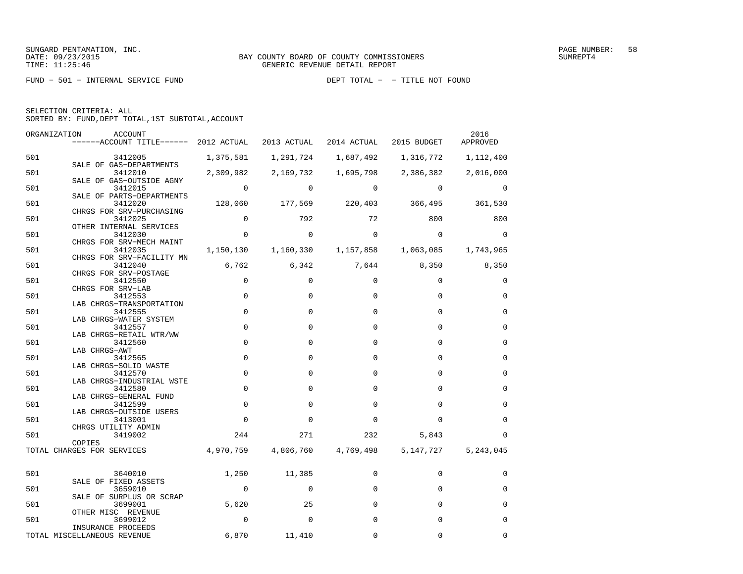FUND - 501 - INTERNAL SERVICE FUND DEPT TOTAL - - TITLE NOT FOUND

SELECTION CRITERIA: ALL
SORTED BY: FUND,DEPT TOTAL,1ST SUBTOTAL,ACCOUNT

| ORGANIZATION | ACCOUNT / ACCOUNT TITLE | 2012 ACTUAL | 2013 ACTUAL | 2014 ACTUAL | 2015 BUDGET | 2016 APPROVED |
|---|---|---|---|---|---|---|
| 501 | 3412005 SALE OF GAS-DEPARTMENTS | 1,375,581 | 1,291,724 | 1,687,492 | 1,316,772 | 1,112,400 |
| 501 | 3412010 SALE OF GAS-OUTSIDE AGNY | 2,309,982 | 2,169,732 | 1,695,798 | 2,386,382 | 2,016,000 |
| 501 | 3412015 SALE OF PARTS-DEPARTMENTS | 0 | 0 | 0 | 0 | 0 |
| 501 | 3412020 CHRGS FOR SRV-PURCHASING | 128,060 | 177,569 | 220,403 | 366,495 | 361,530 |
| 501 | 3412025 OTHER INTERNAL SERVICES | 0 | 792 | 72 | 800 | 800 |
| 501 | 3412030 CHRGS FOR SRV-MECH MAINT | 0 | 0 | 0 | 0 | 0 |
| 501 | 3412035 CHRGS FOR SRV-FACILITY MN | 1,150,130 | 1,160,330 | 1,157,858 | 1,063,085 | 1,743,965 |
| 501 | 3412040 CHRGS FOR SRV-POSTAGE | 6,762 | 6,342 | 7,644 | 8,350 | 8,350 |
| 501 | 3412550 CHRGS FOR SRV-LAB | 0 | 0 | 0 | 0 | 0 |
| 501 | 3412553 LAB CHRGS-TRANSPORTATION | 0 | 0 | 0 | 0 | 0 |
| 501 | 3412555 LAB CHRGS-WATER SYSTEM | 0 | 0 | 0 | 0 | 0 |
| 501 | 3412557 LAB CHRGS-RETAIL WTR/WW | 0 | 0 | 0 | 0 | 0 |
| 501 | 3412560 LAB CHRGS-AWT | 0 | 0 | 0 | 0 | 0 |
| 501 | 3412565 LAB CHRGS-SOLID WASTE | 0 | 0 | 0 | 0 | 0 |
| 501 | 3412570 LAB CHRGS-INDUSTRIAL WSTE | 0 | 0 | 0 | 0 | 0 |
| 501 | 3412580 LAB CHRGS-GENERAL FUND | 0 | 0 | 0 | 0 | 0 |
| 501 | 3412599 LAB CHRGS-OUTSIDE USERS | 0 | 0 | 0 | 0 | 0 |
| 501 | 3413001 CHRGS UTILITY ADMIN | 0 | 0 | 0 | 0 | 0 |
| 501 | 3419002 COPIES | 244 | 271 | 232 | 5,843 | 0 |
| TOTAL CHARGES FOR SERVICES | | 4,970,759 | 4,806,760 | 4,769,498 | 5,147,727 | 5,243,045 |
| 501 | 3640010 SALE OF FIXED ASSETS | 1,250 | 11,385 | 0 | 0 | 0 |
| 501 | 3659010 SALE OF SURPLUS OR SCRAP | 0 | 0 | 0 | 0 | 0 |
| 501 | 3699001 OTHER MISC REVENUE | 5,620 | 25 | 0 | 0 | 0 |
| 501 | 3699012 INSURANCE PROCEEDS | 0 | 0 | 0 | 0 | 0 |
| TOTAL MISCELLANEOUS REVENUE | | 6,870 | 11,410 | 0 | 0 | 0 |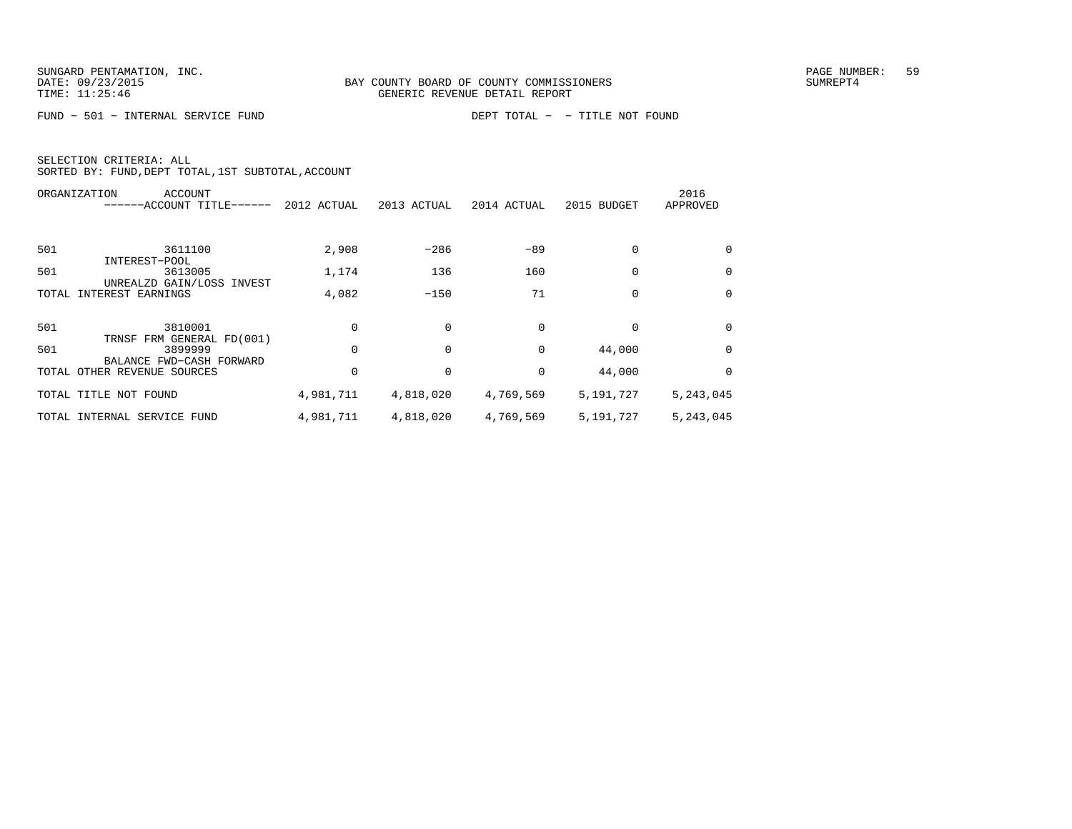SUNGARD PENTAMATION, INC.
DATE: 09/23/2015
TIME: 11:25:46

BAY COUNTY BOARD OF COUNTY COMMISSIONERS
GENERIC REVENUE DETAIL REPORT

PAGE NUMBER: 59
SUMREPT4

FUND - 501 - INTERNAL SERVICE FUND

DEPT TOTAL - - TITLE NOT FOUND

SELECTION CRITERIA: ALL
SORTED BY: FUND,DEPT TOTAL,1ST SUBTOTAL,ACCOUNT

| ORGANIZATION | ACCOUNT ------ACCOUNT TITLE------ | 2012 ACTUAL | 2013 ACTUAL | 2014 ACTUAL | 2015 BUDGET | 2016 APPROVED |
|---|---|---|---|---|---|---|
| 501 | 3611100 INTEREST-POOL | 2,908 | -286 | -89 | 0 | 0 |
| 501 | 3613005 UNREALZD GAIN/LOSS INVEST | 1,174 | 136 | 160 | 0 | 0 |
| TOTAL INTEREST EARNINGS | | 4,082 | -150 | 71 | 0 | 0 |
| 501 | 3810001 TRNSF FRM GENERAL FD(001) | 0 | 0 | 0 | 0 | 0 |
| 501 | 3899999 BALANCE FWD-CASH FORWARD | 0 | 0 | 0 | 44,000 | 0 |
| TOTAL OTHER REVENUE SOURCES | | 0 | 0 | 0 | 44,000 | 0 |
| TOTAL TITLE NOT FOUND | | 4,981,711 | 4,818,020 | 4,769,569 | 5,191,727 | 5,243,045 |
| TOTAL INTERNAL SERVICE FUND | | 4,981,711 | 4,818,020 | 4,769,569 | 5,191,727 | 5,243,045 |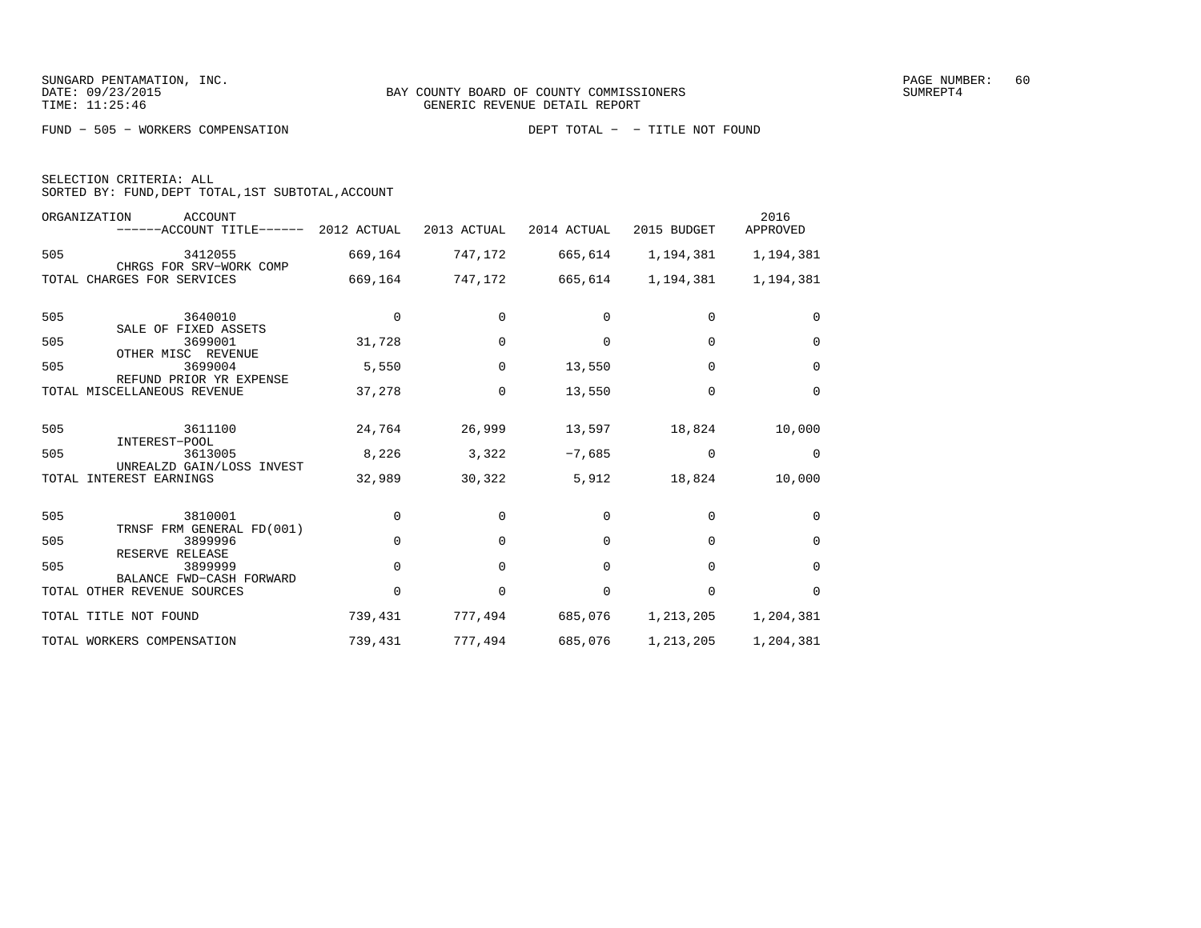SUNGARD PENTAMATION, INC.
DATE: 09/23/2015
TIME: 11:25:46

BAY COUNTY BOARD OF COUNTY COMMISSIONERS
GENERIC REVENUE DETAIL REPORT

SUMREPT4

FUND − 505 − WORKERS COMPENSATION    DEPT TOTAL − − TITLE NOT FOUND

SELECTION CRITERIA: ALL
SORTED BY: FUND,DEPT TOTAL,1ST SUBTOTAL,ACCOUNT

| ORGANIZATION | ACCOUNT ------ACCOUNT TITLE------ | 2012 ACTUAL | 2013 ACTUAL | 2014 ACTUAL | 2015 BUDGET | 2016 APPROVED |
|---|---|---|---|---|---|---|
| 505 | 3412055 CHRGS FOR SRV−WORK COMP | 669,164 | 747,172 | 665,614 | 1,194,381 | 1,194,381 |
| TOTAL CHARGES FOR SERVICES | | 669,164 | 747,172 | 665,614 | 1,194,381 | 1,194,381 |
| 505 | 3640010 SALE OF FIXED ASSETS | 0 | 0 | 0 | 0 | 0 |
| 505 | 3699001 OTHER MISC REVENUE | 31,728 | 0 | 0 | 0 | 0 |
| 505 | 3699004 REFUND PRIOR YR EXPENSE | 5,550 | 0 | 13,550 | 0 | 0 |
| TOTAL MISCELLANEOUS REVENUE | | 37,278 | 0 | 13,550 | 0 | 0 |
| 505 | 3611100 INTEREST−POOL | 24,764 | 26,999 | 13,597 | 18,824 | 10,000 |
| 505 | 3613005 UNREALZD GAIN/LOSS INVEST | 8,226 | 3,322 | −7,685 | 0 | 0 |
| TOTAL INTEREST EARNINGS | | 32,989 | 30,322 | 5,912 | 18,824 | 10,000 |
| 505 | 3810001 TRNSF FRM GENERAL FD(001) | 0 | 0 | 0 | 0 | 0 |
| 505 | 3899996 RESERVE RELEASE | 0 | 0 | 0 | 0 | 0 |
| 505 | 3899999 BALANCE FWD−CASH FORWARD | 0 | 0 | 0 | 0 | 0 |
| TOTAL OTHER REVENUE SOURCES | | 0 | 0 | 0 | 0 | 0 |
| TOTAL TITLE NOT FOUND | | 739,431 | 777,494 | 685,076 | 1,213,205 | 1,204,381 |
| TOTAL WORKERS COMPENSATION | | 739,431 | 777,494 | 685,076 | 1,213,205 | 1,204,381 |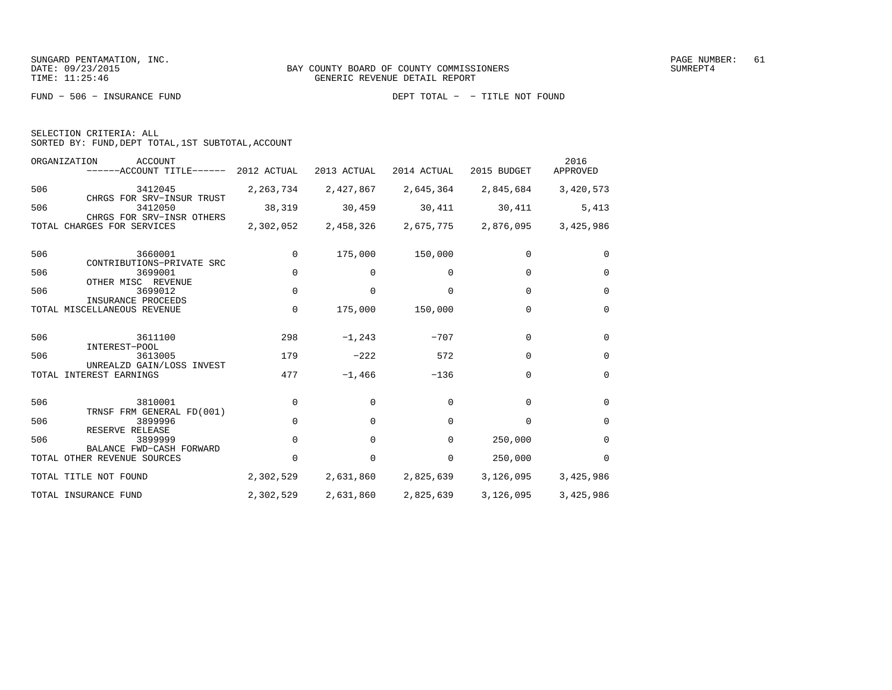SUNGARD PENTAMATION, INC.
DATE: 09/23/2015
TIME: 11:25:46

BAY COUNTY BOARD OF COUNTY COMMISSIONERS
GENERIC REVENUE DETAIL REPORT

SUMREPT4

FUND - 506 - INSURANCE FUND

DEPT TOTAL - - TITLE NOT FOUND

SELECTION CRITERIA: ALL
SORTED BY: FUND,DEPT TOTAL,1ST SUBTOTAL,ACCOUNT

| ORGANIZATION | ACCOUNT ------ACCOUNT TITLE------ | 2012 ACTUAL | 2013 ACTUAL | 2014 ACTUAL | 2015 BUDGET | 2016 APPROVED |
|---|---|---|---|---|---|---|
| 506 | 3412045 CHRGS FOR SRV-INSUR TRUST | 2,263,734 | 2,427,867 | 2,645,364 | 2,845,684 | 3,420,573 |
| 506 | 3412050 CHRGS FOR SRV-INSR OTHERS | 38,319 | 30,459 | 30,411 | 30,411 | 5,413 |
| TOTAL CHARGES FOR SERVICES | | 2,302,052 | 2,458,326 | 2,675,775 | 2,876,095 | 3,425,986 |
| 506 | 3660001 CONTRIBUTIONS-PRIVATE SRC | 0 | 175,000 | 150,000 | 0 | 0 |
| 506 | 3699001 OTHER MISC REVENUE | 0 | 0 | 0 | 0 | 0 |
| 506 | 3699012 INSURANCE PROCEEDS | 0 | 0 | 0 | 0 | 0 |
| TOTAL MISCELLANEOUS REVENUE | | 0 | 175,000 | 150,000 | 0 | 0 |
| 506 | 3611100 INTEREST-POOL | 298 | -1,243 | -707 | 0 | 0 |
| 506 | 3613005 UNREALZD GAIN/LOSS INVEST | 179 | -222 | 572 | 0 | 0 |
| TOTAL INTEREST EARNINGS | | 477 | -1,466 | -136 | 0 | 0 |
| 506 | 3810001 TRNSF FRM GENERAL FD(001) | 0 | 0 | 0 | 0 | 0 |
| 506 | 3899996 RESERVE RELEASE | 0 | 0 | 0 | 0 | 0 |
| 506 | 3899999 BALANCE FWD-CASH FORWARD | 0 | 0 | 0 | 250,000 | 0 |
| TOTAL OTHER REVENUE SOURCES | | 0 | 0 | 0 | 250,000 | 0 |
| TOTAL TITLE NOT FOUND | | 2,302,529 | 2,631,860 | 2,825,639 | 3,126,095 | 3,425,986 |
| TOTAL INSURANCE FUND | | 2,302,529 | 2,631,860 | 2,825,639 | 3,126,095 | 3,425,986 |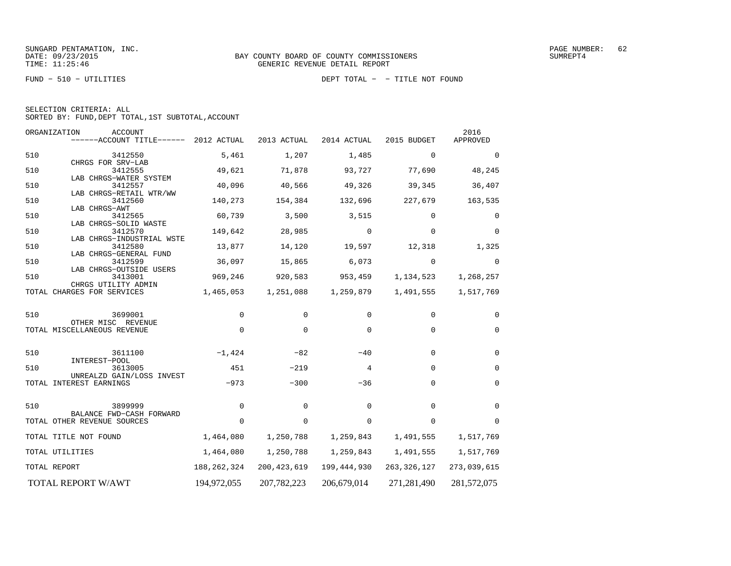SUNGARD PENTAMATION, INC.
DATE: 09/23/2015
TIME: 11:25:46

BAY COUNTY BOARD OF COUNTY COMMISSIONERS
GENERIC REVENUE DETAIL REPORT

PAGE NUMBER: 62
SUMREPT4

FUND - 510 - UTILITIES

DEPT TOTAL - - TITLE NOT FOUND

SELECTION CRITERIA: ALL
SORTED BY: FUND,DEPT TOTAL,1ST SUBTOTAL,ACCOUNT

| ORGANIZATION | ACCOUNT ------ACCOUNT TITLE------ | 2012 ACTUAL | 2013 ACTUAL | 2014 ACTUAL | 2015 BUDGET | 2016 APPROVED |
|---|---|---|---|---|---|---|
| 510 | 3412550 CHRGS FOR SRV-LAB | 5,461 | 1,207 | 1,485 | 0 | 0 |
| 510 | 3412555 LAB CHRGS-WATER SYSTEM | 49,621 | 71,878 | 93,727 | 77,690 | 48,245 |
| 510 | 3412557 LAB CHRGS-RETAIL WTR/WW | 40,096 | 40,566 | 49,326 | 39,345 | 36,407 |
| 510 | 3412560 LAB CHRGS-AWT | 140,273 | 154,384 | 132,696 | 227,679 | 163,535 |
| 510 | 3412565 LAB CHRGS-SOLID WASTE | 60,739 | 3,500 | 3,515 | 0 | 0 |
| 510 | 3412570 LAB CHRGS-INDUSTRIAL WSTE | 149,642 | 28,985 | 0 | 0 | 0 |
| 510 | 3412580 LAB CHRGS-GENERAL FUND | 13,877 | 14,120 | 19,597 | 12,318 | 1,325 |
| 510 | 3412599 LAB CHRGS-OUTSIDE USERS | 36,097 | 15,865 | 6,073 | 0 | 0 |
| 510 | 3413001 CHRGS UTILITY ADMIN | 969,246 | 920,583 | 953,459 | 1,134,523 | 1,268,257 |
| TOTAL CHARGES FOR SERVICES | | 1,465,053 | 1,251,088 | 1,259,879 | 1,491,555 | 1,517,769 |
| 510 | 3699001 OTHER MISC REVENUE | 0 | 0 | 0 | 0 | 0 |
| TOTAL MISCELLANEOUS REVENUE | | 0 | 0 | 0 | 0 | 0 |
| 510 | 3611100 INTEREST-POOL | -1,424 | -82 | -40 | 0 | 0 |
| 510 | 3613005 UNREALZD GAIN/LOSS INVEST | 451 | -219 | 4 | 0 | 0 |
| TOTAL INTEREST EARNINGS | | -973 | -300 | -36 | 0 | 0 |
| 510 | 3899999 BALANCE FWD-CASH FORWARD | 0 | 0 | 0 | 0 | 0 |
| TOTAL OTHER REVENUE SOURCES | | 0 | 0 | 0 | 0 | 0 |
| TOTAL TITLE NOT FOUND | | 1,464,080 | 1,250,788 | 1,259,843 | 1,491,555 | 1,517,769 |
| TOTAL UTILITIES | | 1,464,080 | 1,250,788 | 1,259,843 | 1,491,555 | 1,517,769 |
| TOTAL REPORT | | 188,262,324 | 200,423,619 | 199,444,930 | 263,326,127 | 273,039,615 |
| TOTAL REPORT W/AWT | | 194,972,055 | 207,782,223 | 206,679,014 | 271,281,490 | 281,572,075 |